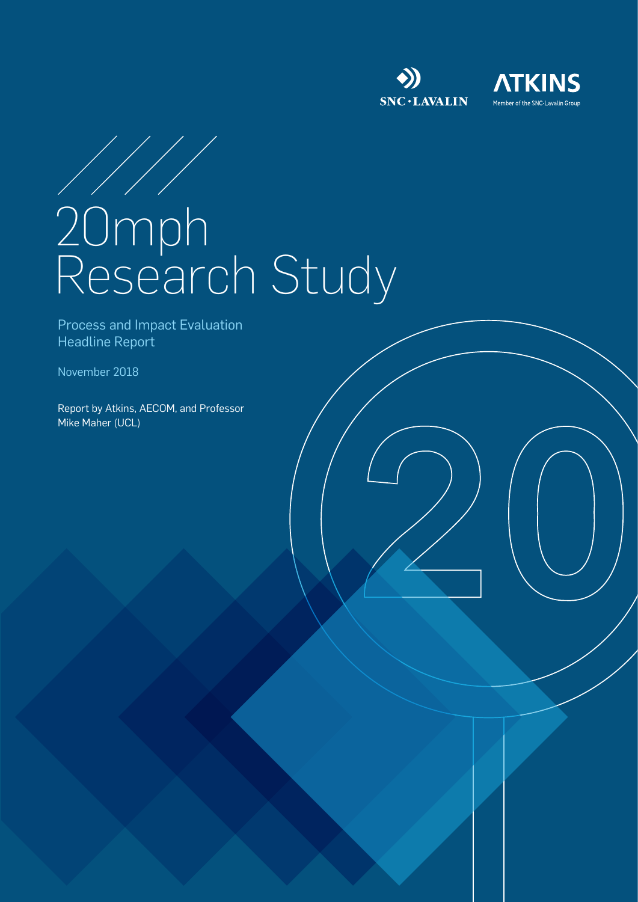SNC·LAVALIN

ATKINS
Member of the SNC-Lavalin Group

# 20mph Research Study

## Process and Impact Evaluation Headline Report

November 2018

Report by Atkins, AECOM, and Professor Mike Maher (UCL)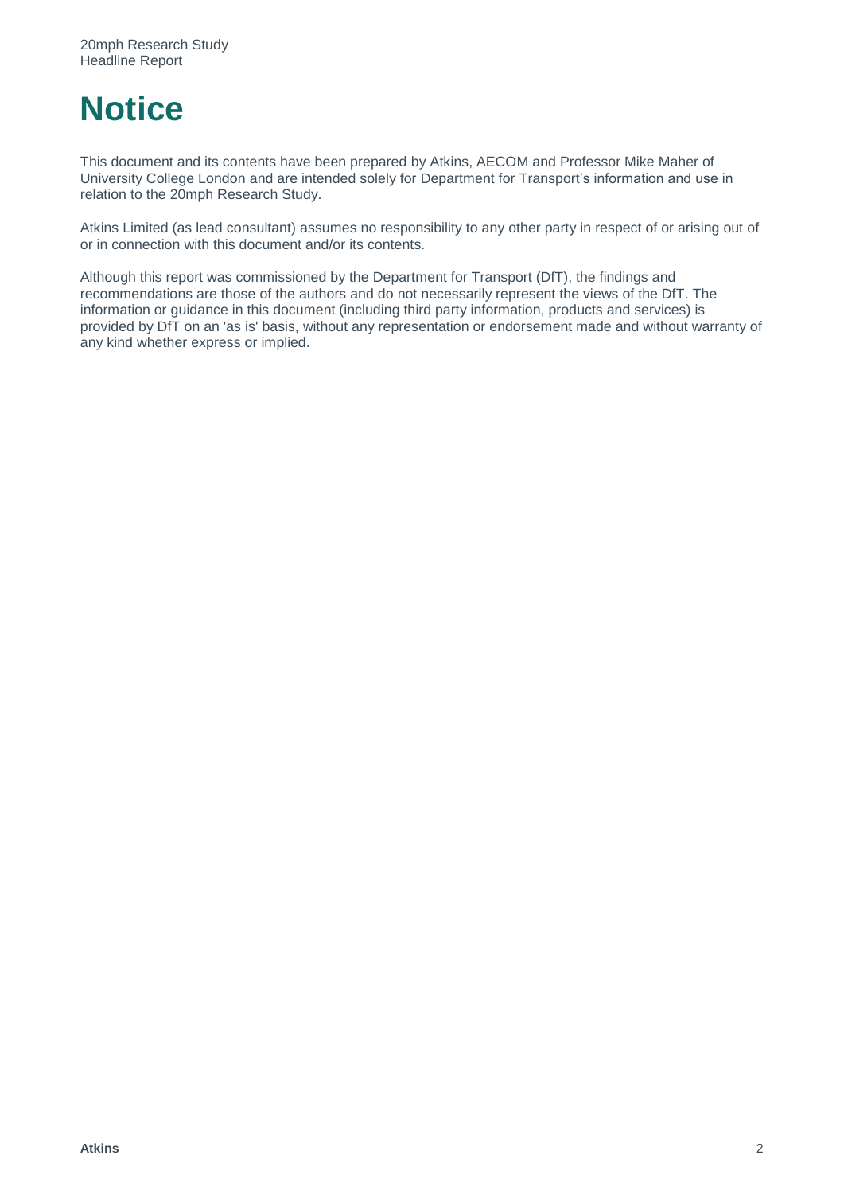# Notice

This document and its contents have been prepared by Atkins, AECOM and Professor Mike Maher of University College London and are intended solely for Department for Transport's information and use in relation to the 20mph Research Study.

Atkins Limited (as lead consultant) assumes no responsibility to any other party in respect of or arising out of or in connection with this document and/or its contents.

Although this report was commissioned by the Department for Transport (DfT), the findings and recommendations are those of the authors and do not necessarily represent the views of the DfT. The information or guidance in this document (including third party information, products and services) is provided by DfT on an 'as is' basis, without any representation or endorsement made and without warranty of any kind whether express or implied.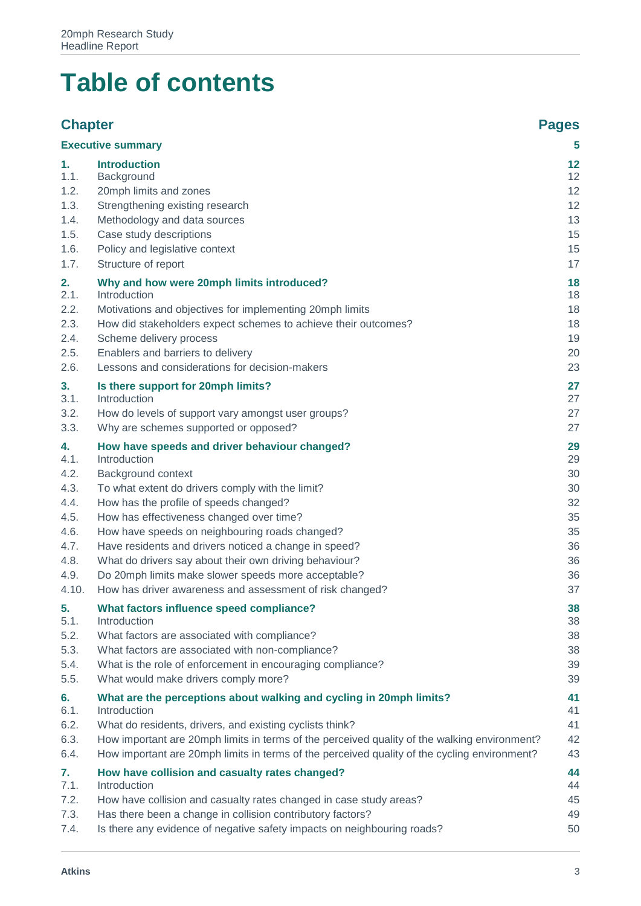# Table of contents

| Chapter | | Pages |
|---|---|---|
| **Executive summary** | | **5** |
| **1.** | **Introduction** | **12** |
| 1.1. | Background | 12 |
| 1.2. | 20mph limits and zones | 12 |
| 1.3. | Strengthening existing research | 12 |
| 1.4. | Methodology and data sources | 13 |
| 1.5. | Case study descriptions | 15 |
| 1.6. | Policy and legislative context | 15 |
| 1.7. | Structure of report | 17 |
| **2.** | **Why and how were 20mph limits introduced?** | **18** |
| 2.1. | Introduction | 18 |
| 2.2. | Motivations and objectives for implementing 20mph limits | 18 |
| 2.3. | How did stakeholders expect schemes to achieve their outcomes? | 18 |
| 2.4. | Scheme delivery process | 19 |
| 2.5. | Enablers and barriers to delivery | 20 |
| 2.6. | Lessons and considerations for decision-makers | 23 |
| **3.** | **Is there support for 20mph limits?** | **27** |
| 3.1. | Introduction | 27 |
| 3.2. | How do levels of support vary amongst user groups? | 27 |
| 3.3. | Why are schemes supported or opposed? | 27 |
| **4.** | **How have speeds and driver behaviour changed?** | **29** |
| 4.1. | Introduction | 29 |
| 4.2. | Background context | 30 |
| 4.3. | To what extent do drivers comply with the limit? | 30 |
| 4.4. | How has the profile of speeds changed? | 32 |
| 4.5. | How has effectiveness changed over time? | 35 |
| 4.6. | How have speeds on neighbouring roads changed? | 35 |
| 4.7. | Have residents and drivers noticed a change in speed? | 36 |
| 4.8. | What do drivers say about their own driving behaviour? | 36 |
| 4.9. | Do 20mph limits make slower speeds more acceptable? | 36 |
| 4.10. | How has driver awareness and assessment of risk changed? | 37 |
| **5.** | **What factors influence speed compliance?** | **38** |
| 5.1. | Introduction | 38 |
| 5.2. | What factors are associated with compliance? | 38 |
| 5.3. | What factors are associated with non-compliance? | 38 |
| 5.4. | What is the role of enforcement in encouraging compliance? | 39 |
| 5.5. | What would make drivers comply more? | 39 |
| **6.** | **What are the perceptions about walking and cycling in 20mph limits?** | **41** |
| 6.1. | Introduction | 41 |
| 6.2. | What do residents, drivers, and existing cyclists think? | 41 |
| 6.3. | How important are 20mph limits in terms of the perceived quality of the walking environment? | 42 |
| 6.4. | How important are 20mph limits in terms of the perceived quality of the cycling environment? | 43 |
| **7.** | **How have collision and casualty rates changed?** | **44** |
| 7.1. | Introduction | 44 |
| 7.2. | How have collision and casualty rates changed in case study areas? | 45 |
| 7.3. | Has there been a change in collision contributory factors? | 49 |
| 7.4. | Is there any evidence of negative safety impacts on neighbouring roads? | 50 |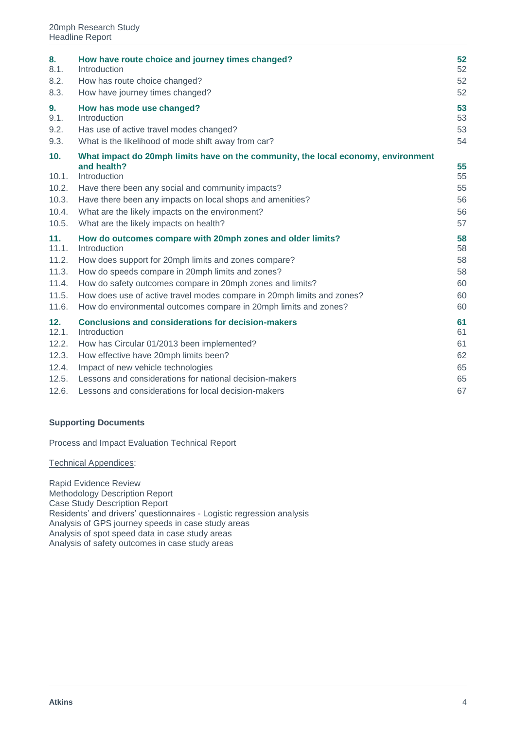| | | |
|---|---|---|
| **8.** | **How have route choice and journey times changed?** | **52** |
| 8.1. | Introduction | 52 |
| 8.2. | How has route choice changed? | 52 |
| 8.3. | How have journey times changed? | 52 |
| **9.** | **How has mode use changed?** | **53** |
| 9.1. | Introduction | 53 |
| 9.2. | Has use of active travel modes changed? | 53 |
| 9.3. | What is the likelihood of mode shift away from car? | 54 |
| **10.** | **What impact do 20mph limits have on the community, the local economy, environment and health?** | **55** |
| 10.1. | Introduction | 55 |
| 10.2. | Have there been any social and community impacts? | 55 |
| 10.3. | Have there been any impacts on local shops and amenities? | 56 |
| 10.4. | What are the likely impacts on the environment? | 56 |
| 10.5. | What are the likely impacts on health? | 57 |
| **11.** | **How do outcomes compare with 20mph zones and older limits?** | **58** |
| 11.1. | Introduction | 58 |
| 11.2. | How does support for 20mph limits and zones compare? | 58 |
| 11.3. | How do speeds compare in 20mph limits and zones? | 58 |
| 11.4. | How do safety outcomes compare in 20mph zones and limits? | 60 |
| 11.5. | How does use of active travel modes compare in 20mph limits and zones? | 60 |
| 11.6. | How do environmental outcomes compare in 20mph limits and zones? | 60 |
| **12.** | **Conclusions and considerations for decision-makers** | **61** |
| 12.1. | Introduction | 61 |
| 12.2. | How has Circular 01/2013 been implemented? | 61 |
| 12.3. | How effective have 20mph limits been? | 62 |
| 12.4. | Impact of new vehicle technologies | 65 |
| 12.5. | Lessons and considerations for national decision-makers | 65 |
| 12.6. | Lessons and considerations for local decision-makers | 67 |

**Supporting Documents**

Process and Impact Evaluation Technical Report

Technical Appendices:

Rapid Evidence Review
Methodology Description Report
Case Study Description Report
Residents' and drivers' questionnaires - Logistic regression analysis
Analysis of GPS journey speeds in case study areas
Analysis of spot speed data in case study areas
Analysis of safety outcomes in case study areas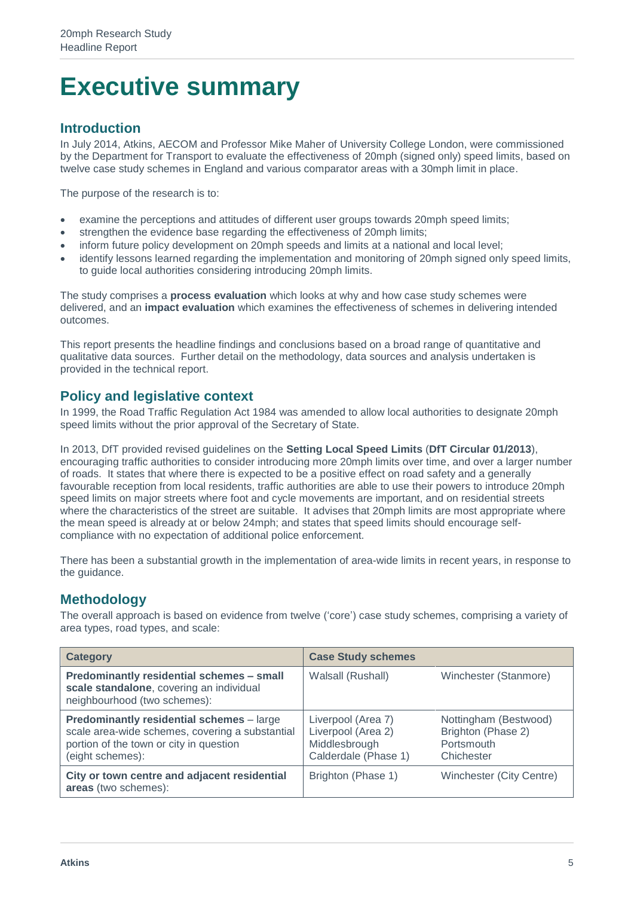# Executive summary

## Introduction

In July 2014, Atkins, AECOM and Professor Mike Maher of University College London, were commissioned by the Department for Transport to evaluate the effectiveness of 20mph (signed only) speed limits, based on twelve case study schemes in England and various comparator areas with a 30mph limit in place.

The purpose of the research is to:

- examine the perceptions and attitudes of different user groups towards 20mph speed limits;
- strengthen the evidence base regarding the effectiveness of 20mph limits;
- inform future policy development on 20mph speeds and limits at a national and local level;
- identify lessons learned regarding the implementation and monitoring of 20mph signed only speed limits, to guide local authorities considering introducing 20mph limits.

The study comprises a **process evaluation** which looks at why and how case study schemes were delivered, and an **impact evaluation** which examines the effectiveness of schemes in delivering intended outcomes.

This report presents the headline findings and conclusions based on a broad range of quantitative and qualitative data sources. Further detail on the methodology, data sources and analysis undertaken is provided in the technical report.

## Policy and legislative context

In 1999, the Road Traffic Regulation Act 1984 was amended to allow local authorities to designate 20mph speed limits without the prior approval of the Secretary of State.

In 2013, DfT provided revised guidelines on the **Setting Local Speed Limits** (**DfT Circular 01/2013**), encouraging traffic authorities to consider introducing more 20mph limits over time, and over a larger number of roads. It states that where there is expected to be a positive effect on road safety and a generally favourable reception from local residents, traffic authorities are able to use their powers to introduce 20mph speed limits on major streets where foot and cycle movements are important, and on residential streets where the characteristics of the street are suitable. It advises that 20mph limits are most appropriate where the mean speed is already at or below 24mph; and states that speed limits should encourage self-compliance with no expectation of additional police enforcement.

There has been a substantial growth in the implementation of area-wide limits in recent years, in response to the guidance.

## Methodology

The overall approach is based on evidence from twelve ('core') case study schemes, comprising a variety of area types, road types, and scale:

| Category | Case Study schemes | |
|---|---|---|
| **Predominantly residential schemes – small scale standalone**, covering an individual neighbourhood (two schemes): | Walsall (Rushall) | Winchester (Stanmore) |
| **Predominantly residential schemes** – large scale area-wide schemes, covering a substantial portion of the town or city in question (eight schemes): | Liverpool (Area 7)<br>Liverpool (Area 2)<br>Middlesbrough<br>Calderdale (Phase 1) | Nottingham (Bestwood)<br>Brighton (Phase 2)<br>Portsmouth<br>Chichester |
| **City or town centre and adjacent residential areas** (two schemes): | Brighton (Phase 1) | Winchester (City Centre) |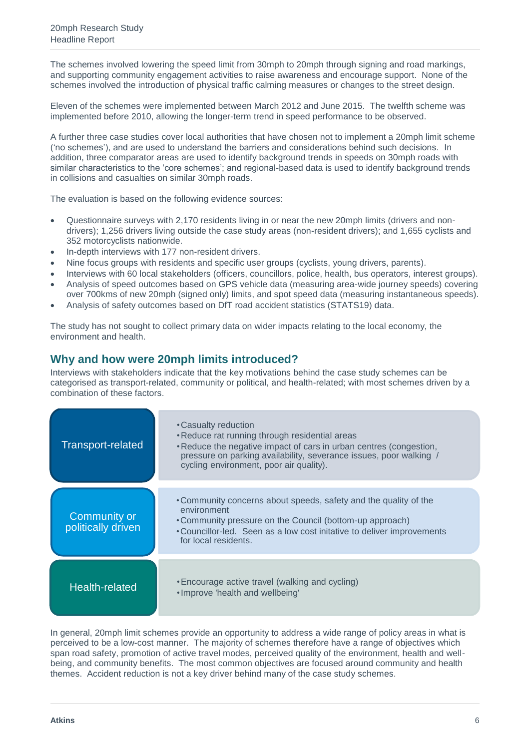The schemes involved lowering the speed limit from 30mph to 20mph through signing and road markings, and supporting community engagement activities to raise awareness and encourage support. None of the schemes involved the introduction of physical traffic calming measures or changes to the street design.

Eleven of the schemes were implemented between March 2012 and June 2015. The twelfth scheme was implemented before 2010, allowing the longer-term trend in speed performance to be observed.

A further three case studies cover local authorities that have chosen not to implement a 20mph limit scheme ('no schemes'), and are used to understand the barriers and considerations behind such decisions. In addition, three comparator areas are used to identify background trends in speeds on 30mph roads with similar characteristics to the 'core schemes'; and regional-based data is used to identify background trends in collisions and casualties on similar 30mph roads.

The evaluation is based on the following evidence sources:

- Questionnaire surveys with 2,170 residents living in or near the new 20mph limits (drivers and non-drivers); 1,256 drivers living outside the case study areas (non-resident drivers); and 1,655 cyclists and 352 motorcyclists nationwide.
- In-depth interviews with 177 non-resident drivers.
- Nine focus groups with residents and specific user groups (cyclists, young drivers, parents).
- Interviews with 60 local stakeholders (officers, councillors, police, health, bus operators, interest groups).
- Analysis of speed outcomes based on GPS vehicle data (measuring area-wide journey speeds) covering over 700kms of new 20mph (signed only) limits, and spot speed data (measuring instantaneous speeds).
- Analysis of safety outcomes based on DfT road accident statistics (STATS19) data.

The study has not sought to collect primary data on wider impacts relating to the local economy, the environment and health.

## Why and how were 20mph limits introduced?

Interviews with stakeholders indicate that the key motivations behind the case study schemes can be categorised as transport-related, community or political, and health-related; with most schemes driven by a combination of these factors.

| | |
|---|---|
| Transport-related | • Casualty reduction<br>• Reduce rat running through residential areas<br>• Reduce the negative impact of cars in urban centres (congestion, pressure on parking availability, severance issues, poor walking / cycling environment, poor air quality). |
| Community or politically driven | • Community concerns about speeds, safety and the quality of the environment<br>• Community pressure on the Council (bottom-up approach)<br>• Councillor-led. Seen as a low cost initative to deliver improvements for local residents. |
| Health-related | • Encourage active travel (walking and cycling)<br>• Improve 'health and wellbeing' |

In general, 20mph limit schemes provide an opportunity to address a wide range of policy areas in what is perceived to be a low-cost manner. The majority of schemes therefore have a range of objectives which span road safety, promotion of active travel modes, perceived quality of the environment, health and well-being, and community benefits. The most common objectives are focused around community and health themes. Accident reduction is not a key driver behind many of the case study schemes.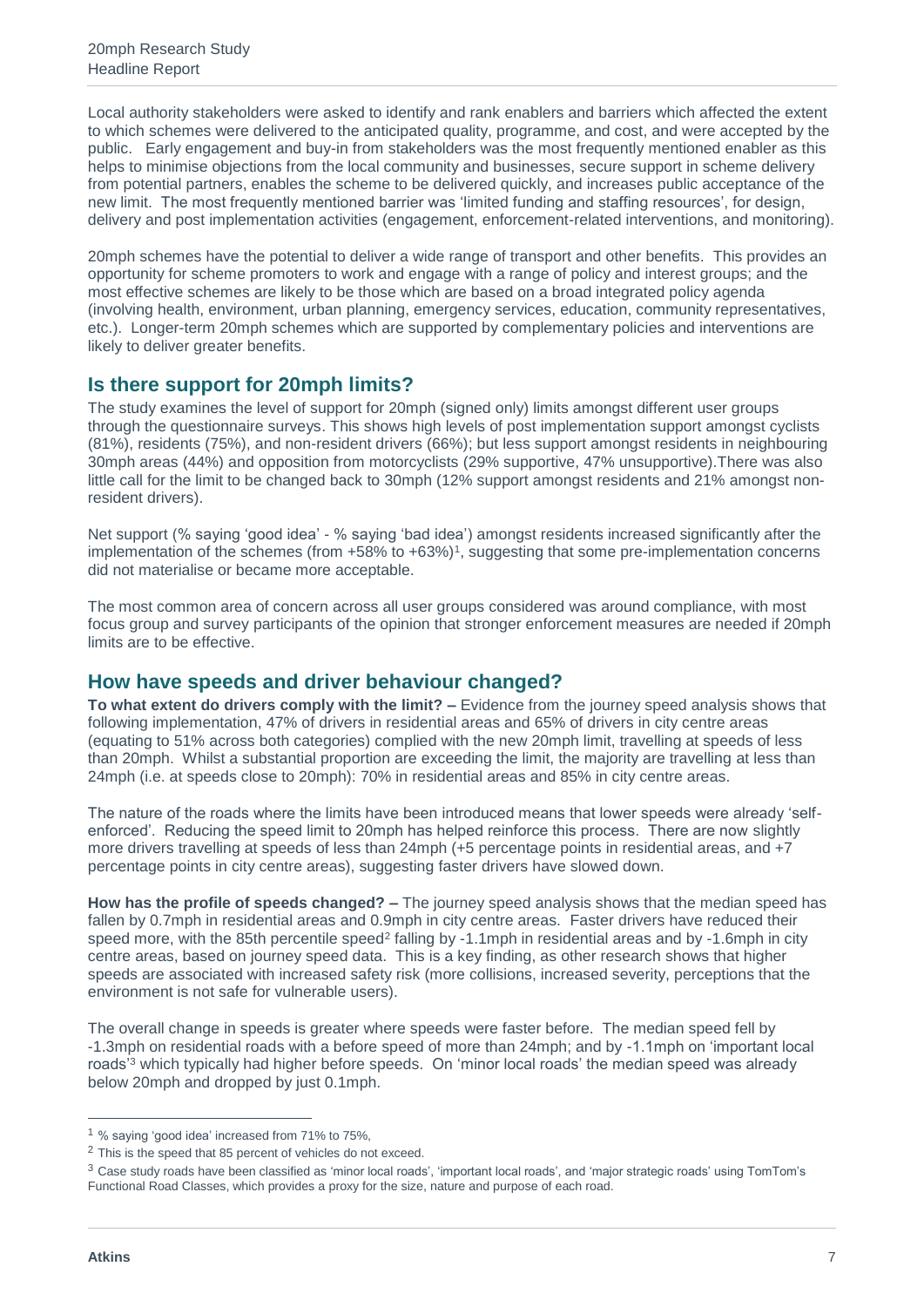Local authority stakeholders were asked to identify and rank enablers and barriers which affected the extent to which schemes were delivered to the anticipated quality, programme, and cost, and were accepted by the public. Early engagement and buy-in from stakeholders was the most frequently mentioned enabler as this helps to minimise objections from the local community and businesses, secure support in scheme delivery from potential partners, enables the scheme to be delivered quickly, and increases public acceptance of the new limit. The most frequently mentioned barrier was 'limited funding and staffing resources', for design, delivery and post implementation activities (engagement, enforcement-related interventions, and monitoring).

20mph schemes have the potential to deliver a wide range of transport and other benefits. This provides an opportunity for scheme promoters to work and engage with a range of policy and interest groups; and the most effective schemes are likely to be those which are based on a broad integrated policy agenda (involving health, environment, urban planning, emergency services, education, community representatives, etc.). Longer-term 20mph schemes which are supported by complementary policies and interventions are likely to deliver greater benefits.

## Is there support for 20mph limits?

The study examines the level of support for 20mph (signed only) limits amongst different user groups through the questionnaire surveys. This shows high levels of post implementation support amongst cyclists (81%), residents (75%), and non-resident drivers (66%); but less support amongst residents in neighbouring 30mph areas (44%) and opposition from motorcyclists (29% supportive, 47% unsupportive).There was also little call for the limit to be changed back to 30mph (12% support amongst residents and 21% amongst non-resident drivers).

Net support (% saying 'good idea' - % saying 'bad idea') amongst residents increased significantly after the implementation of the schemes (from +58% to +63%)[1], suggesting that some pre-implementation concerns did not materialise or became more acceptable.

The most common area of concern across all user groups considered was around compliance, with most focus group and survey participants of the opinion that stronger enforcement measures are needed if 20mph limits are to be effective.

## How have speeds and driver behaviour changed?

**To what extent do drivers comply with the limit? –** Evidence from the journey speed analysis shows that following implementation, 47% of drivers in residential areas and 65% of drivers in city centre areas (equating to 51% across both categories) complied with the new 20mph limit, travelling at speeds of less than 20mph. Whilst a substantial proportion are exceeding the limit, the majority are travelling at less than 24mph (i.e. at speeds close to 20mph): 70% in residential areas and 85% in city centre areas.

The nature of the roads where the limits have been introduced means that lower speeds were already 'self-enforced'. Reducing the speed limit to 20mph has helped reinforce this process. There are now slightly more drivers travelling at speeds of less than 24mph (+5 percentage points in residential areas, and +7 percentage points in city centre areas), suggesting faster drivers have slowed down.

**How has the profile of speeds changed? –** The journey speed analysis shows that the median speed has fallen by 0.7mph in residential areas and 0.9mph in city centre areas. Faster drivers have reduced their speed more, with the 85th percentile speed[2] falling by -1.1mph in residential areas and by -1.6mph in city centre areas, based on journey speed data. This is a key finding, as other research shows that higher speeds are associated with increased safety risk (more collisions, increased severity, perceptions that the environment is not safe for vulnerable users).

The overall change in speeds is greater where speeds were faster before. The median speed fell by -1.3mph on residential roads with a before speed of more than 24mph; and by -1.1mph on 'important local roads'[3] which typically had higher before speeds. On 'minor local roads' the median speed was already below 20mph and dropped by just 0.1mph.

---

[1] % saying 'good idea' increased from 71% to 75%,

[2] This is the speed that 85 percent of vehicles do not exceed.

[3] Case study roads have been classified as 'minor local roads', 'important local roads', and 'major strategic roads' using TomTom's Functional Road Classes, which provides a proxy for the size, nature and purpose of each road.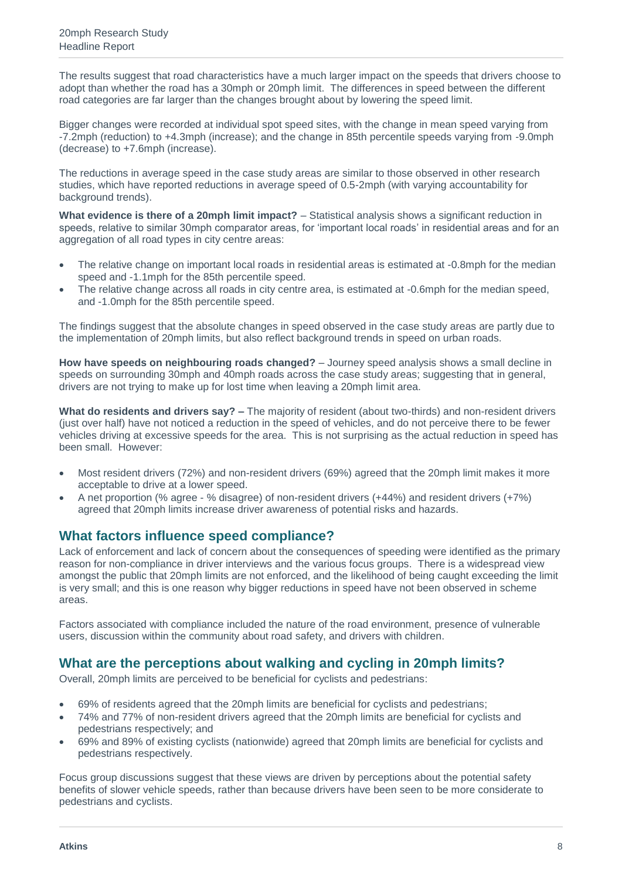The results suggest that road characteristics have a much larger impact on the speeds that drivers choose to adopt than whether the road has a 30mph or 20mph limit. The differences in speed between the different road categories are far larger than the changes brought about by lowering the speed limit.

Bigger changes were recorded at individual spot speed sites, with the change in mean speed varying from -7.2mph (reduction) to +4.3mph (increase); and the change in 85th percentile speeds varying from -9.0mph (decrease) to +7.6mph (increase).

The reductions in average speed in the case study areas are similar to those observed in other research studies, which have reported reductions in average speed of 0.5-2mph (with varying accountability for background trends).

**What evidence is there of a 20mph limit impact?** – Statistical analysis shows a significant reduction in speeds, relative to similar 30mph comparator areas, for 'important local roads' in residential areas and for an aggregation of all road types in city centre areas:

- The relative change on important local roads in residential areas is estimated at -0.8mph for the median speed and -1.1mph for the 85th percentile speed.
- The relative change across all roads in city centre area, is estimated at -0.6mph for the median speed, and -1.0mph for the 85th percentile speed.

The findings suggest that the absolute changes in speed observed in the case study areas are partly due to the implementation of 20mph limits, but also reflect background trends in speed on urban roads.

**How have speeds on neighbouring roads changed?** – Journey speed analysis shows a small decline in speeds on surrounding 30mph and 40mph roads across the case study areas; suggesting that in general, drivers are not trying to make up for lost time when leaving a 20mph limit area.

**What do residents and drivers say?** – The majority of resident (about two-thirds) and non-resident drivers (just over half) have not noticed a reduction in the speed of vehicles, and do not perceive there to be fewer vehicles driving at excessive speeds for the area. This is not surprising as the actual reduction in speed has been small. However:

- Most resident drivers (72%) and non-resident drivers (69%) agreed that the 20mph limit makes it more acceptable to drive at a lower speed.
- A net proportion (% agree - % disagree) of non-resident drivers (+44%) and resident drivers (+7%) agreed that 20mph limits increase driver awareness of potential risks and hazards.

## What factors influence speed compliance?

Lack of enforcement and lack of concern about the consequences of speeding were identified as the primary reason for non-compliance in driver interviews and the various focus groups. There is a widespread view amongst the public that 20mph limits are not enforced, and the likelihood of being caught exceeding the limit is very small; and this is one reason why bigger reductions in speed have not been observed in scheme areas.

Factors associated with compliance included the nature of the road environment, presence of vulnerable users, discussion within the community about road safety, and drivers with children.

## What are the perceptions about walking and cycling in 20mph limits?

Overall, 20mph limits are perceived to be beneficial for cyclists and pedestrians:

- 69% of residents agreed that the 20mph limits are beneficial for cyclists and pedestrians;
- 74% and 77% of non-resident drivers agreed that the 20mph limits are beneficial for cyclists and pedestrians respectively; and
- 69% and 89% of existing cyclists (nationwide) agreed that 20mph limits are beneficial for cyclists and pedestrians respectively.

Focus group discussions suggest that these views are driven by perceptions about the potential safety benefits of slower vehicle speeds, rather than because drivers have been seen to be more considerate to pedestrians and cyclists.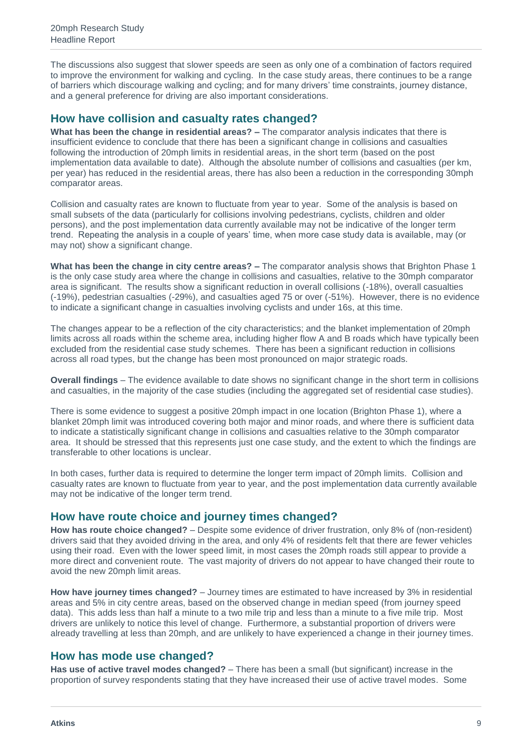The discussions also suggest that slower speeds are seen as only one of a combination of factors required to improve the environment for walking and cycling. In the case study areas, there continues to be a range of barriers which discourage walking and cycling; and for many drivers' time constraints, journey distance, and a general preference for driving are also important considerations.

## How have collision and casualty rates changed?

**What has been the change in residential areas? –** The comparator analysis indicates that there is insufficient evidence to conclude that there has been a significant change in collisions and casualties following the introduction of 20mph limits in residential areas, in the short term (based on the post implementation data available to date). Although the absolute number of collisions and casualties (per km, per year) has reduced in the residential areas, there has also been a reduction in the corresponding 30mph comparator areas.

Collision and casualty rates are known to fluctuate from year to year. Some of the analysis is based on small subsets of the data (particularly for collisions involving pedestrians, cyclists, children and older persons), and the post implementation data currently available may not be indicative of the longer term trend. Repeating the analysis in a couple of years' time, when more case study data is available, may (or may not) show a significant change.

**What has been the change in city centre areas? –** The comparator analysis shows that Brighton Phase 1 is the only case study area where the change in collisions and casualties, relative to the 30mph comparator area is significant. The results show a significant reduction in overall collisions (-18%), overall casualties (-19%), pedestrian casualties (-29%), and casualties aged 75 or over (-51%). However, there is no evidence to indicate a significant change in casualties involving cyclists and under 16s, at this time.

The changes appear to be a reflection of the city characteristics; and the blanket implementation of 20mph limits across all roads within the scheme area, including higher flow A and B roads which have typically been excluded from the residential case study schemes. There has been a significant reduction in collisions across all road types, but the change has been most pronounced on major strategic roads.

**Overall findings** – The evidence available to date shows no significant change in the short term in collisions and casualties, in the majority of the case studies (including the aggregated set of residential case studies).

There is some evidence to suggest a positive 20mph impact in one location (Brighton Phase 1), where a blanket 20mph limit was introduced covering both major and minor roads, and where there is sufficient data to indicate a statistically significant change in collisions and casualties relative to the 30mph comparator area. It should be stressed that this represents just one case study, and the extent to which the findings are transferable to other locations is unclear.

In both cases, further data is required to determine the longer term impact of 20mph limits. Collision and casualty rates are known to fluctuate from year to year, and the post implementation data currently available may not be indicative of the longer term trend.

## How have route choice and journey times changed?

**How has route choice changed?** – Despite some evidence of driver frustration, only 8% of (non-resident) drivers said that they avoided driving in the area, and only 4% of residents felt that there are fewer vehicles using their road. Even with the lower speed limit, in most cases the 20mph roads still appear to provide a more direct and convenient route. The vast majority of drivers do not appear to have changed their route to avoid the new 20mph limit areas.

**How have journey times changed?** – Journey times are estimated to have increased by 3% in residential areas and 5% in city centre areas, based on the observed change in median speed (from journey speed data). This adds less than half a minute to a two mile trip and less than a minute to a five mile trip. Most drivers are unlikely to notice this level of change. Furthermore, a substantial proportion of drivers were already travelling at less than 20mph, and are unlikely to have experienced a change in their journey times.

## How has mode use changed?

**Has use of active travel modes changed?** – There has been a small (but significant) increase in the proportion of survey respondents stating that they have increased their use of active travel modes. Some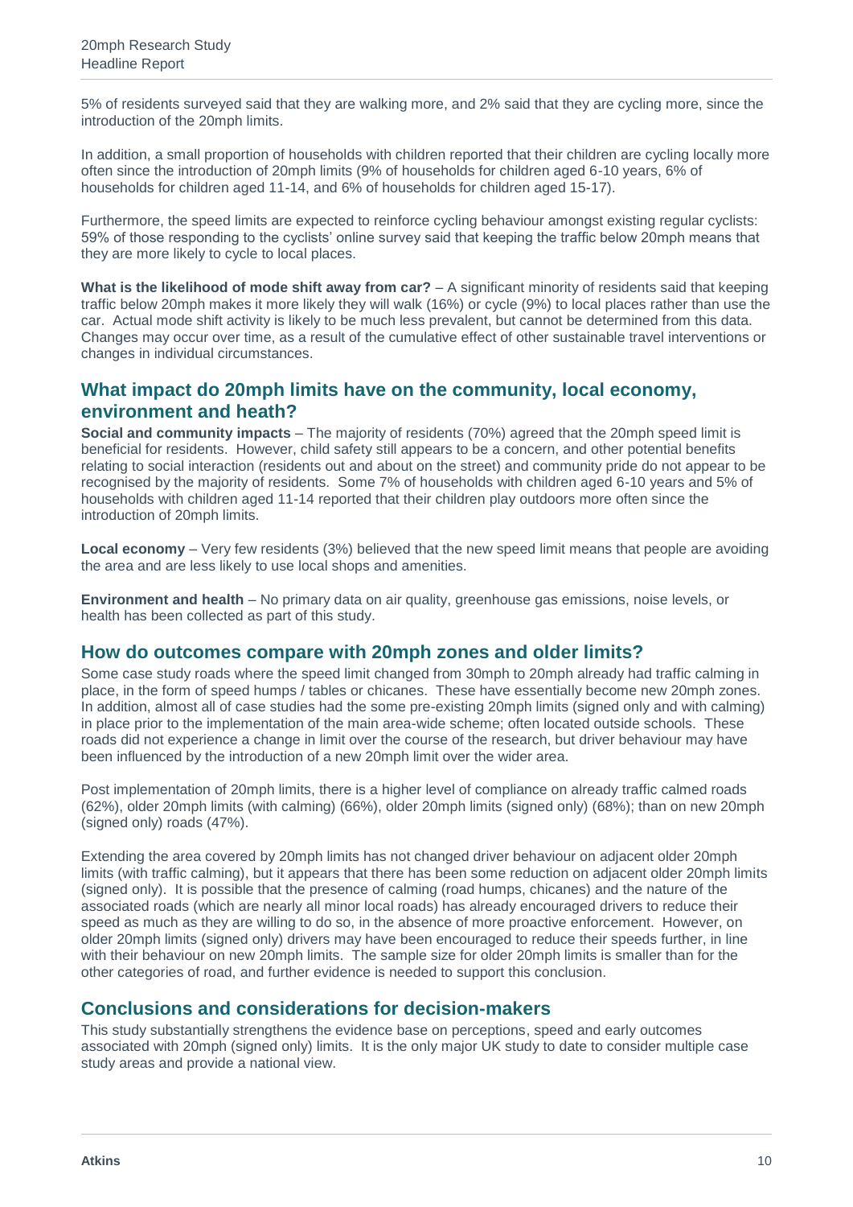5% of residents surveyed said that they are walking more, and 2% said that they are cycling more, since the introduction of the 20mph limits.

In addition, a small proportion of households with children reported that their children are cycling locally more often since the introduction of 20mph limits (9% of households for children aged 6-10 years, 6% of households for children aged 11-14, and 6% of households for children aged 15-17).

Furthermore, the speed limits are expected to reinforce cycling behaviour amongst existing regular cyclists: 59% of those responding to the cyclists' online survey said that keeping the traffic below 20mph means that they are more likely to cycle to local places.

**What is the likelihood of mode shift away from car?** – A significant minority of residents said that keeping traffic below 20mph makes it more likely they will walk (16%) or cycle (9%) to local places rather than use the car. Actual mode shift activity is likely to be much less prevalent, but cannot be determined from this data. Changes may occur over time, as a result of the cumulative effect of other sustainable travel interventions or changes in individual circumstances.

## What impact do 20mph limits have on the community, local economy, environment and heath?

**Social and community impacts** – The majority of residents (70%) agreed that the 20mph speed limit is beneficial for residents. However, child safety still appears to be a concern, and other potential benefits relating to social interaction (residents out and about on the street) and community pride do not appear to be recognised by the majority of residents. Some 7% of households with children aged 6-10 years and 5% of households with children aged 11-14 reported that their children play outdoors more often since the introduction of 20mph limits.

**Local economy** – Very few residents (3%) believed that the new speed limit means that people are avoiding the area and are less likely to use local shops and amenities.

**Environment and health** – No primary data on air quality, greenhouse gas emissions, noise levels, or health has been collected as part of this study.

## How do outcomes compare with 20mph zones and older limits?

Some case study roads where the speed limit changed from 30mph to 20mph already had traffic calming in place, in the form of speed humps / tables or chicanes. These have essentially become new 20mph zones. In addition, almost all of case studies had the some pre-existing 20mph limits (signed only and with calming) in place prior to the implementation of the main area-wide scheme; often located outside schools. These roads did not experience a change in limit over the course of the research, but driver behaviour may have been influenced by the introduction of a new 20mph limit over the wider area.

Post implementation of 20mph limits, there is a higher level of compliance on already traffic calmed roads (62%), older 20mph limits (with calming) (66%), older 20mph limits (signed only) (68%); than on new 20mph (signed only) roads (47%).

Extending the area covered by 20mph limits has not changed driver behaviour on adjacent older 20mph limits (with traffic calming), but it appears that there has been some reduction on adjacent older 20mph limits (signed only). It is possible that the presence of calming (road humps, chicanes) and the nature of the associated roads (which are nearly all minor local roads) has already encouraged drivers to reduce their speed as much as they are willing to do so, in the absence of more proactive enforcement. However, on older 20mph limits (signed only) drivers may have been encouraged to reduce their speeds further, in line with their behaviour on new 20mph limits. The sample size for older 20mph limits is smaller than for the other categories of road, and further evidence is needed to support this conclusion.

## Conclusions and considerations for decision-makers

This study substantially strengthens the evidence base on perceptions, speed and early outcomes associated with 20mph (signed only) limits. It is the only major UK study to date to consider multiple case study areas and provide a national view.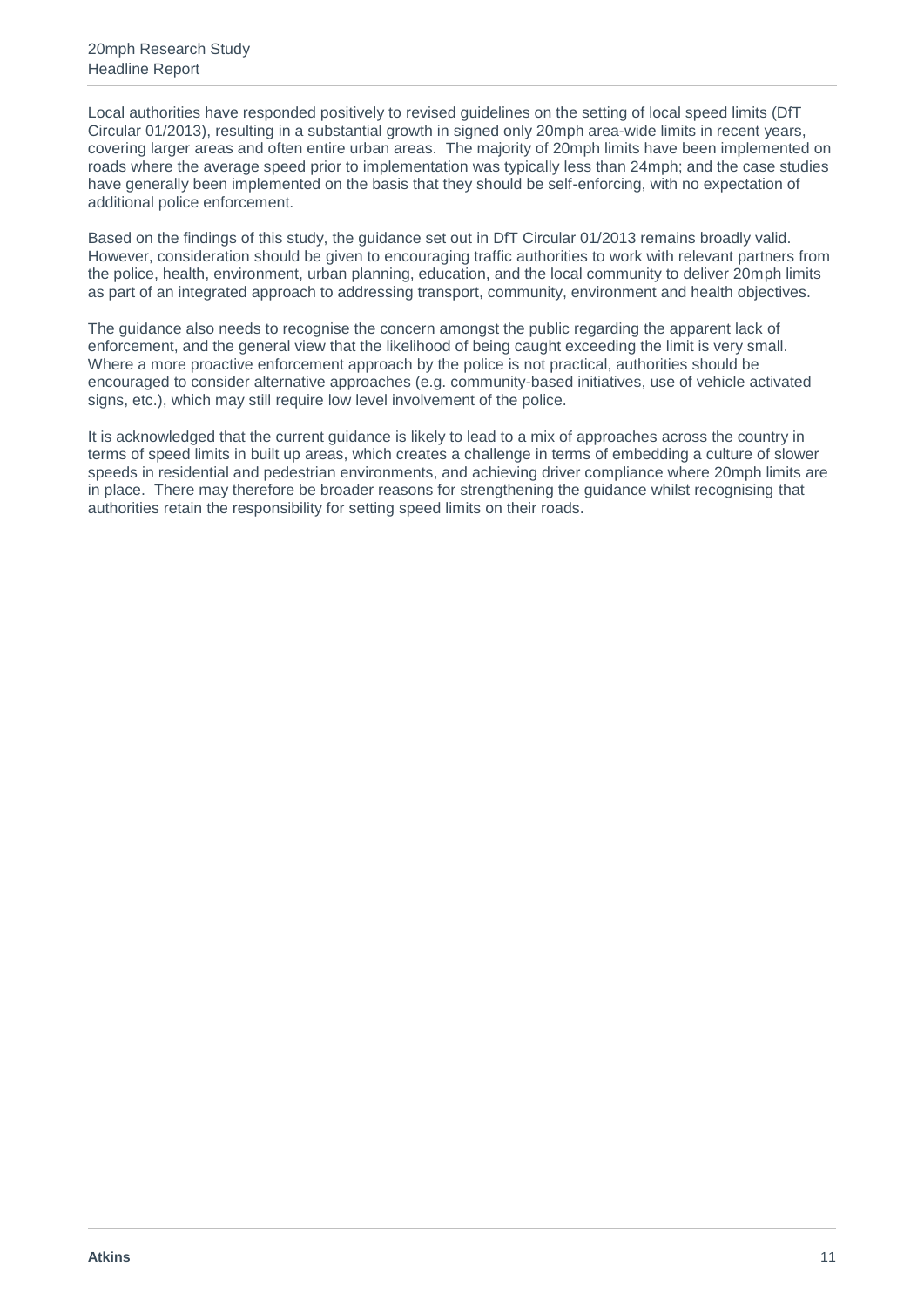Local authorities have responded positively to revised guidelines on the setting of local speed limits (DfT Circular 01/2013), resulting in a substantial growth in signed only 20mph area-wide limits in recent years, covering larger areas and often entire urban areas. The majority of 20mph limits have been implemented on roads where the average speed prior to implementation was typically less than 24mph; and the case studies have generally been implemented on the basis that they should be self-enforcing, with no expectation of additional police enforcement.

Based on the findings of this study, the guidance set out in DfT Circular 01/2013 remains broadly valid. However, consideration should be given to encouraging traffic authorities to work with relevant partners from the police, health, environment, urban planning, education, and the local community to deliver 20mph limits as part of an integrated approach to addressing transport, community, environment and health objectives.

The guidance also needs to recognise the concern amongst the public regarding the apparent lack of enforcement, and the general view that the likelihood of being caught exceeding the limit is very small. Where a more proactive enforcement approach by the police is not practical, authorities should be encouraged to consider alternative approaches (e.g. community-based initiatives, use of vehicle activated signs, etc.), which may still require low level involvement of the police.

It is acknowledged that the current guidance is likely to lead to a mix of approaches across the country in terms of speed limits in built up areas, which creates a challenge in terms of embedding a culture of slower speeds in residential and pedestrian environments, and achieving driver compliance where 20mph limits are in place. There may therefore be broader reasons for strengthening the guidance whilst recognising that authorities retain the responsibility for setting speed limits on their roads.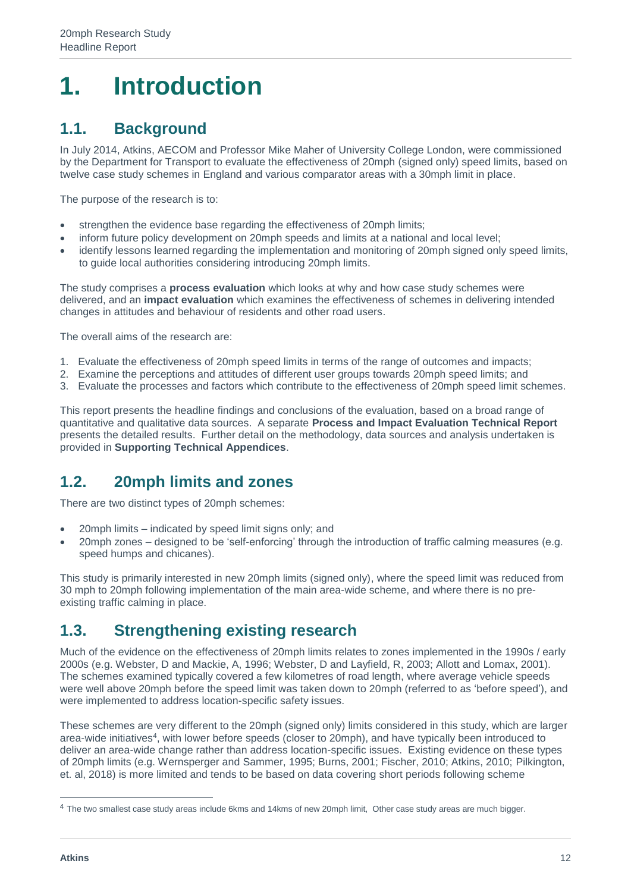# 1. Introduction

## 1.1. Background

In July 2014, Atkins, AECOM and Professor Mike Maher of University College London, were commissioned by the Department for Transport to evaluate the effectiveness of 20mph (signed only) speed limits, based on twelve case study schemes in England and various comparator areas with a 30mph limit in place.

The purpose of the research is to:

- strengthen the evidence base regarding the effectiveness of 20mph limits;
- inform future policy development on 20mph speeds and limits at a national and local level;
- identify lessons learned regarding the implementation and monitoring of 20mph signed only speed limits, to guide local authorities considering introducing 20mph limits.

The study comprises a **process evaluation** which looks at why and how case study schemes were delivered, and an **impact evaluation** which examines the effectiveness of schemes in delivering intended changes in attitudes and behaviour of residents and other road users.

The overall aims of the research are:

1. Evaluate the effectiveness of 20mph speed limits in terms of the range of outcomes and impacts;
2. Examine the perceptions and attitudes of different user groups towards 20mph speed limits; and
3. Evaluate the processes and factors which contribute to the effectiveness of 20mph speed limit schemes.

This report presents the headline findings and conclusions of the evaluation, based on a broad range of quantitative and qualitative data sources. A separate **Process and Impact Evaluation Technical Report** presents the detailed results. Further detail on the methodology, data sources and analysis undertaken is provided in **Supporting Technical Appendices**.

## 1.2. 20mph limits and zones

There are two distinct types of 20mph schemes:

- 20mph limits – indicated by speed limit signs only; and
- 20mph zones – designed to be 'self-enforcing' through the introduction of traffic calming measures (e.g. speed humps and chicanes).

This study is primarily interested in new 20mph limits (signed only), where the speed limit was reduced from 30 mph to 20mph following implementation of the main area-wide scheme, and where there is no pre-existing traffic calming in place.

## 1.3. Strengthening existing research

Much of the evidence on the effectiveness of 20mph limits relates to zones implemented in the 1990s / early 2000s (e.g. Webster, D and Mackie, A, 1996; Webster, D and Layfield, R, 2003; Allott and Lomax, 2001). The schemes examined typically covered a few kilometres of road length, where average vehicle speeds were well above 20mph before the speed limit was taken down to 20mph (referred to as 'before speed'), and were implemented to address location-specific safety issues.

These schemes are very different to the 20mph (signed only) limits considered in this study, which are larger area-wide initiatives[4], with lower before speeds (closer to 20mph), and have typically been introduced to deliver an area-wide change rather than address location-specific issues. Existing evidence on these types of 20mph limits (e.g. Wernsperger and Sammer, 1995; Burns, 2001; Fischer, 2010; Atkins, 2010; Pilkington, et. al, 2018) is more limited and tends to be based on data covering short periods following scheme

[4] The two smallest case study areas include 6kms and 14kms of new 20mph limit, Other case study areas are much bigger.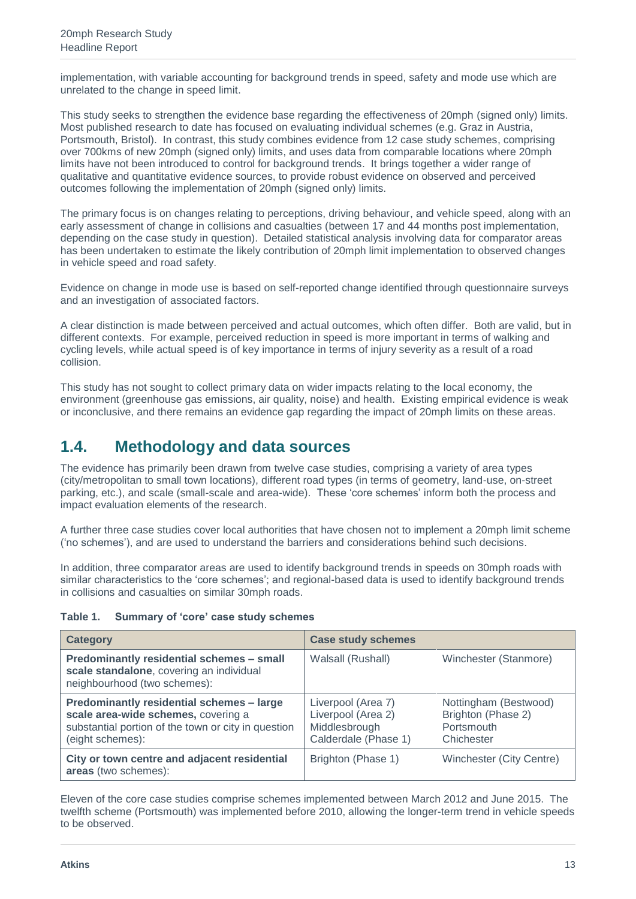implementation, with variable accounting for background trends in speed, safety and mode use which are unrelated to the change in speed limit.

This study seeks to strengthen the evidence base regarding the effectiveness of 20mph (signed only) limits. Most published research to date has focused on evaluating individual schemes (e.g. Graz in Austria, Portsmouth, Bristol). In contrast, this study combines evidence from 12 case study schemes, comprising over 700kms of new 20mph (signed only) limits, and uses data from comparable locations where 20mph limits have not been introduced to control for background trends. It brings together a wider range of qualitative and quantitative evidence sources, to provide robust evidence on observed and perceived outcomes following the implementation of 20mph (signed only) limits.

The primary focus is on changes relating to perceptions, driving behaviour, and vehicle speed, along with an early assessment of change in collisions and casualties (between 17 and 44 months post implementation, depending on the case study in question). Detailed statistical analysis involving data for comparator areas has been undertaken to estimate the likely contribution of 20mph limit implementation to observed changes in vehicle speed and road safety.

Evidence on change in mode use is based on self-reported change identified through questionnaire surveys and an investigation of associated factors.

A clear distinction is made between perceived and actual outcomes, which often differ. Both are valid, but in different contexts. For example, perceived reduction in speed is more important in terms of walking and cycling levels, while actual speed is of key importance in terms of injury severity as a result of a road collision.

This study has not sought to collect primary data on wider impacts relating to the local economy, the environment (greenhouse gas emissions, air quality, noise) and health. Existing empirical evidence is weak or inconclusive, and there remains an evidence gap regarding the impact of 20mph limits on these areas.

## 1.4. Methodology and data sources

The evidence has primarily been drawn from twelve case studies, comprising a variety of area types (city/metropolitan to small town locations), different road types (in terms of geometry, land-use, on-street parking, etc.), and scale (small-scale and area-wide). These 'core schemes' inform both the process and impact evaluation elements of the research.

A further three case studies cover local authorities that have chosen not to implement a 20mph limit scheme ('no schemes'), and are used to understand the barriers and considerations behind such decisions.

In addition, three comparator areas are used to identify background trends in speeds on 30mph roads with similar characteristics to the 'core schemes'; and regional-based data is used to identify background trends in collisions and casualties on similar 30mph roads.

**Table 1. Summary of 'core' case study schemes**

| Category | Case study schemes | |
|---|---|---|
| **Predominantly residential schemes – small scale standalone**, covering an individual neighbourhood (two schemes): | Walsall (Rushall) | Winchester (Stanmore) |
| **Predominantly residential schemes – large scale area-wide schemes,** covering a substantial portion of the town or city in question (eight schemes): | Liverpool (Area 7)<br>Liverpool (Area 2)<br>Middlesbrough<br>Calderdale (Phase 1) | Nottingham (Bestwood)<br>Brighton (Phase 2)<br>Portsmouth<br>Chichester |
| **City or town centre and adjacent residential areas** (two schemes): | Brighton (Phase 1) | Winchester (City Centre) |

Eleven of the core case studies comprise schemes implemented between March 2012 and June 2015. The twelfth scheme (Portsmouth) was implemented before 2010, allowing the longer-term trend in vehicle speeds to be observed.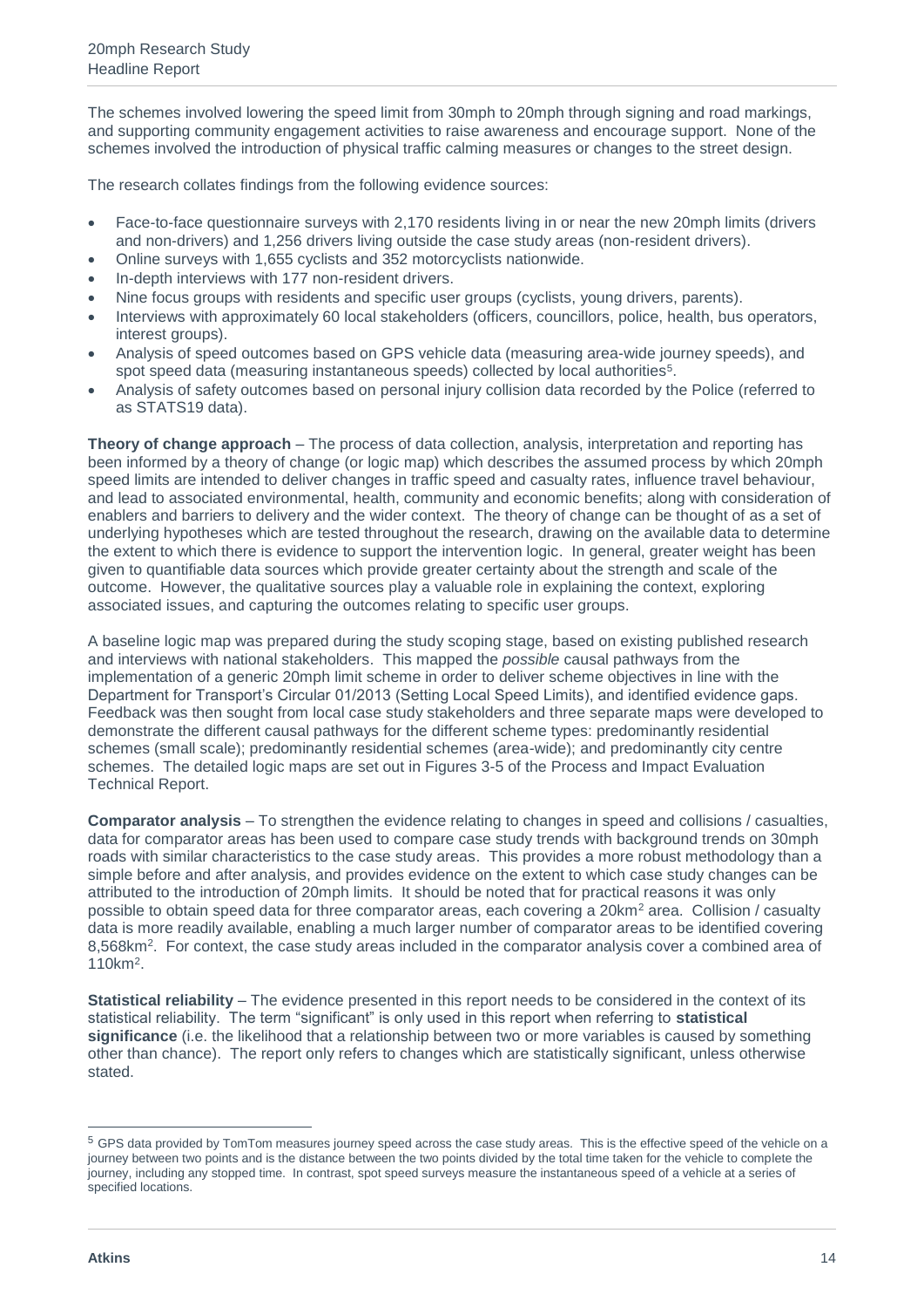The schemes involved lowering the speed limit from 30mph to 20mph through signing and road markings, and supporting community engagement activities to raise awareness and encourage support. None of the schemes involved the introduction of physical traffic calming measures or changes to the street design.

The research collates findings from the following evidence sources:

- Face-to-face questionnaire surveys with 2,170 residents living in or near the new 20mph limits (drivers and non-drivers) and 1,256 drivers living outside the case study areas (non-resident drivers).
- Online surveys with 1,655 cyclists and 352 motorcyclists nationwide.
- In-depth interviews with 177 non-resident drivers.
- Nine focus groups with residents and specific user groups (cyclists, young drivers, parents).
- Interviews with approximately 60 local stakeholders (officers, councillors, police, health, bus operators, interest groups).
- Analysis of speed outcomes based on GPS vehicle data (measuring area-wide journey speeds), and spot speed data (measuring instantaneous speeds) collected by local authorities[5].
- Analysis of safety outcomes based on personal injury collision data recorded by the Police (referred to as STATS19 data).

**Theory of change approach** – The process of data collection, analysis, interpretation and reporting has been informed by a theory of change (or logic map) which describes the assumed process by which 20mph speed limits are intended to deliver changes in traffic speed and casualty rates, influence travel behaviour, and lead to associated environmental, health, community and economic benefits; along with consideration of enablers and barriers to delivery and the wider context. The theory of change can be thought of as a set of underlying hypotheses which are tested throughout the research, drawing on the available data to determine the extent to which there is evidence to support the intervention logic. In general, greater weight has been given to quantifiable data sources which provide greater certainty about the strength and scale of the outcome. However, the qualitative sources play a valuable role in explaining the context, exploring associated issues, and capturing the outcomes relating to specific user groups.

A baseline logic map was prepared during the study scoping stage, based on existing published research and interviews with national stakeholders. This mapped the *possible* causal pathways from the implementation of a generic 20mph limit scheme in order to deliver scheme objectives in line with the Department for Transport's Circular 01/2013 (Setting Local Speed Limits), and identified evidence gaps. Feedback was then sought from local case study stakeholders and three separate maps were developed to demonstrate the different causal pathways for the different scheme types: predominantly residential schemes (small scale); predominantly residential schemes (area-wide); and predominantly city centre schemes. The detailed logic maps are set out in Figures 3-5 of the Process and Impact Evaluation Technical Report.

**Comparator analysis** – To strengthen the evidence relating to changes in speed and collisions / casualties, data for comparator areas has been used to compare case study trends with background trends on 30mph roads with similar characteristics to the case study areas. This provides a more robust methodology than a simple before and after analysis, and provides evidence on the extent to which case study changes can be attributed to the introduction of 20mph limits. It should be noted that for practical reasons it was only possible to obtain speed data for three comparator areas, each covering a 20km$^2$ area. Collision / casualty data is more readily available, enabling a much larger number of comparator areas to be identified covering 8,568km$^2$. For context, the case study areas included in the comparator analysis cover a combined area of 110km$^2$.

**Statistical reliability** – The evidence presented in this report needs to be considered in the context of its statistical reliability. The term "significant" is only used in this report when referring to **statistical significance** (i.e. the likelihood that a relationship between two or more variables is caused by something other than chance). The report only refers to changes which are statistically significant, unless otherwise stated.

[5] GPS data provided by TomTom measures journey speed across the case study areas. This is the effective speed of the vehicle on a journey between two points and is the distance between the two points divided by the total time taken for the vehicle to complete the journey, including any stopped time. In contrast, spot speed surveys measure the instantaneous speed of a vehicle at a series of specified locations.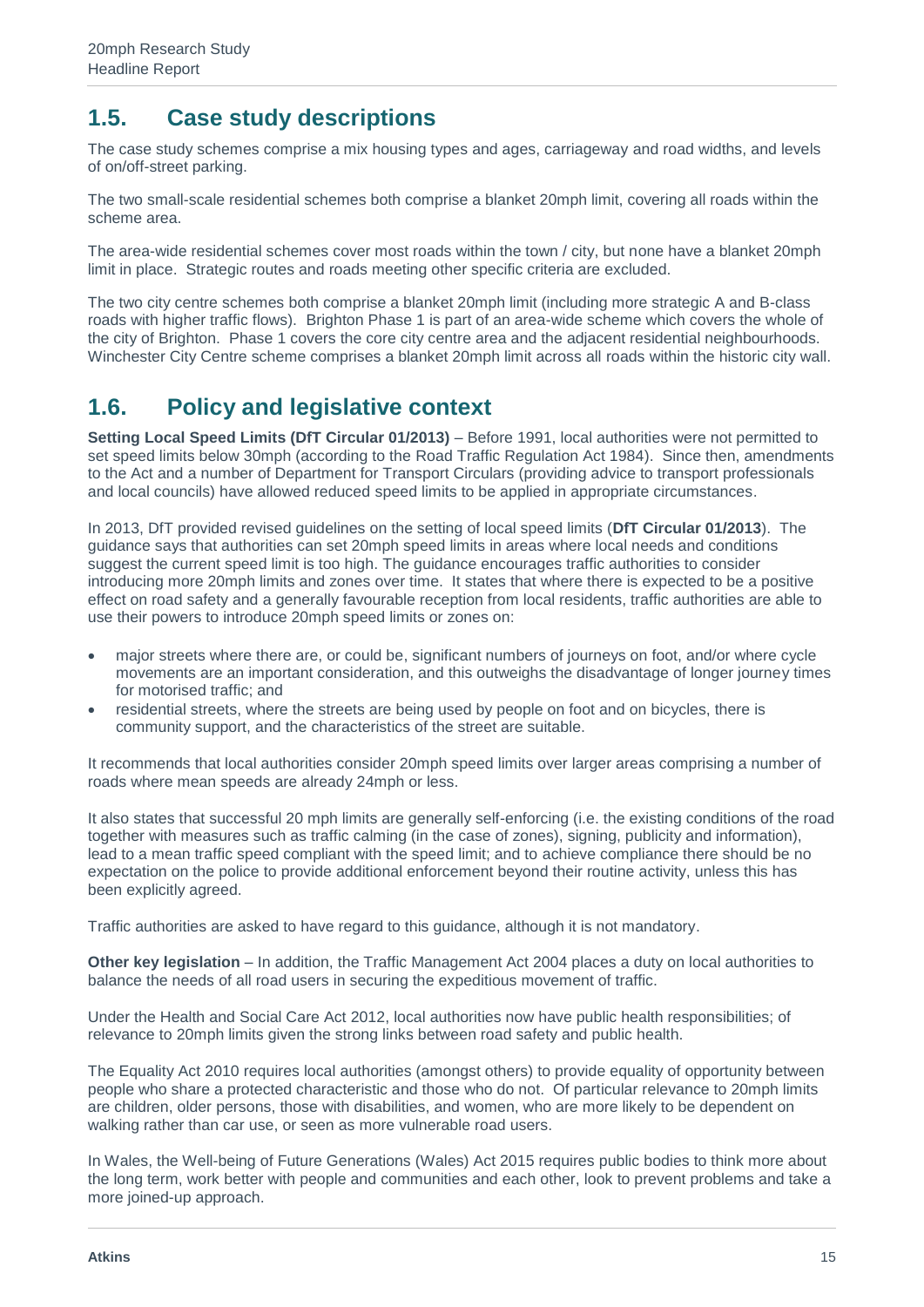## 1.5. Case study descriptions

The case study schemes comprise a mix housing types and ages, carriageway and road widths, and levels of on/off-street parking.

The two small-scale residential schemes both comprise a blanket 20mph limit, covering all roads within the scheme area.

The area-wide residential schemes cover most roads within the town / city, but none have a blanket 20mph limit in place. Strategic routes and roads meeting other specific criteria are excluded.

The two city centre schemes both comprise a blanket 20mph limit (including more strategic A and B-class roads with higher traffic flows). Brighton Phase 1 is part of an area-wide scheme which covers the whole of the city of Brighton. Phase 1 covers the core city centre area and the adjacent residential neighbourhoods. Winchester City Centre scheme comprises a blanket 20mph limit across all roads within the historic city wall.

## 1.6. Policy and legislative context

**Setting Local Speed Limits (DfT Circular 01/2013)** – Before 1991, local authorities were not permitted to set speed limits below 30mph (according to the Road Traffic Regulation Act 1984). Since then, amendments to the Act and a number of Department for Transport Circulars (providing advice to transport professionals and local councils) have allowed reduced speed limits to be applied in appropriate circumstances.

In 2013, DfT provided revised guidelines on the setting of local speed limits (**DfT Circular 01/2013**). The guidance says that authorities can set 20mph speed limits in areas where local needs and conditions suggest the current speed limit is too high. The guidance encourages traffic authorities to consider introducing more 20mph limits and zones over time. It states that where there is expected to be a positive effect on road safety and a generally favourable reception from local residents, traffic authorities are able to use their powers to introduce 20mph speed limits or zones on:

- major streets where there are, or could be, significant numbers of journeys on foot, and/or where cycle movements are an important consideration, and this outweighs the disadvantage of longer journey times for motorised traffic; and
- residential streets, where the streets are being used by people on foot and on bicycles, there is community support, and the characteristics of the street are suitable.

It recommends that local authorities consider 20mph speed limits over larger areas comprising a number of roads where mean speeds are already 24mph or less.

It also states that successful 20 mph limits are generally self-enforcing (i.e. the existing conditions of the road together with measures such as traffic calming (in the case of zones), signing, publicity and information), lead to a mean traffic speed compliant with the speed limit; and to achieve compliance there should be no expectation on the police to provide additional enforcement beyond their routine activity, unless this has been explicitly agreed.

Traffic authorities are asked to have regard to this guidance, although it is not mandatory.

**Other key legislation** – In addition, the Traffic Management Act 2004 places a duty on local authorities to balance the needs of all road users in securing the expeditious movement of traffic.

Under the Health and Social Care Act 2012, local authorities now have public health responsibilities; of relevance to 20mph limits given the strong links between road safety and public health.

The Equality Act 2010 requires local authorities (amongst others) to provide equality of opportunity between people who share a protected characteristic and those who do not. Of particular relevance to 20mph limits are children, older persons, those with disabilities, and women, who are more likely to be dependent on walking rather than car use, or seen as more vulnerable road users.

In Wales, the Well-being of Future Generations (Wales) Act 2015 requires public bodies to think more about the long term, work better with people and communities and each other, look to prevent problems and take a more joined-up approach.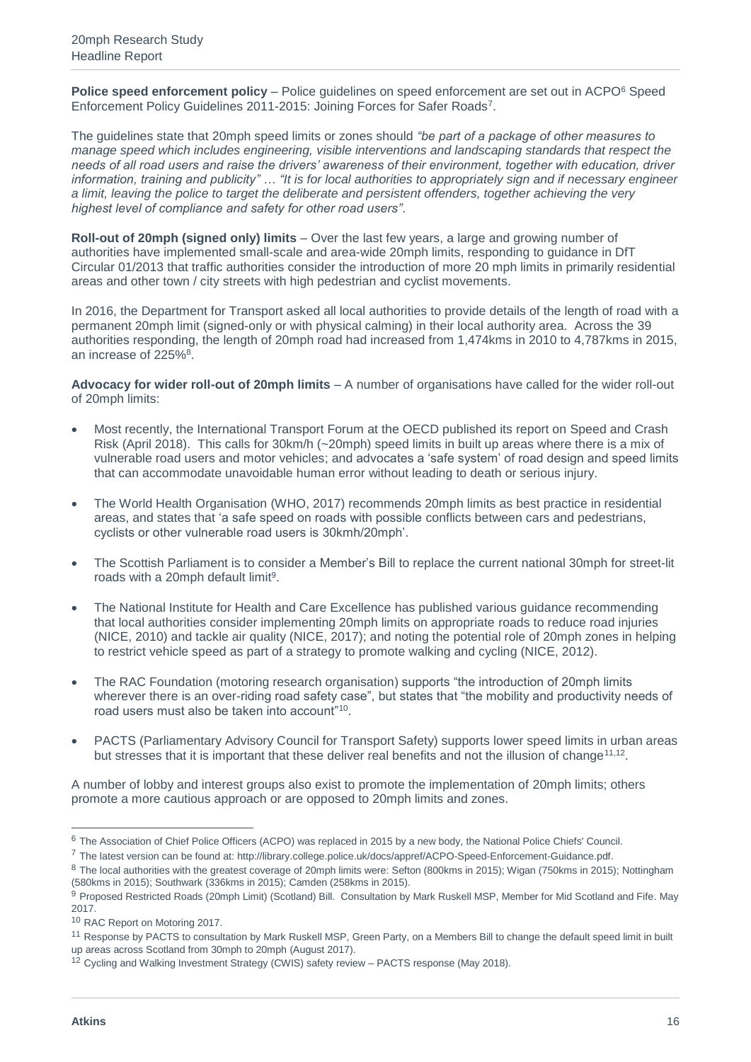**Police speed enforcement policy** – Police guidelines on speed enforcement are set out in ACPO[6] Speed Enforcement Policy Guidelines 2011-2015: Joining Forces for Safer Roads[7].

The guidelines state that 20mph speed limits or zones should *"be part of a package of other measures to manage speed which includes engineering, visible interventions and landscaping standards that respect the needs of all road users and raise the drivers' awareness of their environment, together with education, driver information, training and publicity"* … *"It is for local authorities to appropriately sign and if necessary engineer a limit, leaving the police to target the deliberate and persistent offenders, together achieving the very highest level of compliance and safety for other road users"*.

**Roll-out of 20mph (signed only) limits** – Over the last few years, a large and growing number of authorities have implemented small-scale and area-wide 20mph limits, responding to guidance in DfT Circular 01/2013 that traffic authorities consider the introduction of more 20 mph limits in primarily residential areas and other town / city streets with high pedestrian and cyclist movements.

In 2016, the Department for Transport asked all local authorities to provide details of the length of road with a permanent 20mph limit (signed-only or with physical calming) in their local authority area. Across the 39 authorities responding, the length of 20mph road had increased from 1,474kms in 2010 to 4,787kms in 2015, an increase of 225%[8].

**Advocacy for wider roll-out of 20mph limits** – A number of organisations have called for the wider roll-out of 20mph limits:

- Most recently, the International Transport Forum at the OECD published its report on Speed and Crash Risk (April 2018). This calls for 30km/h (~20mph) speed limits in built up areas where there is a mix of vulnerable road users and motor vehicles; and advocates a 'safe system' of road design and speed limits that can accommodate unavoidable human error without leading to death or serious injury.
- The World Health Organisation (WHO, 2017) recommends 20mph limits as best practice in residential areas, and states that 'a safe speed on roads with possible conflicts between cars and pedestrians, cyclists or other vulnerable road users is 30kmh/20mph'.
- The Scottish Parliament is to consider a Member's Bill to replace the current national 30mph for street-lit roads with a 20mph default limit[9].
- The National Institute for Health and Care Excellence has published various guidance recommending that local authorities consider implementing 20mph limits on appropriate roads to reduce road injuries (NICE, 2010) and tackle air quality (NICE, 2017); and noting the potential role of 20mph zones in helping to restrict vehicle speed as part of a strategy to promote walking and cycling (NICE, 2012).
- The RAC Foundation (motoring research organisation) supports "the introduction of 20mph limits wherever there is an over-riding road safety case", but states that "the mobility and productivity needs of road users must also be taken into account"[10].
- PACTS (Parliamentary Advisory Council for Transport Safety) supports lower speed limits in urban areas but stresses that it is important that these deliver real benefits and not the illusion of change[11,12].

A number of lobby and interest groups also exist to promote the implementation of 20mph limits; others promote a more cautious approach or are opposed to 20mph limits and zones.

---

[6] The Association of Chief Police Officers (ACPO) was replaced in 2015 by a new body, the National Police Chiefs' Council.

[7] The latest version can be found at: http://library.college.police.uk/docs/appref/ACPO-Speed-Enforcement-Guidance.pdf.

[8] The local authorities with the greatest coverage of 20mph limits were: Sefton (800kms in 2015); Wigan (750kms in 2015); Nottingham (580kms in 2015); Southwark (336kms in 2015); Camden (258kms in 2015).

[9] Proposed Restricted Roads (20mph Limit) (Scotland) Bill. Consultation by Mark Ruskell MSP, Member for Mid Scotland and Fife. May 2017.

[10] RAC Report on Motoring 2017.

[11] Response by PACTS to consultation by Mark Ruskell MSP, Green Party, on a Members Bill to change the default speed limit in built up areas across Scotland from 30mph to 20mph (August 2017).

[12] Cycling and Walking Investment Strategy (CWIS) safety review – PACTS response (May 2018).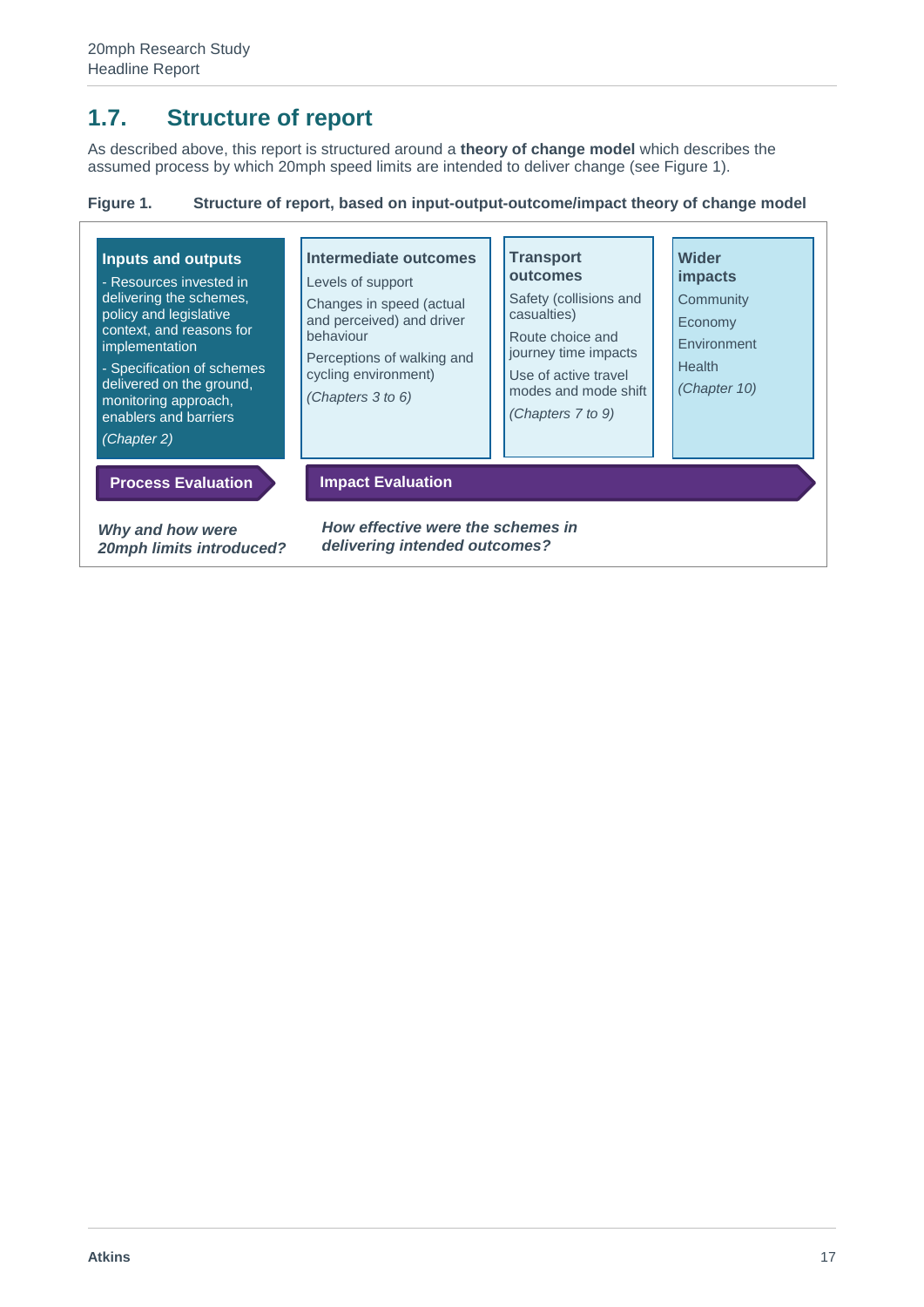## 1.7. Structure of report

As described above, this report is structured around a **theory of change model** which describes the assumed process by which 20mph speed limits are intended to deliver change (see Figure 1).

**Figure 1. Structure of report, based on input-output-outcome/impact theory of change model**

**Inputs and outputs**

- Resources invested in delivering the schemes, policy and legislative context, and reasons for implementation

- Specification of schemes delivered on the ground, monitoring approach, enablers and barriers

*(Chapter 2)*

**Intermediate outcomes**

Levels of support

Changes in speed (actual and perceived) and driver behaviour

Perceptions of walking and cycling environment)

*(Chapters 3 to 6)*

**Transport outcomes**

Safety (collisions and casualties)

Route choice and journey time impacts

Use of active travel modes and mode shift

*(Chapters 7 to 9)*

**Wider impacts**

Community

Economy

Environment

Health

*(Chapter 10)*

**Process Evaluation**

***Why and how were 20mph limits introduced?***

**Impact Evaluation**

***How effective were the schemes in delivering intended outcomes?***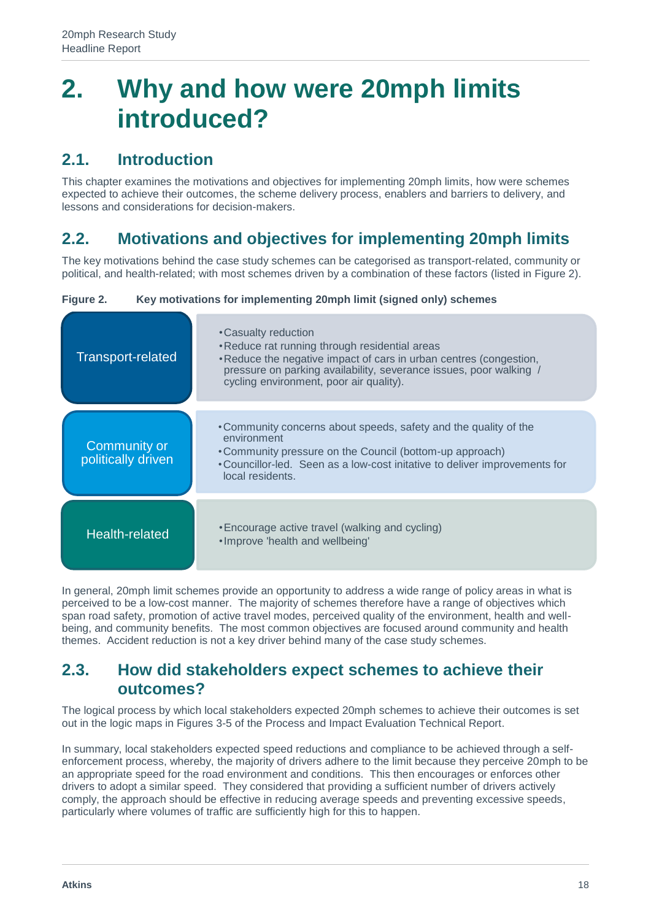# 2. Why and how were 20mph limits introduced?

## 2.1. Introduction

This chapter examines the motivations and objectives for implementing 20mph limits, how were schemes expected to achieve their outcomes, the scheme delivery process, enablers and barriers to delivery, and lessons and considerations for decision-makers.

## 2.2. Motivations and objectives for implementing 20mph limits

The key motivations behind the case study schemes can be categorised as transport-related, community or political, and health-related; with most schemes driven by a combination of these factors (listed in Figure 2).

**Figure 2. Key motivations for implementing 20mph limit (signed only) schemes**

| | |
|---|---|
| Transport-related | • Casualty reduction<br>• Reduce rat running through residential areas<br>• Reduce the negative impact of cars in urban centres (congestion, pressure on parking availability, severance issues, poor walking / cycling environment, poor air quality). |
| Community or politically driven | • Community concerns about speeds, safety and the quality of the environment<br>• Community pressure on the Council (bottom-up approach)<br>• Councillor-led. Seen as a low-cost initative to deliver improvements for local residents. |
| Health-related | • Encourage active travel (walking and cycling)<br>• Improve 'health and wellbeing' |

In general, 20mph limit schemes provide an opportunity to address a wide range of policy areas in what is perceived to be a low-cost manner. The majority of schemes therefore have a range of objectives which span road safety, promotion of active travel modes, perceived quality of the environment, health and well-being, and community benefits. The most common objectives are focused around community and health themes. Accident reduction is not a key driver behind many of the case study schemes.

## 2.3. How did stakeholders expect schemes to achieve their outcomes?

The logical process by which local stakeholders expected 20mph schemes to achieve their outcomes is set out in the logic maps in Figures 3-5 of the Process and Impact Evaluation Technical Report.

In summary, local stakeholders expected speed reductions and compliance to be achieved through a self-enforcement process, whereby, the majority of drivers adhere to the limit because they perceive 20mph to be an appropriate speed for the road environment and conditions. This then encourages or enforces other drivers to adopt a similar speed. They considered that providing a sufficient number of drivers actively comply, the approach should be effective in reducing average speeds and preventing excessive speeds, particularly where volumes of traffic are sufficiently high for this to happen.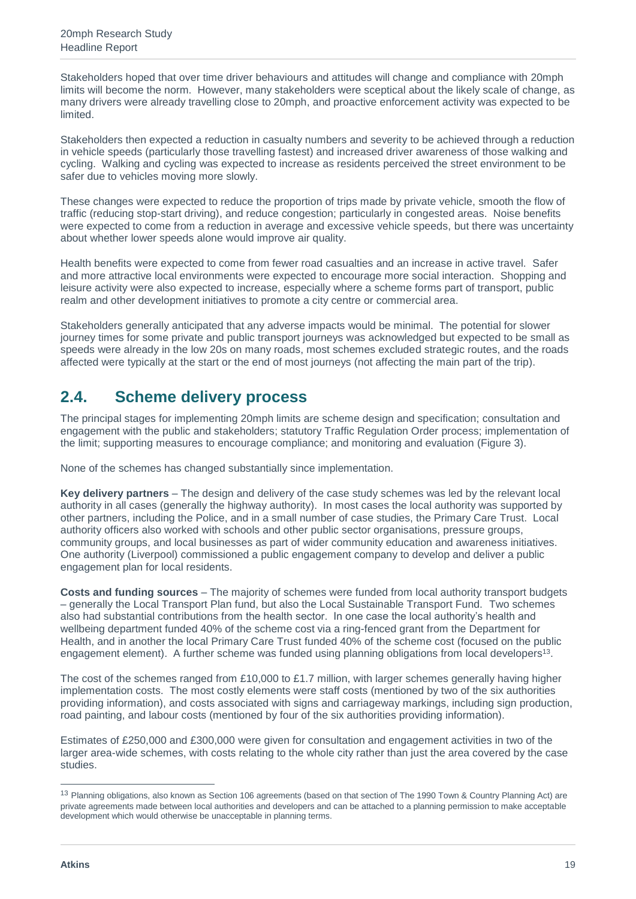Stakeholders hoped that over time driver behaviours and attitudes will change and compliance with 20mph limits will become the norm. However, many stakeholders were sceptical about the likely scale of change, as many drivers were already travelling close to 20mph, and proactive enforcement activity was expected to be limited.

Stakeholders then expected a reduction in casualty numbers and severity to be achieved through a reduction in vehicle speeds (particularly those travelling fastest) and increased driver awareness of those walking and cycling. Walking and cycling was expected to increase as residents perceived the street environment to be safer due to vehicles moving more slowly.

These changes were expected to reduce the proportion of trips made by private vehicle, smooth the flow of traffic (reducing stop-start driving), and reduce congestion; particularly in congested areas. Noise benefits were expected to come from a reduction in average and excessive vehicle speeds, but there was uncertainty about whether lower speeds alone would improve air quality.

Health benefits were expected to come from fewer road casualties and an increase in active travel. Safer and more attractive local environments were expected to encourage more social interaction. Shopping and leisure activity were also expected to increase, especially where a scheme forms part of transport, public realm and other development initiatives to promote a city centre or commercial area.

Stakeholders generally anticipated that any adverse impacts would be minimal. The potential for slower journey times for some private and public transport journeys was acknowledged but expected to be small as speeds were already in the low 20s on many roads, most schemes excluded strategic routes, and the roads affected were typically at the start or the end of most journeys (not affecting the main part of the trip).

## 2.4. Scheme delivery process

The principal stages for implementing 20mph limits are scheme design and specification; consultation and engagement with the public and stakeholders; statutory Traffic Regulation Order process; implementation of the limit; supporting measures to encourage compliance; and monitoring and evaluation (Figure 3).

None of the schemes has changed substantially since implementation.

**Key delivery partners** – The design and delivery of the case study schemes was led by the relevant local authority in all cases (generally the highway authority). In most cases the local authority was supported by other partners, including the Police, and in a small number of case studies, the Primary Care Trust. Local authority officers also worked with schools and other public sector organisations, pressure groups, community groups, and local businesses as part of wider community education and awareness initiatives. One authority (Liverpool) commissioned a public engagement company to develop and deliver a public engagement plan for local residents.

**Costs and funding sources** – The majority of schemes were funded from local authority transport budgets – generally the Local Transport Plan fund, but also the Local Sustainable Transport Fund. Two schemes also had substantial contributions from the health sector. In one case the local authority's health and wellbeing department funded 40% of the scheme cost via a ring-fenced grant from the Department for Health, and in another the local Primary Care Trust funded 40% of the scheme cost (focused on the public engagement element). A further scheme was funded using planning obligations from local developers[13].

The cost of the schemes ranged from £10,000 to £1.7 million, with larger schemes generally having higher implementation costs. The most costly elements were staff costs (mentioned by two of the six authorities providing information), and costs associated with signs and carriageway markings, including sign production, road painting, and labour costs (mentioned by four of the six authorities providing information).

Estimates of £250,000 and £300,000 were given for consultation and engagement activities in two of the larger area-wide schemes, with costs relating to the whole city rather than just the area covered by the case studies.

[13] Planning obligations, also known as Section 106 agreements (based on that section of The 1990 Town & Country Planning Act) are private agreements made between local authorities and developers and can be attached to a planning permission to make acceptable development which would otherwise be unacceptable in planning terms.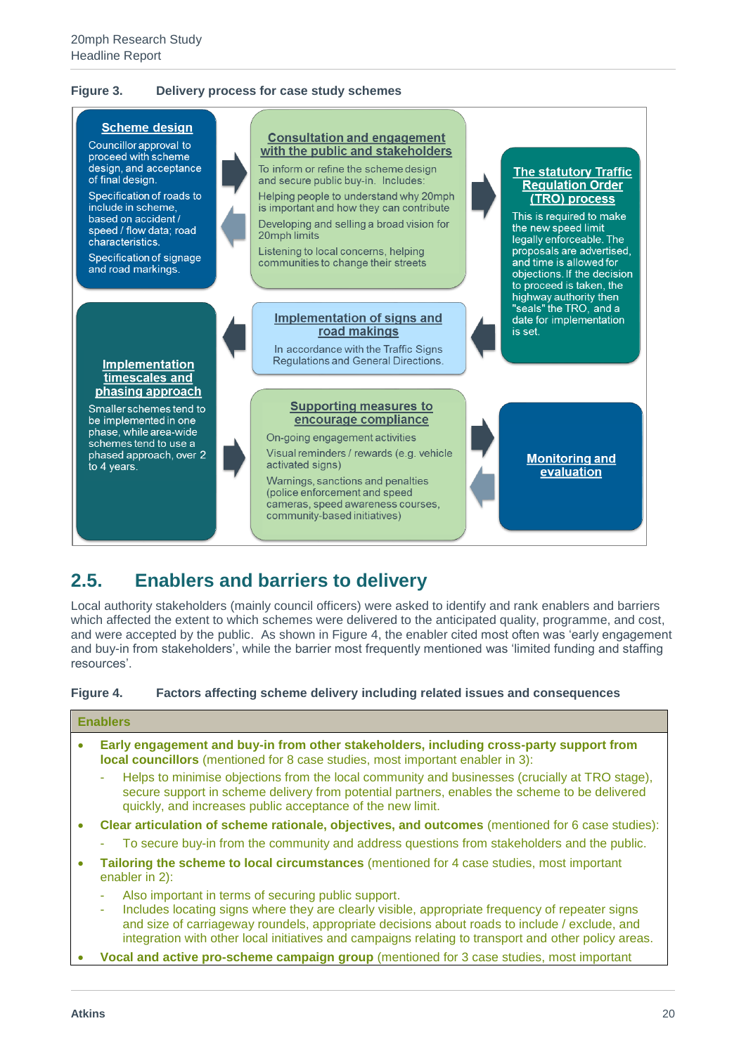**Figure 3. Delivery process for case study schemes**

**Scheme design**

Councillor approval to proceed with scheme design, and acceptance of final design.

Specification of roads to include in scheme, based on accident / speed / flow data; road characteristics.

Specification of signage and road markings.

**Consultation and engagement with the public and stakeholders**

To inform or refine the scheme design and secure public buy-in. Includes:

Helping people to understand why 20mph is important and how they can contribute

Developing and selling a broad vision for 20mph limits

Listening to local concerns, helping communities to change their streets

**The statutory Traffic Regulation Order (TRO) process**

This is required to make the new speed limit legally enforceable. The proposals are advertised, and time is allowed for objections. If the decision to proceed is taken, the highway authority then "seals" the TRO, and a date for implementation is set.

**Implementation of signs and road makings**

In accordance with the Traffic Signs Regulations and General Directions.

**Implementation timescales and phasing approach**

Smaller schemes tend to be implemented in one phase, while area-wide schemes tend to use a phased approach, over 2 to 4 years.

**Supporting measures to encourage compliance**

On-going engagement activities

Visual reminders / rewards (e.g. vehicle activated signs)

Warnings, sanctions and penalties (police enforcement and speed cameras, speed awareness courses, community-based initiatives)

**Monitoring and evaluation**

## 2.5. Enablers and barriers to delivery

Local authority stakeholders (mainly council officers) were asked to identify and rank enablers and barriers which affected the extent to which schemes were delivered to the anticipated quality, programme, and cost, and were accepted by the public. As shown in Figure 4, the enabler cited most often was 'early engagement and buy-in from stakeholders', while the barrier most frequently mentioned was 'limited funding and staffing resources'.

**Figure 4. Factors affecting scheme delivery including related issues and consequences**

**Enablers**

- **Early engagement and buy-in from other stakeholders, including cross-party support from local councillors** (mentioned for 8 case studies, most important enabler in 3):
  - Helps to minimise objections from the local community and businesses (crucially at TRO stage), secure support in scheme delivery from potential partners, enables the scheme to be delivered quickly, and increases public acceptance of the new limit.
- **Clear articulation of scheme rationale, objectives, and outcomes** (mentioned for 6 case studies):
  - To secure buy-in from the community and address questions from stakeholders and the public.
- **Tailoring the scheme to local circumstances** (mentioned for 4 case studies, most important enabler in 2):
  - Also important in terms of securing public support.
  - Includes locating signs where they are clearly visible, appropriate frequency of repeater signs and size of carriageway roundels, appropriate decisions about roads to include / exclude, and integration with other local initiatives and campaigns relating to transport and other policy areas.
- **Vocal and active pro-scheme campaign group** (mentioned for 3 case studies, most important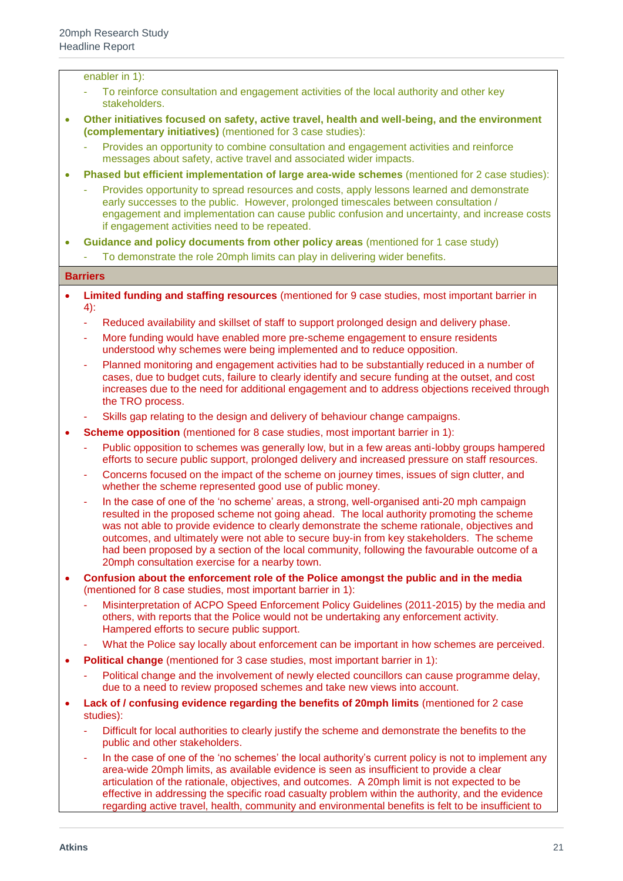enabler in 1):

- To reinforce consultation and engagement activities of the local authority and other key stakeholders.

- **Other initiatives focused on safety, active travel, health and well-being, and the environment (complementary initiatives)** (mentioned for 3 case studies):
  - Provides an opportunity to combine consultation and engagement activities and reinforce messages about safety, active travel and associated wider impacts.
- **Phased but efficient implementation of large area-wide schemes** (mentioned for 2 case studies):
  - Provides opportunity to spread resources and costs, apply lessons learned and demonstrate early successes to the public. However, prolonged timescales between consultation / engagement and implementation can cause public confusion and uncertainty, and increase costs if engagement activities need to be repeated.
- **Guidance and policy documents from other policy areas** (mentioned for 1 case study)
  - To demonstrate the role 20mph limits can play in delivering wider benefits.

**Barriers**

- **Limited funding and staffing resources** (mentioned for 9 case studies, most important barrier in 4):
  - Reduced availability and skillset of staff to support prolonged design and delivery phase.
  - More funding would have enabled more pre-scheme engagement to ensure residents understood why schemes were being implemented and to reduce opposition.
  - Planned monitoring and engagement activities had to be substantially reduced in a number of cases, due to budget cuts, failure to clearly identify and secure funding at the outset, and cost increases due to the need for additional engagement and to address objections received through the TRO process.
  - Skills gap relating to the design and delivery of behaviour change campaigns.
- **Scheme opposition** (mentioned for 8 case studies, most important barrier in 1):
  - Public opposition to schemes was generally low, but in a few areas anti-lobby groups hampered efforts to secure public support, prolonged delivery and increased pressure on staff resources.
  - Concerns focused on the impact of the scheme on journey times, issues of sign clutter, and whether the scheme represented good use of public money.
  - In the case of one of the 'no scheme' areas, a strong, well-organised anti-20 mph campaign resulted in the proposed scheme not going ahead. The local authority promoting the scheme was not able to provide evidence to clearly demonstrate the scheme rationale, objectives and outcomes, and ultimately were not able to secure buy-in from key stakeholders. The scheme had been proposed by a section of the local community, following the favourable outcome of a 20mph consultation exercise for a nearby town.
- **Confusion about the enforcement role of the Police amongst the public and in the media** (mentioned for 8 case studies, most important barrier in 1):
  - Misinterpretation of ACPO Speed Enforcement Policy Guidelines (2011-2015) by the media and others, with reports that the Police would not be undertaking any enforcement activity. Hampered efforts to secure public support.
  - What the Police say locally about enforcement can be important in how schemes are perceived.
- **Political change** (mentioned for 3 case studies, most important barrier in 1):
  - Political change and the involvement of newly elected councillors can cause programme delay, due to a need to review proposed schemes and take new views into account.
- **Lack of / confusing evidence regarding the benefits of 20mph limits** (mentioned for 2 case studies):
  - Difficult for local authorities to clearly justify the scheme and demonstrate the benefits to the public and other stakeholders.
  - In the case of one of the 'no schemes' the local authority's current policy is not to implement any area-wide 20mph limits, as available evidence is seen as insufficient to provide a clear articulation of the rationale, objectives, and outcomes. A 20mph limit is not expected to be effective in addressing the specific road casualty problem within the authority, and the evidence regarding active travel, health, community and environmental benefits is felt to be insufficient to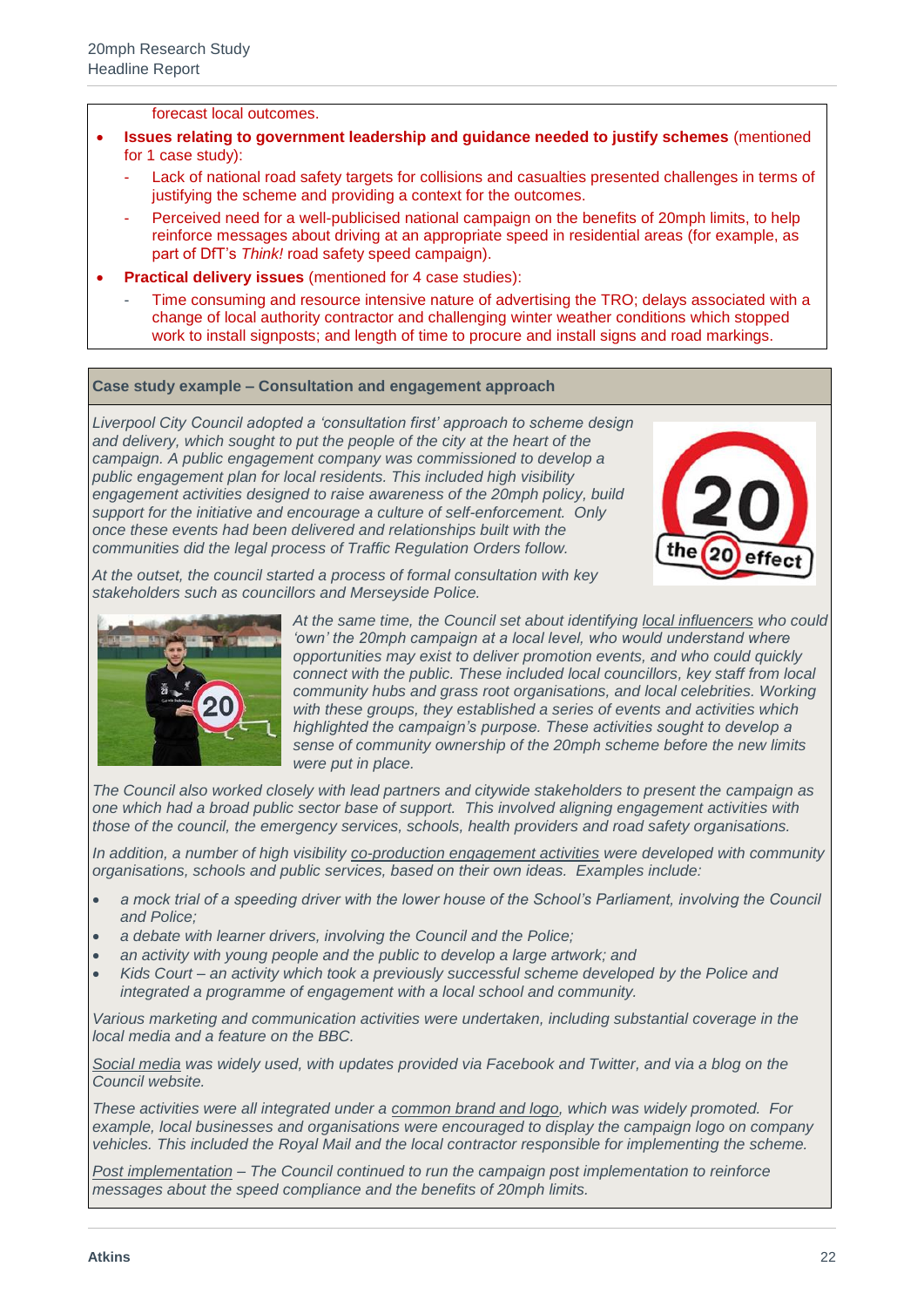forecast local outcomes.

- **Issues relating to government leadership and guidance needed to justify schemes** (mentioned for 1 case study):
  - Lack of national road safety targets for collisions and casualties presented challenges in terms of justifying the scheme and providing a context for the outcomes.
  - Perceived need for a well-publicised national campaign on the benefits of 20mph limits, to help reinforce messages about driving at an appropriate speed in residential areas (for example, as part of DfT's *Think!* road safety speed campaign).
- **Practical delivery issues** (mentioned for 4 case studies):
  - Time consuming and resource intensive nature of advertising the TRO; delays associated with a change of local authority contractor and challenging winter weather conditions which stopped work to install signposts; and length of time to procure and install signs and road markings.

**Case study example – Consultation and engagement approach**

*Liverpool City Council adopted a 'consultation first' approach to scheme design and delivery, which sought to put the people of the city at the heart of the campaign. A public engagement company was commissioned to develop a public engagement plan for local residents. This included high visibility engagement activities designed to raise awareness of the 20mph policy, build support for the initiative and encourage a culture of self-enforcement. Only once these events had been delivered and relationships built with the communities did the legal process of Traffic Regulation Orders follow.*

*At the outset, the council started a process of formal consultation with key stakeholders such as councillors and Merseyside Police.*

*At the same time, the Council set about identifying local influencers who could 'own' the 20mph campaign at a local level, who would understand where opportunities may exist to deliver promotion events, and who could quickly connect with the public. These included local councillors, key staff from local community hubs and grass root organisations, and local celebrities. Working with these groups, they established a series of events and activities which highlighted the campaign's purpose. These activities sought to develop a sense of community ownership of the 20mph scheme before the new limits were put in place.*

*The Council also worked closely with lead partners and citywide stakeholders to present the campaign as one which had a broad public sector base of support. This involved aligning engagement activities with those of the council, the emergency services, schools, health providers and road safety organisations.*

*In addition, a number of high visibility co-production engagement activities were developed with community organisations, schools and public services, based on their own ideas. Examples include:*

- *a mock trial of a speeding driver with the lower house of the School's Parliament, involving the Council and Police;*
- *a debate with learner drivers, involving the Council and the Police;*
- *an activity with young people and the public to develop a large artwork; and*
- *Kids Court – an activity which took a previously successful scheme developed by the Police and integrated a programme of engagement with a local school and community.*

*Various marketing and communication activities were undertaken, including substantial coverage in the local media and a feature on the BBC.*

*Social media was widely used, with updates provided via Facebook and Twitter, and via a blog on the Council website.*

*These activities were all integrated under a common brand and logo, which was widely promoted. For example, local businesses and organisations were encouraged to display the campaign logo on company vehicles. This included the Royal Mail and the local contractor responsible for implementing the scheme.*

*Post implementation – The Council continued to run the campaign post implementation to reinforce messages about the speed compliance and the benefits of 20mph limits.*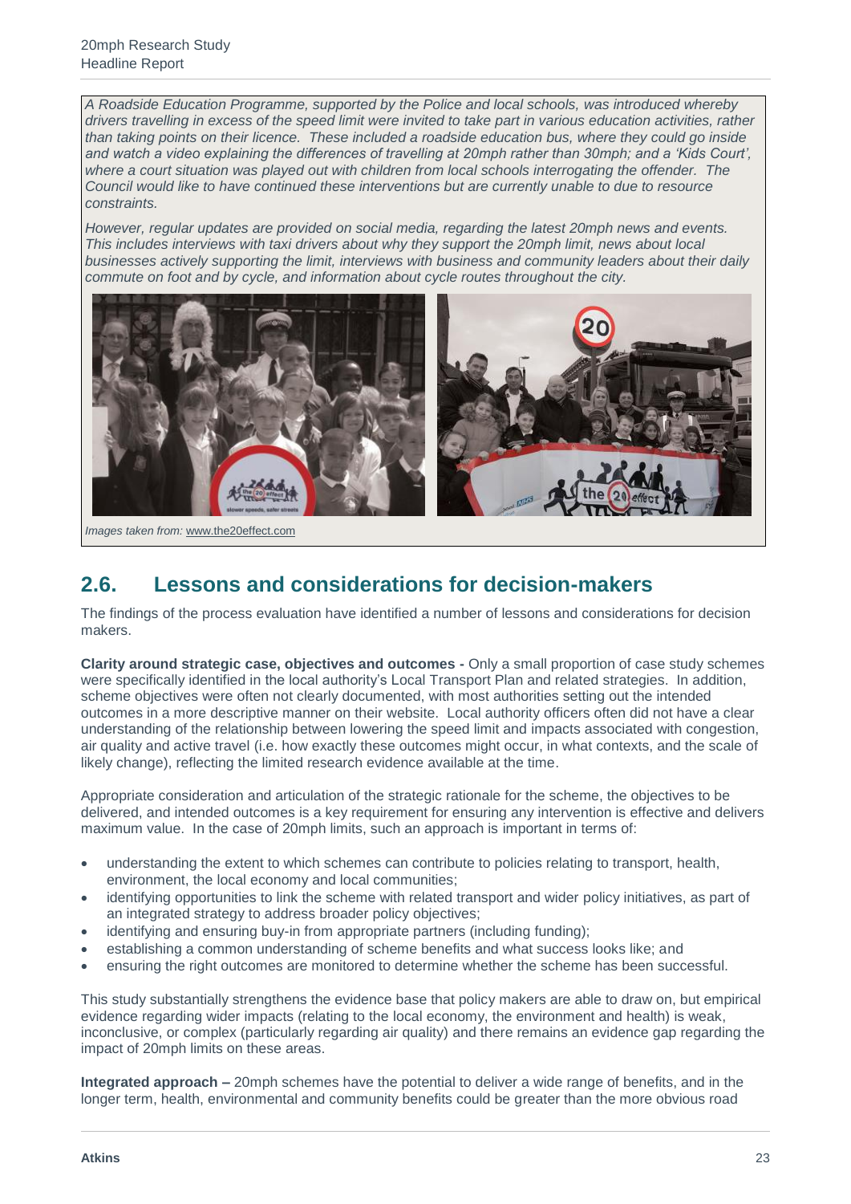*A Roadside Education Programme, supported by the Police and local schools, was introduced whereby drivers travelling in excess of the speed limit were invited to take part in various education activities, rather than taking points on their licence. These included a roadside education bus, where they could go inside and watch a video explaining the differences of travelling at 20mph rather than 30mph; and a 'Kids Court', where a court situation was played out with children from local schools interrogating the offender. The Council would like to have continued these interventions but are currently unable to due to resource constraints.*

*However, regular updates are provided on social media, regarding the latest 20mph news and events. This includes interviews with taxi drivers about why they support the 20mph limit, news about local businesses actively supporting the limit, interviews with business and community leaders about their daily commute on foot and by cycle, and information about cycle routes throughout the city.*

*Images taken from:* www.the20effect.com

## 2.6. Lessons and considerations for decision-makers

The findings of the process evaluation have identified a number of lessons and considerations for decision makers.

**Clarity around strategic case, objectives and outcomes -** Only a small proportion of case study schemes were specifically identified in the local authority's Local Transport Plan and related strategies. In addition, scheme objectives were often not clearly documented, with most authorities setting out the intended outcomes in a more descriptive manner on their website. Local authority officers often did not have a clear understanding of the relationship between lowering the speed limit and impacts associated with congestion, air quality and active travel (i.e. how exactly these outcomes might occur, in what contexts, and the scale of likely change), reflecting the limited research evidence available at the time.

Appropriate consideration and articulation of the strategic rationale for the scheme, the objectives to be delivered, and intended outcomes is a key requirement for ensuring any intervention is effective and delivers maximum value. In the case of 20mph limits, such an approach is important in terms of:

- understanding the extent to which schemes can contribute to policies relating to transport, health, environment, the local economy and local communities;
- identifying opportunities to link the scheme with related transport and wider policy initiatives, as part of an integrated strategy to address broader policy objectives;
- identifying and ensuring buy-in from appropriate partners (including funding);
- establishing a common understanding of scheme benefits and what success looks like; and
- ensuring the right outcomes are monitored to determine whether the scheme has been successful.

This study substantially strengthens the evidence base that policy makers are able to draw on, but empirical evidence regarding wider impacts (relating to the local economy, the environment and health) is weak, inconclusive, or complex (particularly regarding air quality) and there remains an evidence gap regarding the impact of 20mph limits on these areas.

**Integrated approach –** 20mph schemes have the potential to deliver a wide range of benefits, and in the longer term, health, environmental and community benefits could be greater than the more obvious road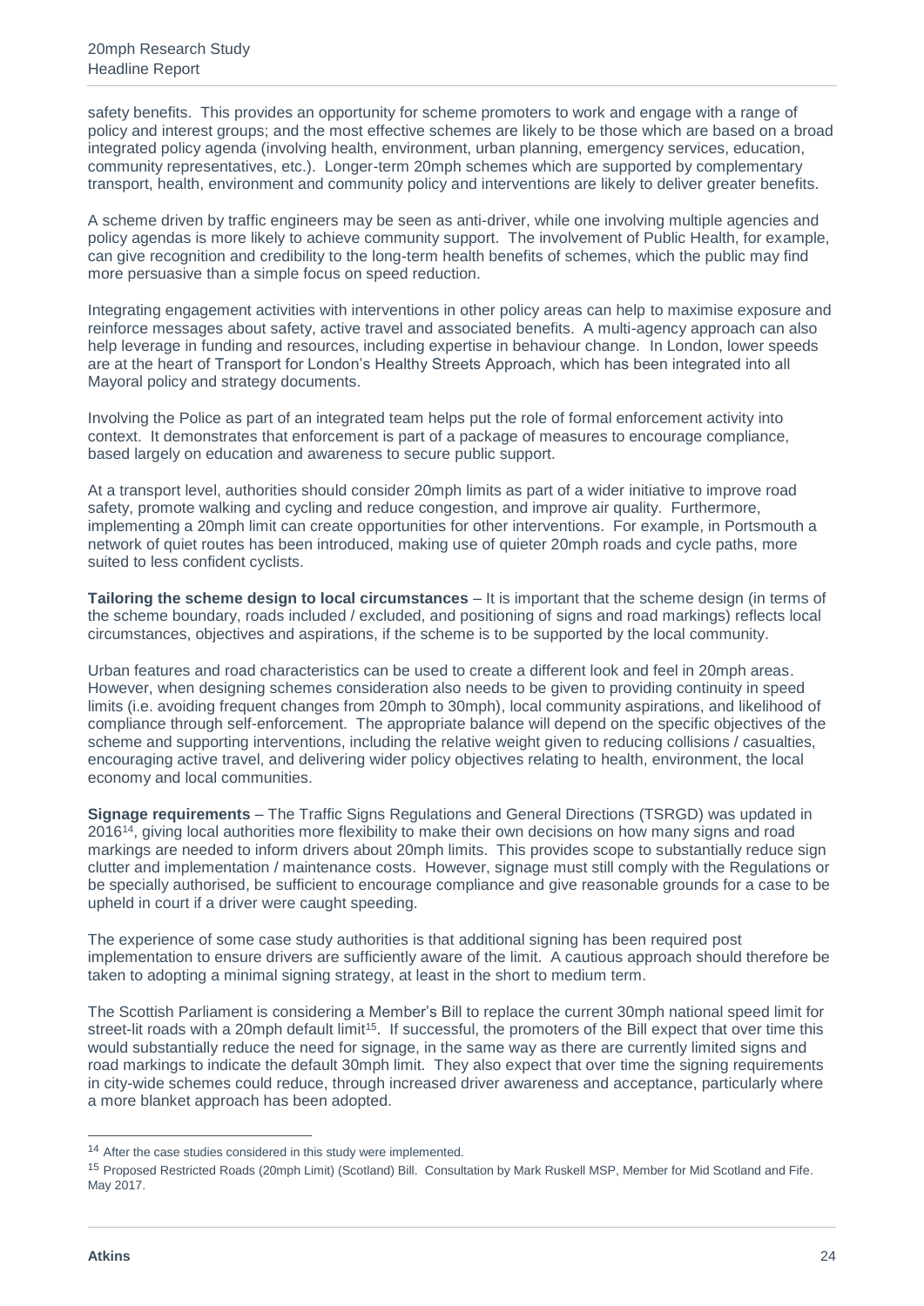safety benefits. This provides an opportunity for scheme promoters to work and engage with a range of policy and interest groups; and the most effective schemes are likely to be those which are based on a broad integrated policy agenda (involving health, environment, urban planning, emergency services, education, community representatives, etc.). Longer-term 20mph schemes which are supported by complementary transport, health, environment and community policy and interventions are likely to deliver greater benefits.

A scheme driven by traffic engineers may be seen as anti-driver, while one involving multiple agencies and policy agendas is more likely to achieve community support. The involvement of Public Health, for example, can give recognition and credibility to the long-term health benefits of schemes, which the public may find more persuasive than a simple focus on speed reduction.

Integrating engagement activities with interventions in other policy areas can help to maximise exposure and reinforce messages about safety, active travel and associated benefits. A multi-agency approach can also help leverage in funding and resources, including expertise in behaviour change. In London, lower speeds are at the heart of Transport for London's Healthy Streets Approach, which has been integrated into all Mayoral policy and strategy documents.

Involving the Police as part of an integrated team helps put the role of formal enforcement activity into context. It demonstrates that enforcement is part of a package of measures to encourage compliance, based largely on education and awareness to secure public support.

At a transport level, authorities should consider 20mph limits as part of a wider initiative to improve road safety, promote walking and cycling and reduce congestion, and improve air quality. Furthermore, implementing a 20mph limit can create opportunities for other interventions. For example, in Portsmouth a network of quiet routes has been introduced, making use of quieter 20mph roads and cycle paths, more suited to less confident cyclists.

**Tailoring the scheme design to local circumstances** – It is important that the scheme design (in terms of the scheme boundary, roads included / excluded, and positioning of signs and road markings) reflects local circumstances, objectives and aspirations, if the scheme is to be supported by the local community.

Urban features and road characteristics can be used to create a different look and feel in 20mph areas. However, when designing schemes consideration also needs to be given to providing continuity in speed limits (i.e. avoiding frequent changes from 20mph to 30mph), local community aspirations, and likelihood of compliance through self-enforcement. The appropriate balance will depend on the specific objectives of the scheme and supporting interventions, including the relative weight given to reducing collisions / casualties, encouraging active travel, and delivering wider policy objectives relating to health, environment, the local economy and local communities.

**Signage requirements** – The Traffic Signs Regulations and General Directions (TSRGD) was updated in 2016[14], giving local authorities more flexibility to make their own decisions on how many signs and road markings are needed to inform drivers about 20mph limits. This provides scope to substantially reduce sign clutter and implementation / maintenance costs. However, signage must still comply with the Regulations or be specially authorised, be sufficient to encourage compliance and give reasonable grounds for a case to be upheld in court if a driver were caught speeding.

The experience of some case study authorities is that additional signing has been required post implementation to ensure drivers are sufficiently aware of the limit. A cautious approach should therefore be taken to adopting a minimal signing strategy, at least in the short to medium term.

The Scottish Parliament is considering a Member's Bill to replace the current 30mph national speed limit for street-lit roads with a 20mph default limit[15]. If successful, the promoters of the Bill expect that over time this would substantially reduce the need for signage, in the same way as there are currently limited signs and road markings to indicate the default 30mph limit. They also expect that over time the signing requirements in city-wide schemes could reduce, through increased driver awareness and acceptance, particularly where a more blanket approach has been adopted.

---

[14] After the case studies considered in this study were implemented.

[15] Proposed Restricted Roads (20mph Limit) (Scotland) Bill. Consultation by Mark Ruskell MSP, Member for Mid Scotland and Fife. May 2017.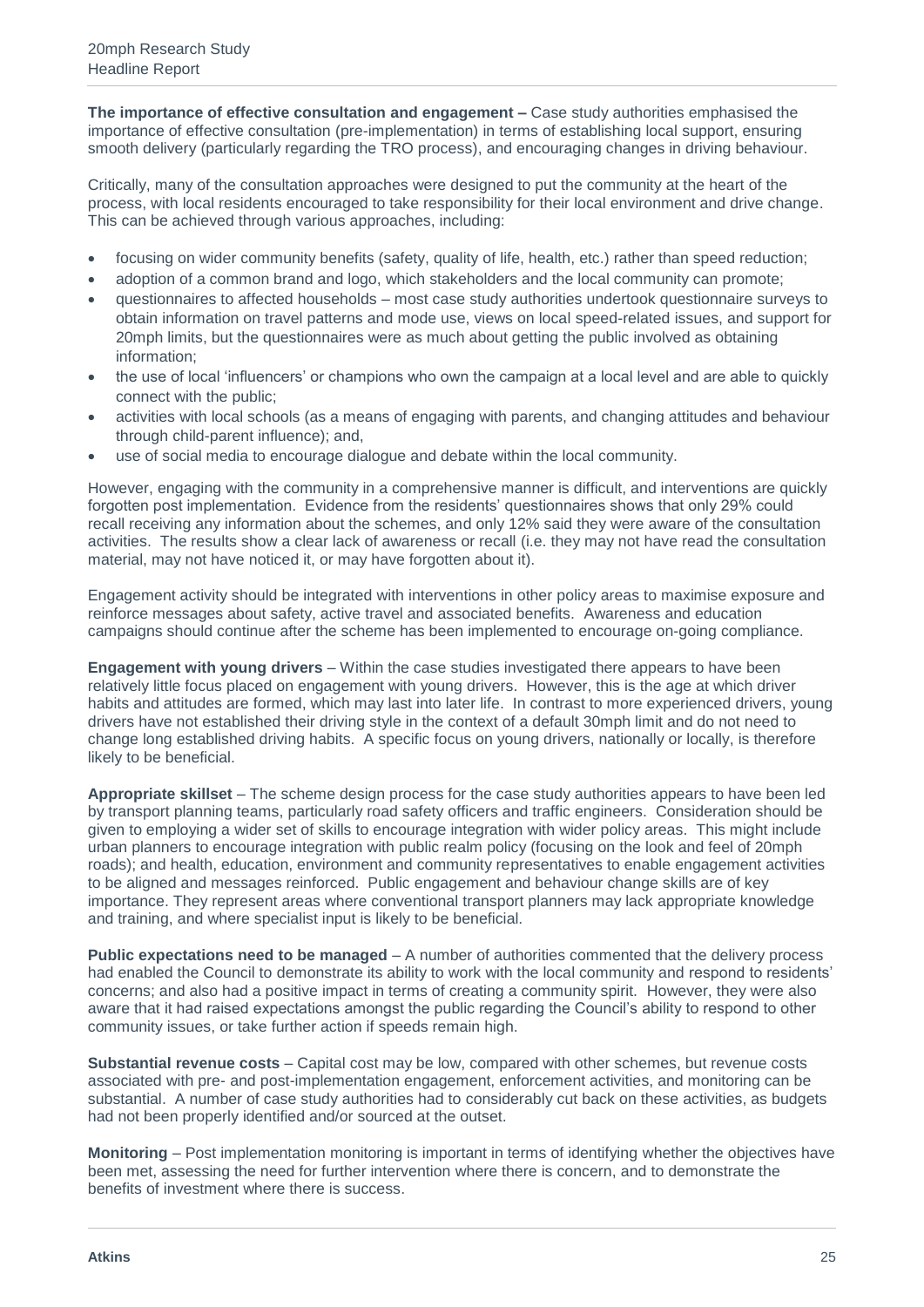**The importance of effective consultation and engagement –** Case study authorities emphasised the importance of effective consultation (pre-implementation) in terms of establishing local support, ensuring smooth delivery (particularly regarding the TRO process), and encouraging changes in driving behaviour.

Critically, many of the consultation approaches were designed to put the community at the heart of the process, with local residents encouraged to take responsibility for their local environment and drive change. This can be achieved through various approaches, including:

- focusing on wider community benefits (safety, quality of life, health, etc.) rather than speed reduction;
- adoption of a common brand and logo, which stakeholders and the local community can promote;
- questionnaires to affected households – most case study authorities undertook questionnaire surveys to obtain information on travel patterns and mode use, views on local speed-related issues, and support for 20mph limits, but the questionnaires were as much about getting the public involved as obtaining information;
- the use of local 'influencers' or champions who own the campaign at a local level and are able to quickly connect with the public;
- activities with local schools (as a means of engaging with parents, and changing attitudes and behaviour through child-parent influence); and,
- use of social media to encourage dialogue and debate within the local community.

However, engaging with the community in a comprehensive manner is difficult, and interventions are quickly forgotten post implementation. Evidence from the residents' questionnaires shows that only 29% could recall receiving any information about the schemes, and only 12% said they were aware of the consultation activities. The results show a clear lack of awareness or recall (i.e. they may not have read the consultation material, may not have noticed it, or may have forgotten about it).

Engagement activity should be integrated with interventions in other policy areas to maximise exposure and reinforce messages about safety, active travel and associated benefits. Awareness and education campaigns should continue after the scheme has been implemented to encourage on-going compliance.

**Engagement with young drivers** – Within the case studies investigated there appears to have been relatively little focus placed on engagement with young drivers. However, this is the age at which driver habits and attitudes are formed, which may last into later life. In contrast to more experienced drivers, young drivers have not established their driving style in the context of a default 30mph limit and do not need to change long established driving habits. A specific focus on young drivers, nationally or locally, is therefore likely to be beneficial.

**Appropriate skillset** – The scheme design process for the case study authorities appears to have been led by transport planning teams, particularly road safety officers and traffic engineers. Consideration should be given to employing a wider set of skills to encourage integration with wider policy areas. This might include urban planners to encourage integration with public realm policy (focusing on the look and feel of 20mph roads); and health, education, environment and community representatives to enable engagement activities to be aligned and messages reinforced. Public engagement and behaviour change skills are of key importance. They represent areas where conventional transport planners may lack appropriate knowledge and training, and where specialist input is likely to be beneficial.

**Public expectations need to be managed** – A number of authorities commented that the delivery process had enabled the Council to demonstrate its ability to work with the local community and respond to residents' concerns; and also had a positive impact in terms of creating a community spirit. However, they were also aware that it had raised expectations amongst the public regarding the Council's ability to respond to other community issues, or take further action if speeds remain high.

**Substantial revenue costs** – Capital cost may be low, compared with other schemes, but revenue costs associated with pre- and post-implementation engagement, enforcement activities, and monitoring can be substantial. A number of case study authorities had to considerably cut back on these activities, as budgets had not been properly identified and/or sourced at the outset.

**Monitoring** – Post implementation monitoring is important in terms of identifying whether the objectives have been met, assessing the need for further intervention where there is concern, and to demonstrate the benefits of investment where there is success.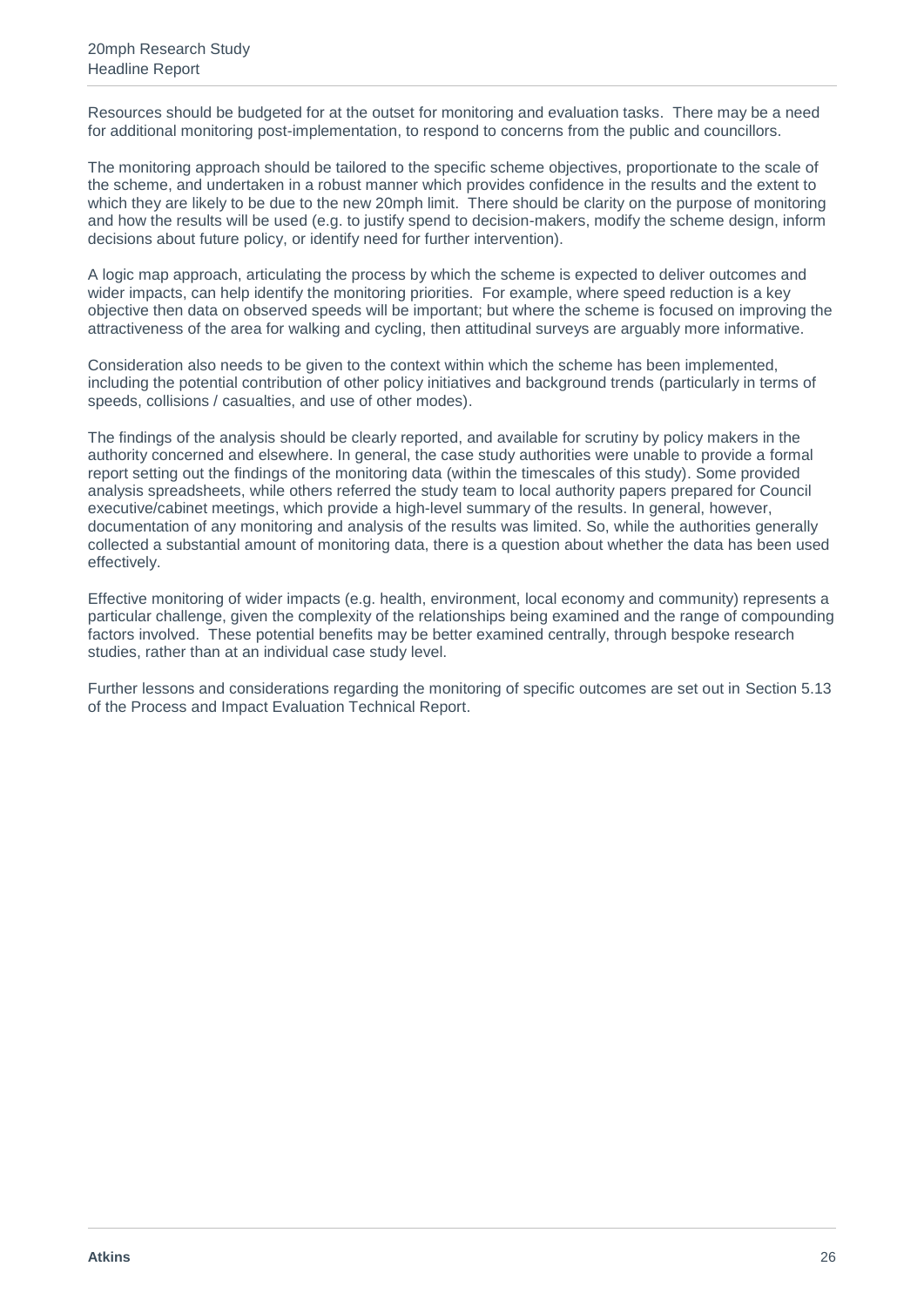Resources should be budgeted for at the outset for monitoring and evaluation tasks. There may be a need for additional monitoring post-implementation, to respond to concerns from the public and councillors.

The monitoring approach should be tailored to the specific scheme objectives, proportionate to the scale of the scheme, and undertaken in a robust manner which provides confidence in the results and the extent to which they are likely to be due to the new 20mph limit. There should be clarity on the purpose of monitoring and how the results will be used (e.g. to justify spend to decision-makers, modify the scheme design, inform decisions about future policy, or identify need for further intervention).

A logic map approach, articulating the process by which the scheme is expected to deliver outcomes and wider impacts, can help identify the monitoring priorities. For example, where speed reduction is a key objective then data on observed speeds will be important; but where the scheme is focused on improving the attractiveness of the area for walking and cycling, then attitudinal surveys are arguably more informative.

Consideration also needs to be given to the context within which the scheme has been implemented, including the potential contribution of other policy initiatives and background trends (particularly in terms of speeds, collisions / casualties, and use of other modes).

The findings of the analysis should be clearly reported, and available for scrutiny by policy makers in the authority concerned and elsewhere. In general, the case study authorities were unable to provide a formal report setting out the findings of the monitoring data (within the timescales of this study). Some provided analysis spreadsheets, while others referred the study team to local authority papers prepared for Council executive/cabinet meetings, which provide a high-level summary of the results. In general, however, documentation of any monitoring and analysis of the results was limited. So, while the authorities generally collected a substantial amount of monitoring data, there is a question about whether the data has been used effectively.

Effective monitoring of wider impacts (e.g. health, environment, local economy and community) represents a particular challenge, given the complexity of the relationships being examined and the range of compounding factors involved. These potential benefits may be better examined centrally, through bespoke research studies, rather than at an individual case study level.

Further lessons and considerations regarding the monitoring of specific outcomes are set out in Section 5.13 of the Process and Impact Evaluation Technical Report.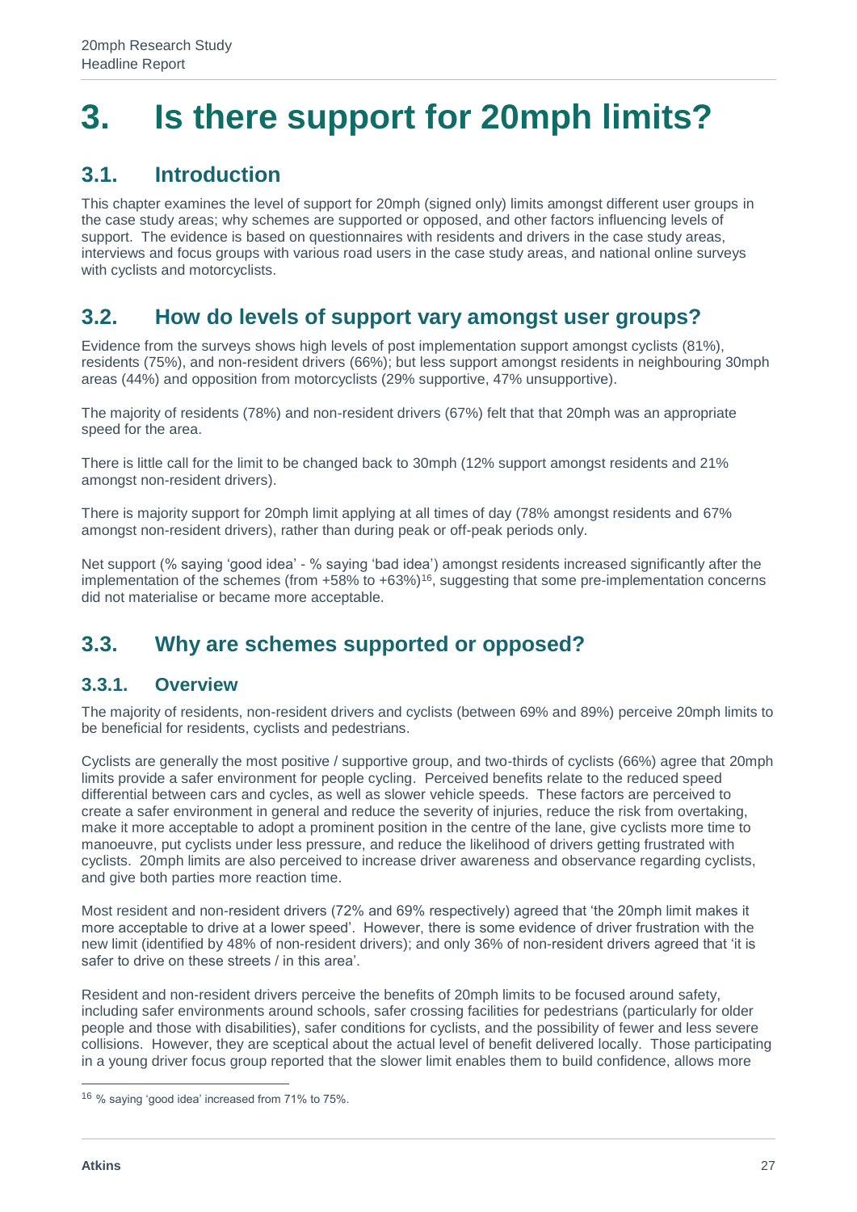# 3. Is there support for 20mph limits?

## 3.1. Introduction

This chapter examines the level of support for 20mph (signed only) limits amongst different user groups in the case study areas; why schemes are supported or opposed, and other factors influencing levels of support. The evidence is based on questionnaires with residents and drivers in the case study areas, interviews and focus groups with various road users in the case study areas, and national online surveys with cyclists and motorcyclists.

## 3.2. How do levels of support vary amongst user groups?

Evidence from the surveys shows high levels of post implementation support amongst cyclists (81%), residents (75%), and non-resident drivers (66%); but less support amongst residents in neighbouring 30mph areas (44%) and opposition from motorcyclists (29% supportive, 47% unsupportive).

The majority of residents (78%) and non-resident drivers (67%) felt that that 20mph was an appropriate speed for the area.

There is little call for the limit to be changed back to 30mph (12% support amongst residents and 21% amongst non-resident drivers).

There is majority support for 20mph limit applying at all times of day (78% amongst residents and 67% amongst non-resident drivers), rather than during peak or off-peak periods only.

Net support (% saying 'good idea' - % saying 'bad idea') amongst residents increased significantly after the implementation of the schemes (from +58% to +63%)[16], suggesting that some pre-implementation concerns did not materialise or became more acceptable.

## 3.3. Why are schemes supported or opposed?

### 3.3.1. Overview

The majority of residents, non-resident drivers and cyclists (between 69% and 89%) perceive 20mph limits to be beneficial for residents, cyclists and pedestrians.

Cyclists are generally the most positive / supportive group, and two-thirds of cyclists (66%) agree that 20mph limits provide a safer environment for people cycling. Perceived benefits relate to the reduced speed differential between cars and cycles, as well as slower vehicle speeds. These factors are perceived to create a safer environment in general and reduce the severity of injuries, reduce the risk from overtaking, make it more acceptable to adopt a prominent position in the centre of the lane, give cyclists more time to manoeuvre, put cyclists under less pressure, and reduce the likelihood of drivers getting frustrated with cyclists. 20mph limits are also perceived to increase driver awareness and observance regarding cyclists, and give both parties more reaction time.

Most resident and non-resident drivers (72% and 69% respectively) agreed that 'the 20mph limit makes it more acceptable to drive at a lower speed'. However, there is some evidence of driver frustration with the new limit (identified by 48% of non-resident drivers); and only 36% of non-resident drivers agreed that 'it is safer to drive on these streets / in this area'.

Resident and non-resident drivers perceive the benefits of 20mph limits to be focused around safety, including safer environments around schools, safer crossing facilities for pedestrians (particularly for older people and those with disabilities), safer conditions for cyclists, and the possibility of fewer and less severe collisions. However, they are sceptical about the actual level of benefit delivered locally. Those participating in a young driver focus group reported that the slower limit enables them to build confidence, allows more

[16] % saying 'good idea' increased from 71% to 75%.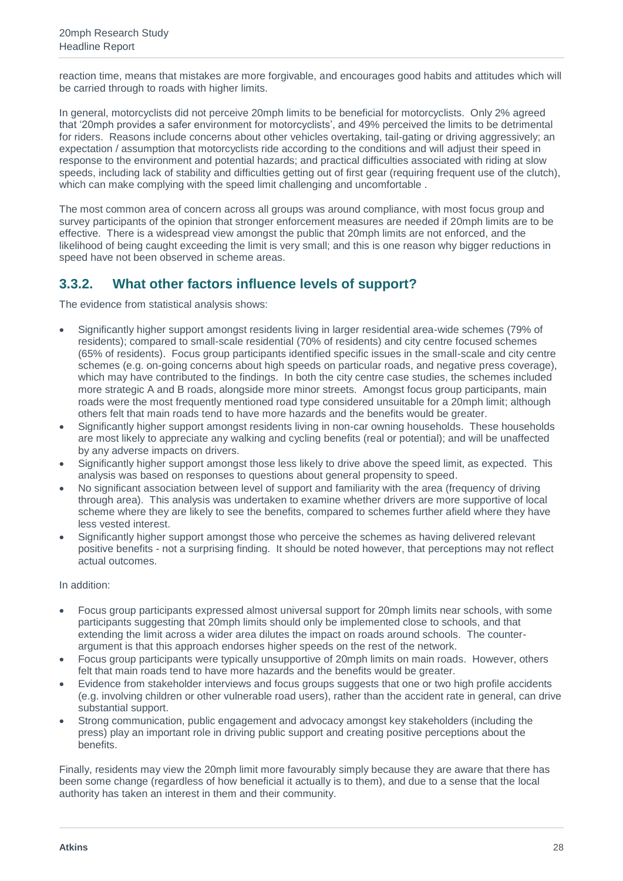reaction time, means that mistakes are more forgivable, and encourages good habits and attitudes which will be carried through to roads with higher limits.

In general, motorcyclists did not perceive 20mph limits to be beneficial for motorcyclists. Only 2% agreed that '20mph provides a safer environment for motorcyclists', and 49% perceived the limits to be detrimental for riders. Reasons include concerns about other vehicles overtaking, tail-gating or driving aggressively; an expectation / assumption that motorcyclists ride according to the conditions and will adjust their speed in response to the environment and potential hazards; and practical difficulties associated with riding at slow speeds, including lack of stability and difficulties getting out of first gear (requiring frequent use of the clutch), which can make complying with the speed limit challenging and uncomfortable .

The most common area of concern across all groups was around compliance, with most focus group and survey participants of the opinion that stronger enforcement measures are needed if 20mph limits are to be effective. There is a widespread view amongst the public that 20mph limits are not enforced, and the likelihood of being caught exceeding the limit is very small; and this is one reason why bigger reductions in speed have not been observed in scheme areas.

### 3.3.2. What other factors influence levels of support?

The evidence from statistical analysis shows:

- Significantly higher support amongst residents living in larger residential area-wide schemes (79% of residents); compared to small-scale residential (70% of residents) and city centre focused schemes (65% of residents). Focus group participants identified specific issues in the small-scale and city centre schemes (e.g. on-going concerns about high speeds on particular roads, and negative press coverage), which may have contributed to the findings. In both the city centre case studies, the schemes included more strategic A and B roads, alongside more minor streets. Amongst focus group participants, main roads were the most frequently mentioned road type considered unsuitable for a 20mph limit; although others felt that main roads tend to have more hazards and the benefits would be greater.
- Significantly higher support amongst residents living in non-car owning households. These households are most likely to appreciate any walking and cycling benefits (real or potential); and will be unaffected by any adverse impacts on drivers.
- Significantly higher support amongst those less likely to drive above the speed limit, as expected. This analysis was based on responses to questions about general propensity to speed.
- No significant association between level of support and familiarity with the area (frequency of driving through area). This analysis was undertaken to examine whether drivers are more supportive of local scheme where they are likely to see the benefits, compared to schemes further afield where they have less vested interest.
- Significantly higher support amongst those who perceive the schemes as having delivered relevant positive benefits - not a surprising finding. It should be noted however, that perceptions may not reflect actual outcomes.

In addition:

- Focus group participants expressed almost universal support for 20mph limits near schools, with some participants suggesting that 20mph limits should only be implemented close to schools, and that extending the limit across a wider area dilutes the impact on roads around schools. The counter-argument is that this approach endorses higher speeds on the rest of the network.
- Focus group participants were typically unsupportive of 20mph limits on main roads. However, others felt that main roads tend to have more hazards and the benefits would be greater.
- Evidence from stakeholder interviews and focus groups suggests that one or two high profile accidents (e.g. involving children or other vulnerable road users), rather than the accident rate in general, can drive substantial support.
- Strong communication, public engagement and advocacy amongst key stakeholders (including the press) play an important role in driving public support and creating positive perceptions about the benefits.

Finally, residents may view the 20mph limit more favourably simply because they are aware that there has been some change (regardless of how beneficial it actually is to them), and due to a sense that the local authority has taken an interest in them and their community.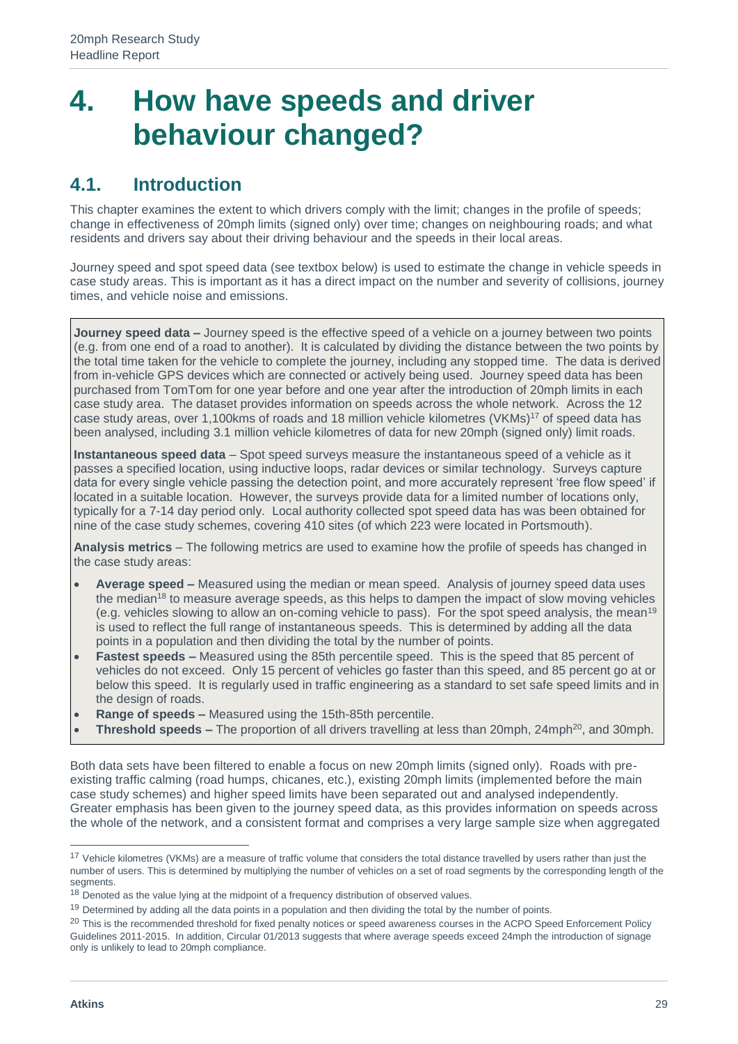# 4. How have speeds and driver behaviour changed?

## 4.1. Introduction

This chapter examines the extent to which drivers comply with the limit; changes in the profile of speeds; change in effectiveness of 20mph limits (signed only) over time; changes on neighbouring roads; and what residents and drivers say about their driving behaviour and the speeds in their local areas.

Journey speed and spot speed data (see textbox below) is used to estimate the change in vehicle speeds in case study areas. This is important as it has a direct impact on the number and severity of collisions, journey times, and vehicle noise and emissions.

**Journey speed data –** Journey speed is the effective speed of a vehicle on a journey between two points (e.g. from one end of a road to another). It is calculated by dividing the distance between the two points by the total time taken for the vehicle to complete the journey, including any stopped time. The data is derived from in-vehicle GPS devices which are connected or actively being used. Journey speed data has been purchased from TomTom for one year before and one year after the introduction of 20mph limits in each case study area. The dataset provides information on speeds across the whole network. Across the 12 case study areas, over 1,100kms of roads and 18 million vehicle kilometres (VKMs)[17] of speed data has been analysed, including 3.1 million vehicle kilometres of data for new 20mph (signed only) limit roads.

**Instantaneous speed data** – Spot speed surveys measure the instantaneous speed of a vehicle as it passes a specified location, using inductive loops, radar devices or similar technology. Surveys capture data for every single vehicle passing the detection point, and more accurately represent 'free flow speed' if located in a suitable location. However, the surveys provide data for a limited number of locations only, typically for a 7-14 day period only. Local authority collected spot speed data has was been obtained for nine of the case study schemes, covering 410 sites (of which 223 were located in Portsmouth).

**Analysis metrics** – The following metrics are used to examine how the profile of speeds has changed in the case study areas:

- **Average speed –** Measured using the median or mean speed. Analysis of journey speed data uses the median[18] to measure average speeds, as this helps to dampen the impact of slow moving vehicles (e.g. vehicles slowing to allow an on-coming vehicle to pass). For the spot speed analysis, the mean[19] is used to reflect the full range of instantaneous speeds. This is determined by adding all the data points in a population and then dividing the total by the number of points.
- **Fastest speeds –** Measured using the 85th percentile speed. This is the speed that 85 percent of vehicles do not exceed. Only 15 percent of vehicles go faster than this speed, and 85 percent go at or below this speed. It is regularly used in traffic engineering as a standard to set safe speed limits and in the design of roads.
- **Range of speeds –** Measured using the 15th-85th percentile.
- **Threshold speeds –** The proportion of all drivers travelling at less than 20mph, 24mph[20], and 30mph.

Both data sets have been filtered to enable a focus on new 20mph limits (signed only). Roads with pre-existing traffic calming (road humps, chicanes, etc.), existing 20mph limits (implemented before the main case study schemes) and higher speed limits have been separated out and analysed independently. Greater emphasis has been given to the journey speed data, as this provides information on speeds across the whole of the network, and a consistent format and comprises a very large sample size when aggregated

---

[17] Vehicle kilometres (VKMs) are a measure of traffic volume that considers the total distance travelled by users rather than just the number of users. This is determined by multiplying the number of vehicles on a set of road segments by the corresponding length of the segments.

[18] Denoted as the value lying at the midpoint of a frequency distribution of observed values.

[19] Determined by adding all the data points in a population and then dividing the total by the number of points.

[20] This is the recommended threshold for fixed penalty notices or speed awareness courses in the ACPO Speed Enforcement Policy Guidelines 2011-2015. In addition, Circular 01/2013 suggests that where average speeds exceed 24mph the introduction of signage only is unlikely to lead to 20mph compliance.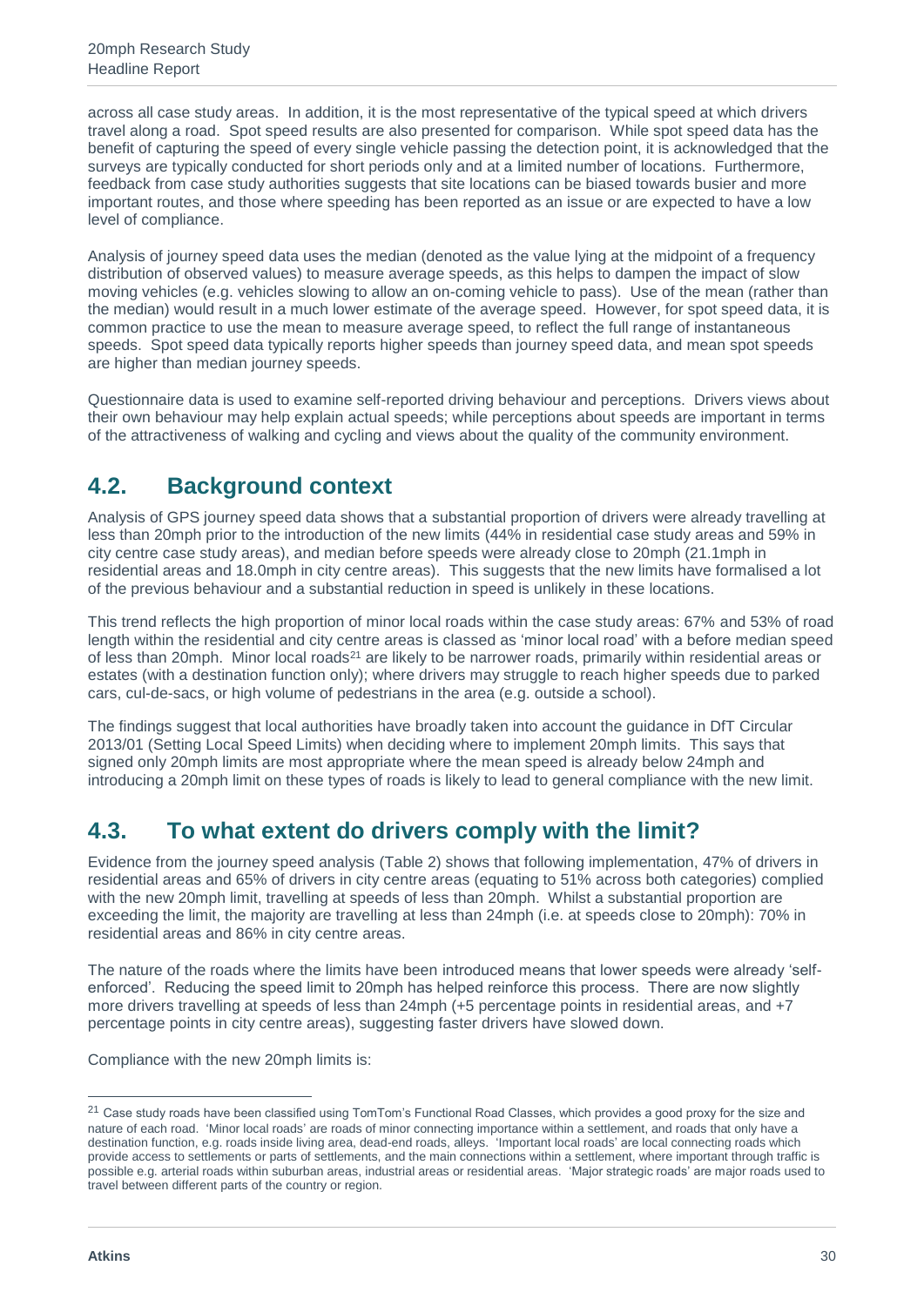across all case study areas. In addition, it is the most representative of the typical speed at which drivers travel along a road. Spot speed results are also presented for comparison. While spot speed data has the benefit of capturing the speed of every single vehicle passing the detection point, it is acknowledged that the surveys are typically conducted for short periods only and at a limited number of locations. Furthermore, feedback from case study authorities suggests that site locations can be biased towards busier and more important routes, and those where speeding has been reported as an issue or are expected to have a low level of compliance.

Analysis of journey speed data uses the median (denoted as the value lying at the midpoint of a frequency distribution of observed values) to measure average speeds, as this helps to dampen the impact of slow moving vehicles (e.g. vehicles slowing to allow an on-coming vehicle to pass). Use of the mean (rather than the median) would result in a much lower estimate of the average speed. However, for spot speed data, it is common practice to use the mean to measure average speed, to reflect the full range of instantaneous speeds. Spot speed data typically reports higher speeds than journey speed data, and mean spot speeds are higher than median journey speeds.

Questionnaire data is used to examine self-reported driving behaviour and perceptions. Drivers views about their own behaviour may help explain actual speeds; while perceptions about speeds are important in terms of the attractiveness of walking and cycling and views about the quality of the community environment.

## 4.2. Background context

Analysis of GPS journey speed data shows that a substantial proportion of drivers were already travelling at less than 20mph prior to the introduction of the new limits (44% in residential case study areas and 59% in city centre case study areas), and median before speeds were already close to 20mph (21.1mph in residential areas and 18.0mph in city centre areas). This suggests that the new limits have formalised a lot of the previous behaviour and a substantial reduction in speed is unlikely in these locations.

This trend reflects the high proportion of minor local roads within the case study areas: 67% and 53% of road length within the residential and city centre areas is classed as 'minor local road' with a before median speed of less than 20mph. Minor local roads[21] are likely to be narrower roads, primarily within residential areas or estates (with a destination function only); where drivers may struggle to reach higher speeds due to parked cars, cul-de-sacs, or high volume of pedestrians in the area (e.g. outside a school).

The findings suggest that local authorities have broadly taken into account the guidance in DfT Circular 2013/01 (Setting Local Speed Limits) when deciding where to implement 20mph limits. This says that signed only 20mph limits are most appropriate where the mean speed is already below 24mph and introducing a 20mph limit on these types of roads is likely to lead to general compliance with the new limit.

## 4.3. To what extent do drivers comply with the limit?

Evidence from the journey speed analysis (Table 2) shows that following implementation, 47% of drivers in residential areas and 65% of drivers in city centre areas (equating to 51% across both categories) complied with the new 20mph limit, travelling at speeds of less than 20mph. Whilst a substantial proportion are exceeding the limit, the majority are travelling at less than 24mph (i.e. at speeds close to 20mph): 70% in residential areas and 86% in city centre areas.

The nature of the roads where the limits have been introduced means that lower speeds were already 'self-enforced'. Reducing the speed limit to 20mph has helped reinforce this process. There are now slightly more drivers travelling at speeds of less than 24mph (+5 percentage points in residential areas, and +7 percentage points in city centre areas), suggesting faster drivers have slowed down.

Compliance with the new 20mph limits is:

---

[21] Case study roads have been classified using TomTom's Functional Road Classes, which provides a good proxy for the size and nature of each road. 'Minor local roads' are roads of minor connecting importance within a settlement, and roads that only have a destination function, e.g. roads inside living area, dead-end roads, alleys. 'Important local roads' are local connecting roads which provide access to settlements or parts of settlements, and the main connections within a settlement, where important through traffic is possible e.g. arterial roads within suburban areas, industrial areas or residential areas. 'Major strategic roads' are major roads used to travel between different parts of the country or region.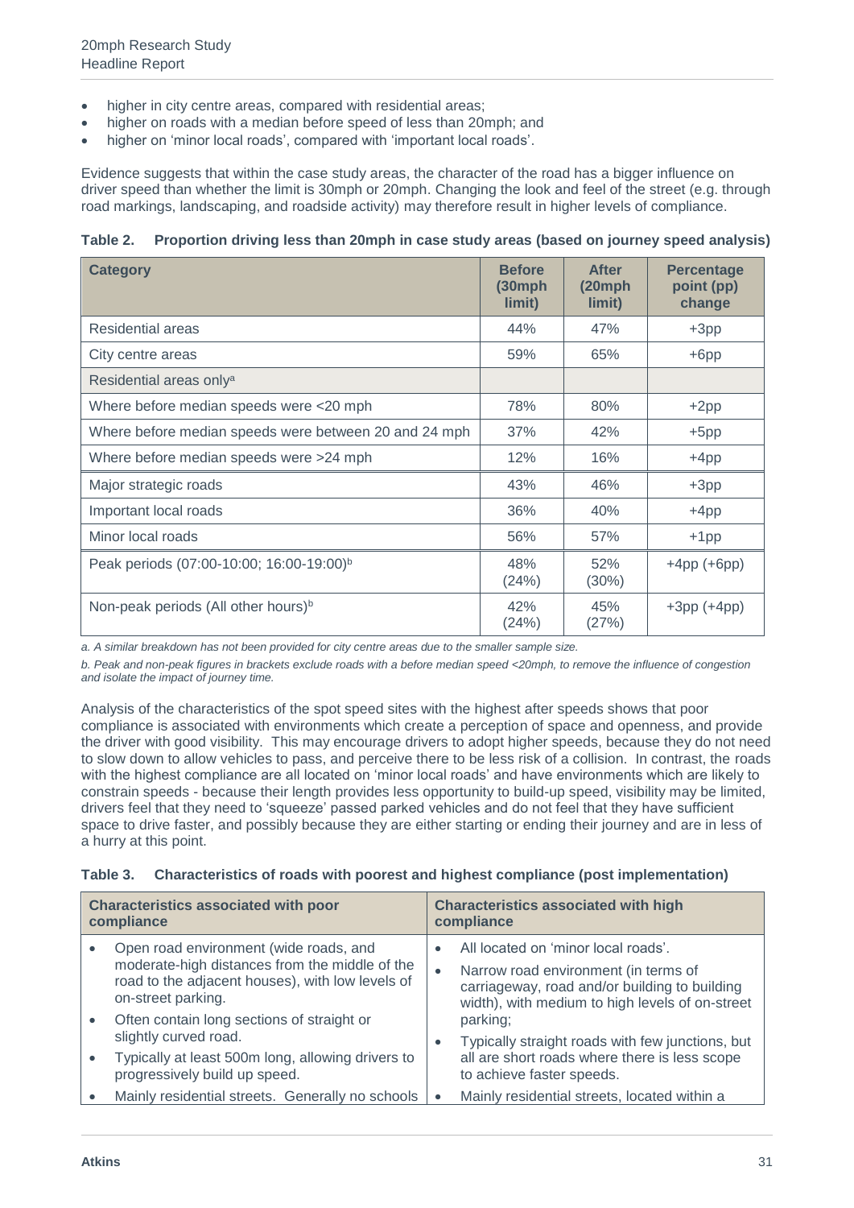- higher in city centre areas, compared with residential areas;
- higher on roads with a median before speed of less than 20mph; and
- higher on 'minor local roads', compared with 'important local roads'.

Evidence suggests that within the case study areas, the character of the road has a bigger influence on driver speed than whether the limit is 30mph or 20mph. Changing the look and feel of the street (e.g. through road markings, landscaping, and roadside activity) may therefore result in higher levels of compliance.

**Table 2. Proportion driving less than 20mph in case study areas (based on journey speed analysis)**

| Category | Before (30mph limit) | After (20mph limit) | Percentage point (pp) change |
|---|---|---|---|
| Residential areas | 44% | 47% | +3pp |
| City centre areas | 59% | 65% | +6pp |
| Residential areas only[a] | | | |
| Where before median speeds were <20 mph | 78% | 80% | +2pp |
| Where before median speeds were between 20 and 24 mph | 37% | 42% | +5pp |
| Where before median speeds were >24 mph | 12% | 16% | +4pp |
| Major strategic roads | 43% | 46% | +3pp |
| Important local roads | 36% | 40% | +4pp |
| Minor local roads | 56% | 57% | +1pp |
| Peak periods (07:00-10:00; 16:00-19:00)[b] | 48% (24%) | 52% (30%) | +4pp (+6pp) |
| Non-peak periods (All other hours)[b] | 42% (24%) | 45% (27%) | +3pp (+4pp) |

*a. A similar breakdown has not been provided for city centre areas due to the smaller sample size.*

*b. Peak and non-peak figures in brackets exclude roads with a before median speed <20mph, to remove the influence of congestion and isolate the impact of journey time.*

Analysis of the characteristics of the spot speed sites with the highest after speeds shows that poor compliance is associated with environments which create a perception of space and openness, and provide the driver with good visibility. This may encourage drivers to adopt higher speeds, because they do not need to slow down to allow vehicles to pass, and perceive there to be less risk of a collision. In contrast, the roads with the highest compliance are all located on 'minor local roads' and have environments which are likely to constrain speeds - because their length provides less opportunity to build-up speed, visibility may be limited, drivers feel that they need to 'squeeze' passed parked vehicles and do not feel that they have sufficient space to drive faster, and possibly because they are either starting or ending their journey and are in less of a hurry at this point.

**Table 3. Characteristics of roads with poorest and highest compliance (post implementation)**

| Characteristics associated with poor compliance | Characteristics associated with high compliance |
|---|---|
| • Open road environment (wide roads, and moderate-high distances from the middle of the road to the adjacent houses), with low levels of on-street parking.<br>• Often contain long sections of straight or slightly curved road.<br>• Typically at least 500m long, allowing drivers to progressively build up speed.<br>• Mainly residential streets. Generally no schools | • All located on 'minor local roads'.<br>• Narrow road environment (in terms of carriageway, road and/or building to building width), with medium to high levels of on-street parking;<br>• Typically straight roads with few junctions, but all are short roads where there is less scope to achieve faster speeds.<br>• Mainly residential streets, located within a |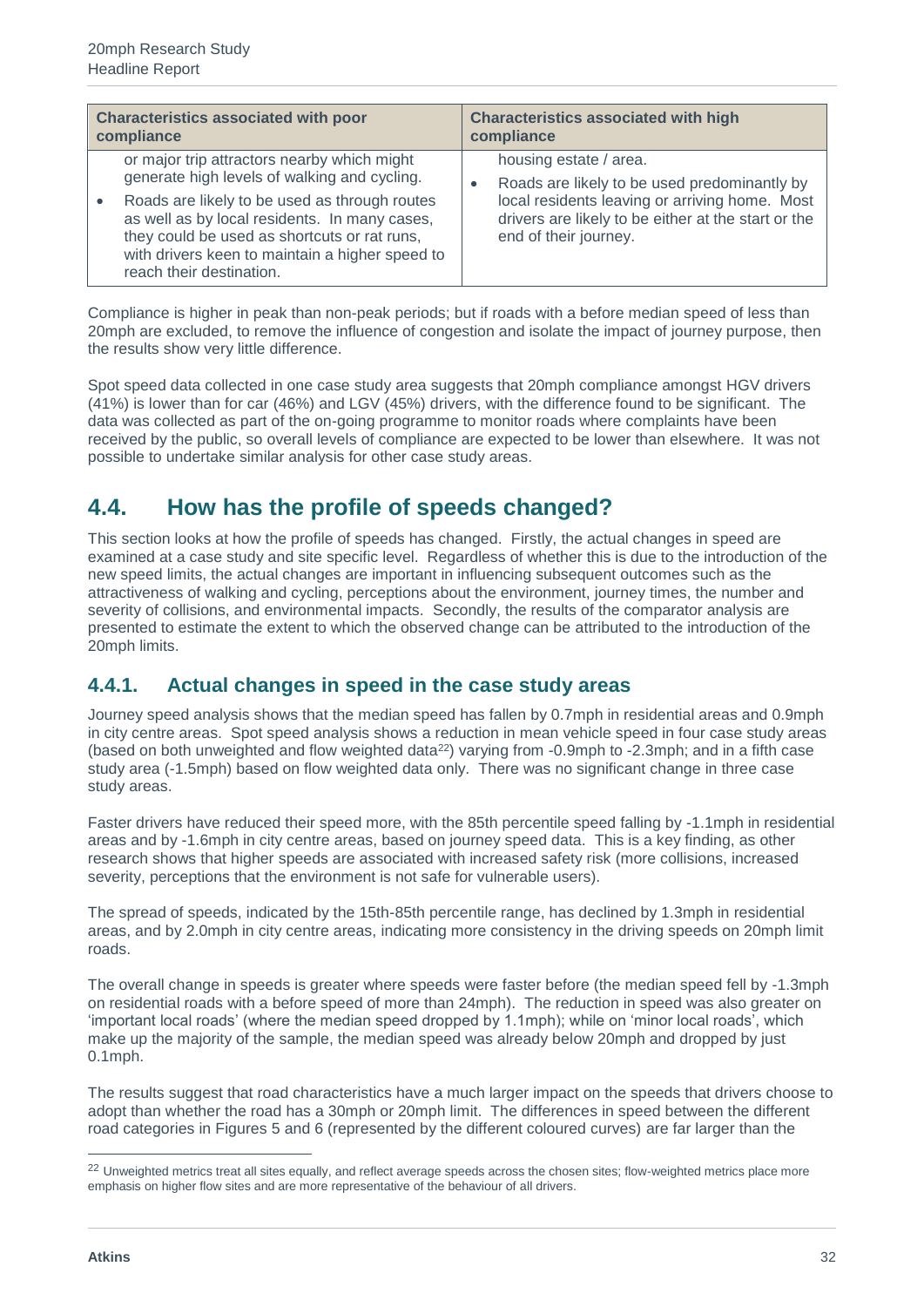| Characteristics associated with poor compliance | Characteristics associated with high compliance |
| --- | --- |
| or major trip attractors nearby which might generate high levels of walking and cycling.<br>• Roads are likely to be used as through routes as well as by local residents. In many cases, they could be used as shortcuts or rat runs, with drivers keen to maintain a higher speed to reach their destination. | housing estate / area.<br>• Roads are likely to be used predominantly by local residents leaving or arriving home. Most drivers are likely to be either at the start or the end of their journey. |

Compliance is higher in peak than non-peak periods; but if roads with a before median speed of less than 20mph are excluded, to remove the influence of congestion and isolate the impact of journey purpose, then the results show very little difference.

Spot speed data collected in one case study area suggests that 20mph compliance amongst HGV drivers (41%) is lower than for car (46%) and LGV (45%) drivers, with the difference found to be significant. The data was collected as part of the on-going programme to monitor roads where complaints have been received by the public, so overall levels of compliance are expected to be lower than elsewhere. It was not possible to undertake similar analysis for other case study areas.

## 4.4. How has the profile of speeds changed?

This section looks at how the profile of speeds has changed. Firstly, the actual changes in speed are examined at a case study and site specific level. Regardless of whether this is due to the introduction of the new speed limits, the actual changes are important in influencing subsequent outcomes such as the attractiveness of walking and cycling, perceptions about the environment, journey times, the number and severity of collisions, and environmental impacts. Secondly, the results of the comparator analysis are presented to estimate the extent to which the observed change can be attributed to the introduction of the 20mph limits.

### 4.4.1. Actual changes in speed in the case study areas

Journey speed analysis shows that the median speed has fallen by 0.7mph in residential areas and 0.9mph in city centre areas. Spot speed analysis shows a reduction in mean vehicle speed in four case study areas (based on both unweighted and flow weighted data[22]) varying from -0.9mph to -2.3mph; and in a fifth case study area (-1.5mph) based on flow weighted data only. There was no significant change in three case study areas.

Faster drivers have reduced their speed more, with the 85th percentile speed falling by -1.1mph in residential areas and by -1.6mph in city centre areas, based on journey speed data. This is a key finding, as other research shows that higher speeds are associated with increased safety risk (more collisions, increased severity, perceptions that the environment is not safe for vulnerable users).

The spread of speeds, indicated by the 15th-85th percentile range, has declined by 1.3mph in residential areas, and by 2.0mph in city centre areas, indicating more consistency in the driving speeds on 20mph limit roads.

The overall change in speeds is greater where speeds were faster before (the median speed fell by -1.3mph on residential roads with a before speed of more than 24mph). The reduction in speed was also greater on 'important local roads' (where the median speed dropped by 1.1mph); while on 'minor local roads', which make up the majority of the sample, the median speed was already below 20mph and dropped by just 0.1mph.

The results suggest that road characteristics have a much larger impact on the speeds that drivers choose to adopt than whether the road has a 30mph or 20mph limit. The differences in speed between the different road categories in Figures 5 and 6 (represented by the different coloured curves) are far larger than the

[22] Unweighted metrics treat all sites equally, and reflect average speeds across the chosen sites; flow-weighted metrics place more emphasis on higher flow sites and are more representative of the behaviour of all drivers.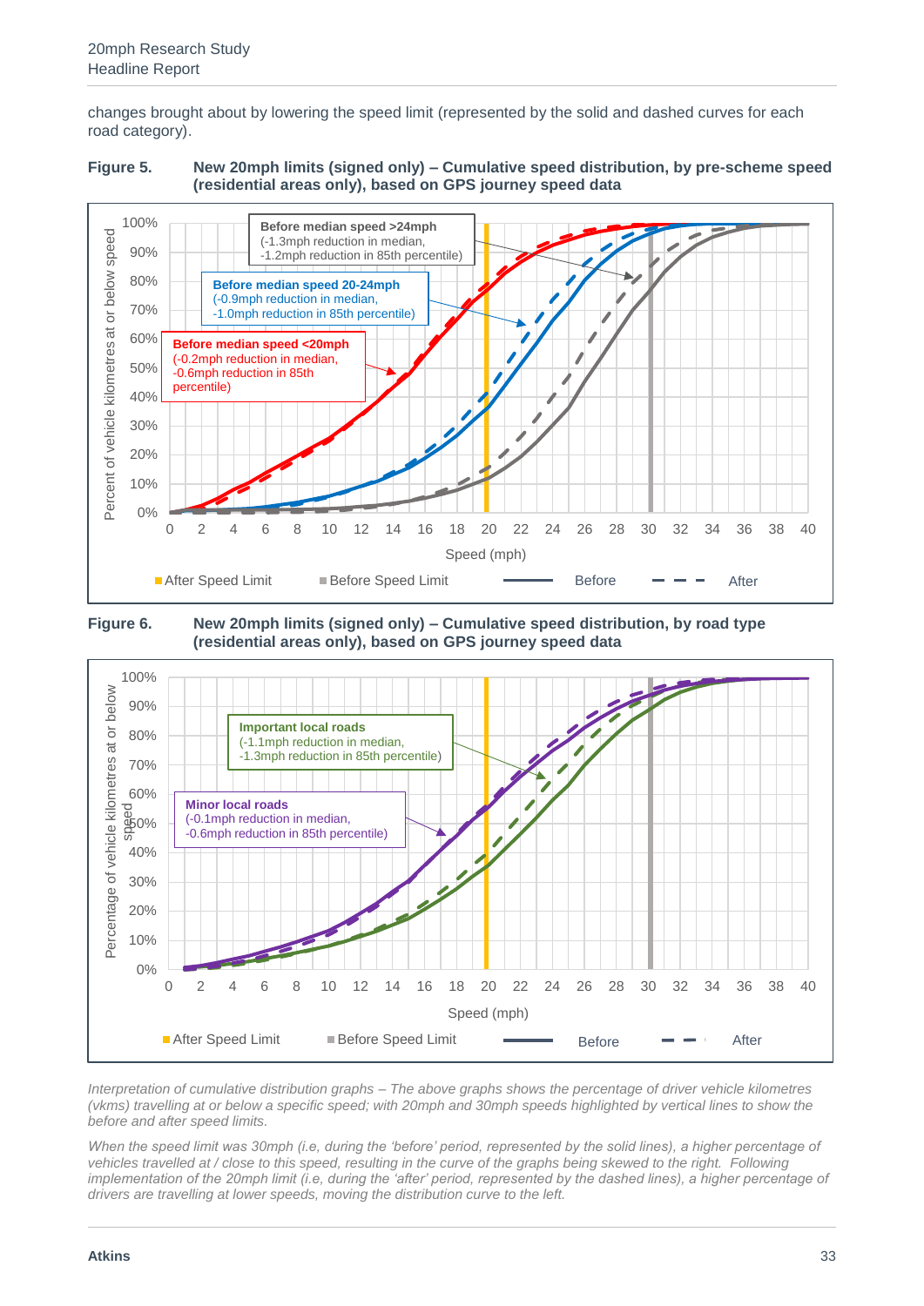changes brought about by lowering the speed limit (represented by the solid and dashed curves for each road category).

**Figure 5. New 20mph limits (signed only) – Cumulative speed distribution, by pre-scheme speed (residential areas only), based on GPS journey speed data**

Percent of vehicle kilometres at or below speed

100%
90%
80%
70%
60%
50%
40%
30%
20%
10%
0%

0 2 4 6 8 10 12 14 16 18 20 22 24 26 28 30 32 34 36 38 40

Speed (mph)

**Before median speed >24mph**
(-1.3mph reduction in median,
-1.2mph reduction in 85th percentile)

**Before median speed 20-24mph**
(-0.9mph reduction in median,
-1.0mph reduction in 85th percentile)

**Before median speed <20mph**
(-0.2mph reduction in median,
-0.6mph reduction in 85th percentile)

After Speed Limit
Before Speed Limit
Before
After

**Figure 6. New 20mph limits (signed only) – Cumulative speed distribution, by road type (residential areas only), based on GPS journey speed data**

Percentage of vehicle kilometres at or below speed

100%
90%
80%
70%
60%
50%
40%
30%
20%
10%
0%

0 2 4 6 8 10 12 14 16 18 20 22 24 26 28 30 32 34 36 38 40

Speed (mph)

**Important local roads**
(-1.1mph reduction in median,
-1.3mph reduction in 85th percentile)

**Minor local roads**
(-0.1mph reduction in median,
-0.6mph reduction in 85th percentile)

After Speed Limit
Before Speed Limit
Before
After

*Interpretation of cumulative distribution graphs – The above graphs shows the percentage of driver vehicle kilometres (vkms) travelling at or below a specific speed; with 20mph and 30mph speeds highlighted by vertical lines to show the before and after speed limits.*

*When the speed limit was 30mph (i.e, during the 'before' period, represented by the solid lines), a higher percentage of vehicles travelled at / close to this speed, resulting in the curve of the graphs being skewed to the right. Following implementation of the 20mph limit (i.e, during the 'after' period, represented by the dashed lines), a higher percentage of drivers are travelling at lower speeds, moving the distribution curve to the left.*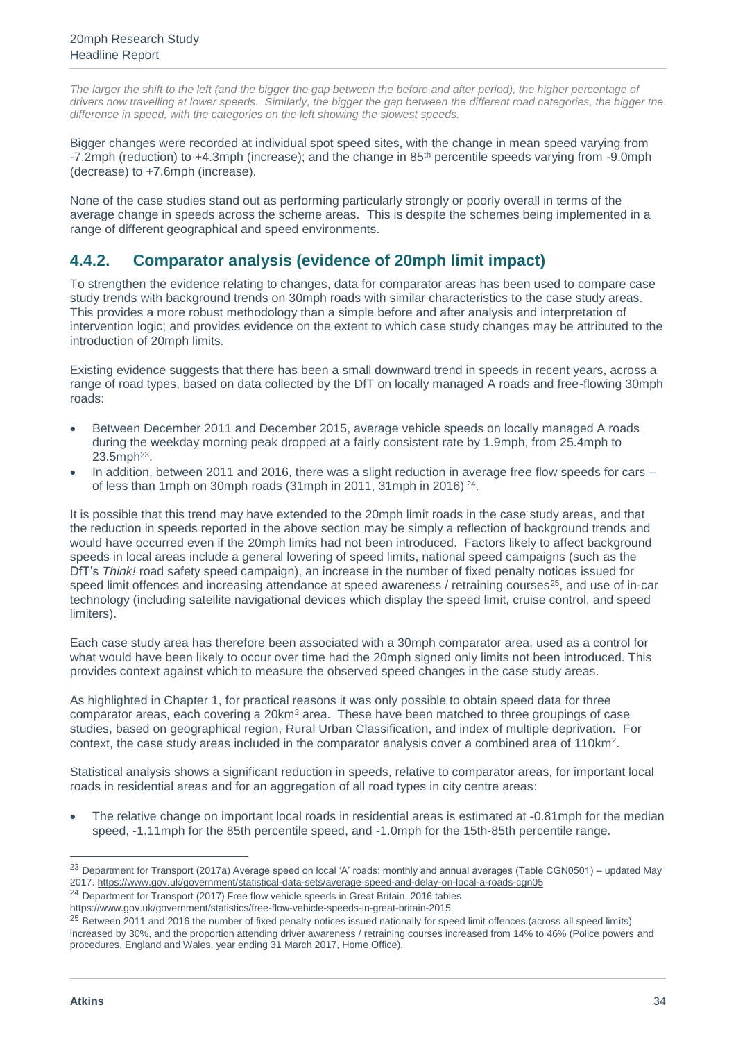*The larger the shift to the left (and the bigger the gap between the before and after period), the higher percentage of drivers now travelling at lower speeds. Similarly, the bigger the gap between the different road categories, the bigger the difference in speed, with the categories on the left showing the slowest speeds.*

Bigger changes were recorded at individual spot speed sites, with the change in mean speed varying from -7.2mph (reduction) to +4.3mph (increase); and the change in 85th percentile speeds varying from -9.0mph (decrease) to +7.6mph (increase).

None of the case studies stand out as performing particularly strongly or poorly overall in terms of the average change in speeds across the scheme areas. This is despite the schemes being implemented in a range of different geographical and speed environments.

## 4.4.2. Comparator analysis (evidence of 20mph limit impact)

To strengthen the evidence relating to changes, data for comparator areas has been used to compare case study trends with background trends on 30mph roads with similar characteristics to the case study areas. This provides a more robust methodology than a simple before and after analysis and interpretation of intervention logic; and provides evidence on the extent to which case study changes may be attributed to the introduction of 20mph limits.

Existing evidence suggests that there has been a small downward trend in speeds in recent years, across a range of road types, based on data collected by the DfT on locally managed A roads and free-flowing 30mph roads:

- Between December 2011 and December 2015, average vehicle speeds on locally managed A roads during the weekday morning peak dropped at a fairly consistent rate by 1.9mph, from 25.4mph to 23.5mph[23].
- In addition, between 2011 and 2016, there was a slight reduction in average free flow speeds for cars – of less than 1mph on 30mph roads (31mph in 2011, 31mph in 2016) [24].

It is possible that this trend may have extended to the 20mph limit roads in the case study areas, and that the reduction in speeds reported in the above section may be simply a reflection of background trends and would have occurred even if the 20mph limits had not been introduced. Factors likely to affect background speeds in local areas include a general lowering of speed limits, national speed campaigns (such as the DfT's *Think!* road safety speed campaign), an increase in the number of fixed penalty notices issued for speed limit offences and increasing attendance at speed awareness / retraining courses[25], and use of in-car technology (including satellite navigational devices which display the speed limit, cruise control, and speed limiters).

Each case study area has therefore been associated with a 30mph comparator area, used as a control for what would have been likely to occur over time had the 20mph signed only limits not been introduced. This provides context against which to measure the observed speed changes in the case study areas.

As highlighted in Chapter 1, for practical reasons it was only possible to obtain speed data for three comparator areas, each covering a 20km$^2$ area. These have been matched to three groupings of case studies, based on geographical region, Rural Urban Classification, and index of multiple deprivation. For context, the case study areas included in the comparator analysis cover a combined area of 110km$^2$.

Statistical analysis shows a significant reduction in speeds, relative to comparator areas, for important local roads in residential areas and for an aggregation of all road types in city centre areas:

- The relative change on important local roads in residential areas is estimated at -0.81mph for the median speed, -1.11mph for the 85th percentile speed, and -1.0mph for the 15th-85th percentile range.

---

[23] Department for Transport (2017a) Average speed on local 'A' roads: monthly and annual averages (Table CGN0501) – updated May 2017. https://www.gov.uk/government/statistical-data-sets/average-speed-and-delay-on-local-a-roads-cgn05

[24] Department for Transport (2017) Free flow vehicle speeds in Great Britain: 2016 tables https://www.gov.uk/government/statistics/free-flow-vehicle-speeds-in-great-britain-2015

[25] Between 2011 and 2016 the number of fixed penalty notices issued nationally for speed limit offences (across all speed limits) increased by 30%, and the proportion attending driver awareness / retraining courses increased from 14% to 46% (Police powers and procedures, England and Wales, year ending 31 March 2017, Home Office).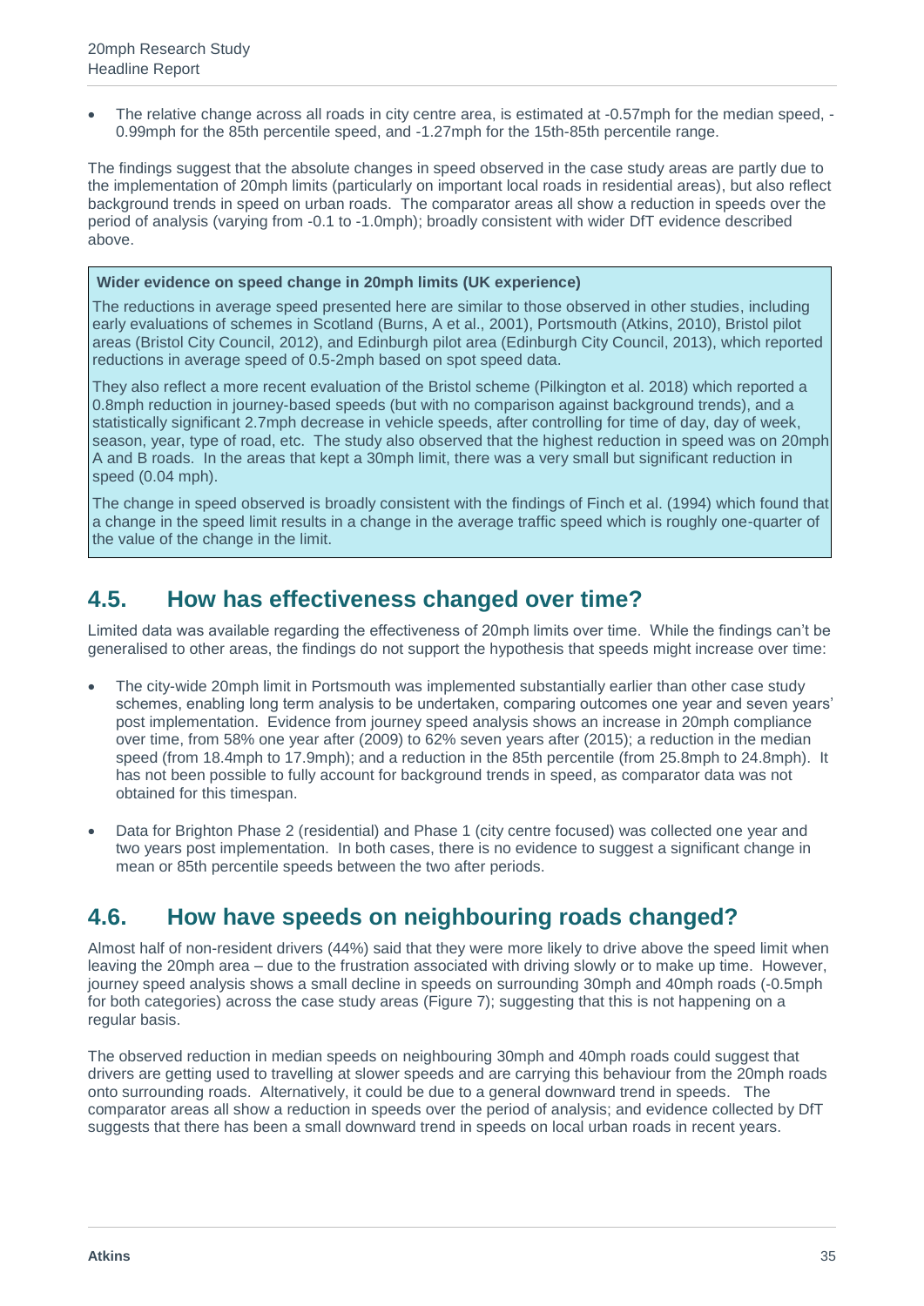- The relative change across all roads in city centre area, is estimated at -0.57mph for the median speed, -0.99mph for the 85th percentile speed, and -1.27mph for the 15th-85th percentile range.

The findings suggest that the absolute changes in speed observed in the case study areas are partly due to the implementation of 20mph limits (particularly on important local roads in residential areas), but also reflect background trends in speed on urban roads. The comparator areas all show a reduction in speeds over the period of analysis (varying from -0.1 to -1.0mph); broadly consistent with wider DfT evidence described above.

**Wider evidence on speed change in 20mph limits (UK experience)**

The reductions in average speed presented here are similar to those observed in other studies, including early evaluations of schemes in Scotland (Burns, A et al., 2001), Portsmouth (Atkins, 2010), Bristol pilot areas (Bristol City Council, 2012), and Edinburgh pilot area (Edinburgh City Council, 2013), which reported reductions in average speed of 0.5-2mph based on spot speed data.

They also reflect a more recent evaluation of the Bristol scheme (Pilkington et al. 2018) which reported a 0.8mph reduction in journey-based speeds (but with no comparison against background trends), and a statistically significant 2.7mph decrease in vehicle speeds, after controlling for time of day, day of week, season, year, type of road, etc. The study also observed that the highest reduction in speed was on 20mph A and B roads. In the areas that kept a 30mph limit, there was a very small but significant reduction in speed (0.04 mph).

The change in speed observed is broadly consistent with the findings of Finch et al. (1994) which found that a change in the speed limit results in a change in the average traffic speed which is roughly one-quarter of the value of the change in the limit.

## 4.5. How has effectiveness changed over time?

Limited data was available regarding the effectiveness of 20mph limits over time. While the findings can't be generalised to other areas, the findings do not support the hypothesis that speeds might increase over time:

- The city-wide 20mph limit in Portsmouth was implemented substantially earlier than other case study schemes, enabling long term analysis to be undertaken, comparing outcomes one year and seven years' post implementation. Evidence from journey speed analysis shows an increase in 20mph compliance over time, from 58% one year after (2009) to 62% seven years after (2015); a reduction in the median speed (from 18.4mph to 17.9mph); and a reduction in the 85th percentile (from 25.8mph to 24.8mph). It has not been possible to fully account for background trends in speed, as comparator data was not obtained for this timespan.
- Data for Brighton Phase 2 (residential) and Phase 1 (city centre focused) was collected one year and two years post implementation. In both cases, there is no evidence to suggest a significant change in mean or 85th percentile speeds between the two after periods.

## 4.6. How have speeds on neighbouring roads changed?

Almost half of non-resident drivers (44%) said that they were more likely to drive above the speed limit when leaving the 20mph area – due to the frustration associated with driving slowly or to make up time. However, journey speed analysis shows a small decline in speeds on surrounding 30mph and 40mph roads (-0.5mph for both categories) across the case study areas (Figure 7); suggesting that this is not happening on a regular basis.

The observed reduction in median speeds on neighbouring 30mph and 40mph roads could suggest that drivers are getting used to travelling at slower speeds and are carrying this behaviour from the 20mph roads onto surrounding roads. Alternatively, it could be due to a general downward trend in speeds. The comparator areas all show a reduction in speeds over the period of analysis; and evidence collected by DfT suggests that there has been a small downward trend in speeds on local urban roads in recent years.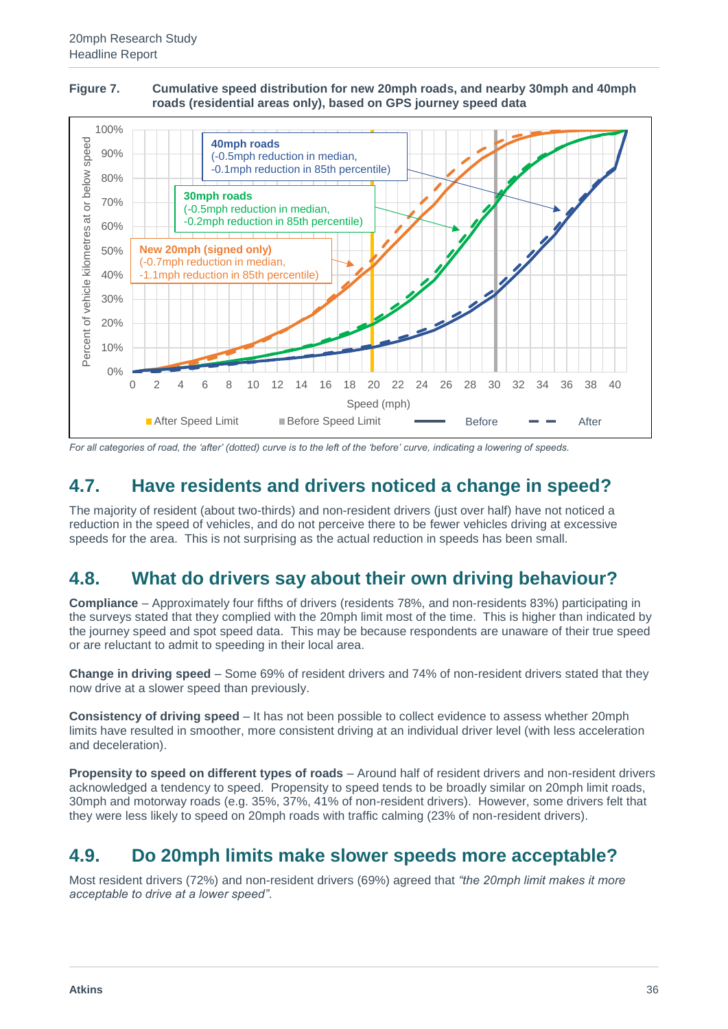**Figure 7. Cumulative speed distribution for new 20mph roads, and nearby 30mph and 40mph roads (residential areas only), based on GPS journey speed data**

*For all categories of road, the 'after' (dotted) curve is to the left of the 'before' curve, indicating a lowering of speeds.*

## 4.7. Have residents and drivers noticed a change in speed?

The majority of resident (about two-thirds) and non-resident drivers (just over half) have not noticed a reduction in the speed of vehicles, and do not perceive there to be fewer vehicles driving at excessive speeds for the area. This is not surprising as the actual reduction in speeds has been small.

## 4.8. What do drivers say about their own driving behaviour?

**Compliance** – Approximately four fifths of drivers (residents 78%, and non-residents 83%) participating in the surveys stated that they complied with the 20mph limit most of the time. This is higher than indicated by the journey speed and spot speed data. This may be because respondents are unaware of their true speed or are reluctant to admit to speeding in their local area.

**Change in driving speed** – Some 69% of resident drivers and 74% of non-resident drivers stated that they now drive at a slower speed than previously.

**Consistency of driving speed** – It has not been possible to collect evidence to assess whether 20mph limits have resulted in smoother, more consistent driving at an individual driver level (with less acceleration and deceleration).

**Propensity to speed on different types of roads** – Around half of resident drivers and non-resident drivers acknowledged a tendency to speed. Propensity to speed tends to be broadly similar on 20mph limit roads, 30mph and motorway roads (e.g. 35%, 37%, 41% of non-resident drivers). However, some drivers felt that they were less likely to speed on 20mph roads with traffic calming (23% of non-resident drivers).

## 4.9. Do 20mph limits make slower speeds more acceptable?

Most resident drivers (72%) and non-resident drivers (69%) agreed that *"the 20mph limit makes it more acceptable to drive at a lower speed"*.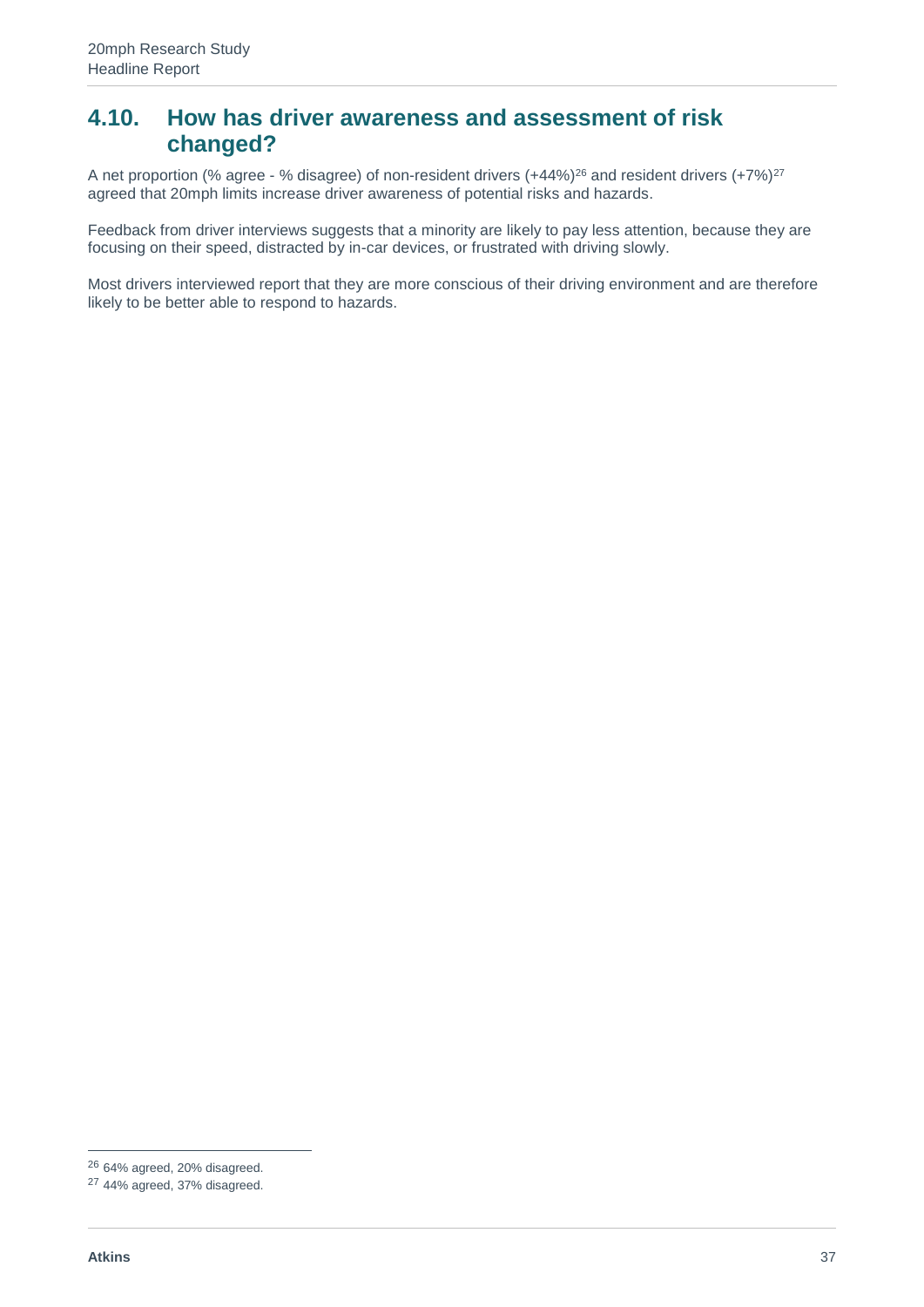## 4.10. How has driver awareness and assessment of risk changed?

A net proportion (% agree - % disagree) of non-resident drivers (+44%)[26] and resident drivers (+7%)[27] agreed that 20mph limits increase driver awareness of potential risks and hazards.

Feedback from driver interviews suggests that a minority are likely to pay less attention, because they are focusing on their speed, distracted by in-car devices, or frustrated with driving slowly.

Most drivers interviewed report that they are more conscious of their driving environment and are therefore likely to be better able to respond to hazards.

[26] 64% agreed, 20% disagreed.

[27] 44% agreed, 37% disagreed.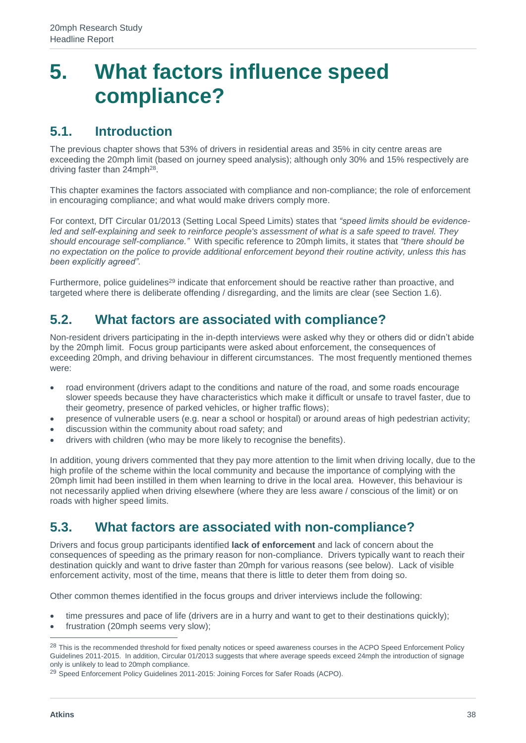# 5. What factors influence speed compliance?

## 5.1. Introduction

The previous chapter shows that 53% of drivers in residential areas and 35% in city centre areas are exceeding the 20mph limit (based on journey speed analysis); although only 30% and 15% respectively are driving faster than 24mph[28].

This chapter examines the factors associated with compliance and non-compliance; the role of enforcement in encouraging compliance; and what would make drivers comply more.

For context, DfT Circular 01/2013 (Setting Local Speed Limits) states that *"speed limits should be evidence-led and self-explaining and seek to reinforce people's assessment of what is a safe speed to travel. They should encourage self-compliance."* With specific reference to 20mph limits, it states that *"there should be no expectation on the police to provide additional enforcement beyond their routine activity, unless this has been explicitly agreed"*.

Furthermore, police guidelines[29] indicate that enforcement should be reactive rather than proactive, and targeted where there is deliberate offending / disregarding, and the limits are clear (see Section 1.6).

## 5.2. What factors are associated with compliance?

Non-resident drivers participating in the in-depth interviews were asked why they or others did or didn't abide by the 20mph limit. Focus group participants were asked about enforcement, the consequences of exceeding 20mph, and driving behaviour in different circumstances. The most frequently mentioned themes were:

- road environment (drivers adapt to the conditions and nature of the road, and some roads encourage slower speeds because they have characteristics which make it difficult or unsafe to travel faster, due to their geometry, presence of parked vehicles, or higher traffic flows);
- presence of vulnerable users (e.g. near a school or hospital) or around areas of high pedestrian activity;
- discussion within the community about road safety; and
- drivers with children (who may be more likely to recognise the benefits).

In addition, young drivers commented that they pay more attention to the limit when driving locally, due to the high profile of the scheme within the local community and because the importance of complying with the 20mph limit had been instilled in them when learning to drive in the local area. However, this behaviour is not necessarily applied when driving elsewhere (where they are less aware / conscious of the limit) or on roads with higher speed limits.

## 5.3. What factors are associated with non-compliance?

Drivers and focus group participants identified **lack of enforcement** and lack of concern about the consequences of speeding as the primary reason for non-compliance. Drivers typically want to reach their destination quickly and want to drive faster than 20mph for various reasons (see below). Lack of visible enforcement activity, most of the time, means that there is little to deter them from doing so.

Other common themes identified in the focus groups and driver interviews include the following:

- time pressures and pace of life (drivers are in a hurry and want to get to their destinations quickly);
- frustration (20mph seems very slow);

---

[28] This is the recommended threshold for fixed penalty notices or speed awareness courses in the ACPO Speed Enforcement Policy Guidelines 2011-2015. In addition, Circular 01/2013 suggests that where average speeds exceed 24mph the introduction of signage only is unlikely to lead to 20mph compliance.

[29] Speed Enforcement Policy Guidelines 2011-2015: Joining Forces for Safer Roads (ACPO).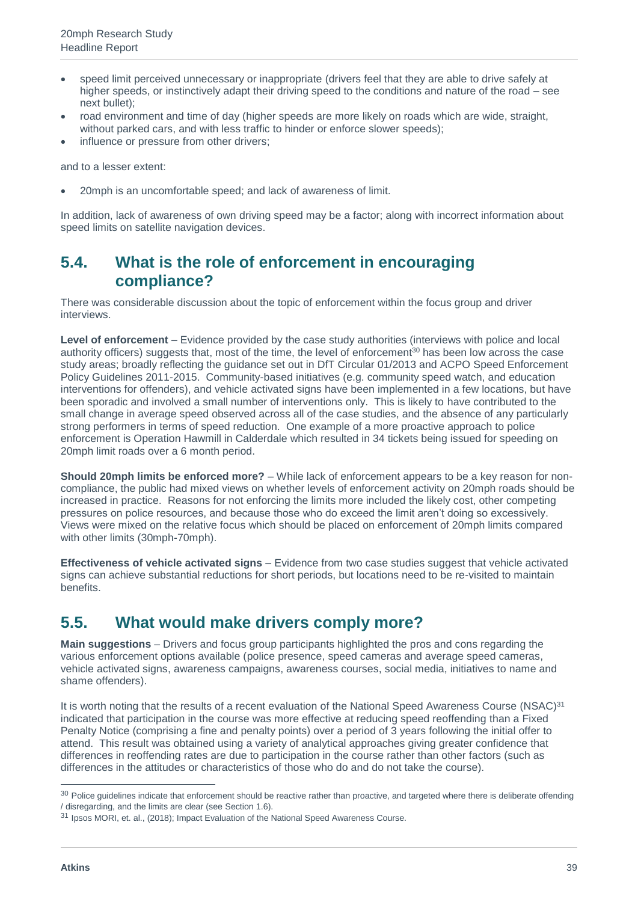- speed limit perceived unnecessary or inappropriate (drivers feel that they are able to drive safely at higher speeds, or instinctively adapt their driving speed to the conditions and nature of the road – see next bullet);
- road environment and time of day (higher speeds are more likely on roads which are wide, straight, without parked cars, and with less traffic to hinder or enforce slower speeds);
- influence or pressure from other drivers;

and to a lesser extent:

- 20mph is an uncomfortable speed; and lack of awareness of limit.

In addition, lack of awareness of own driving speed may be a factor; along with incorrect information about speed limits on satellite navigation devices.

## 5.4. What is the role of enforcement in encouraging compliance?

There was considerable discussion about the topic of enforcement within the focus group and driver interviews.

**Level of enforcement** – Evidence provided by the case study authorities (interviews with police and local authority officers) suggests that, most of the time, the level of enforcement[30] has been low across the case study areas; broadly reflecting the guidance set out in DfT Circular 01/2013 and ACPO Speed Enforcement Policy Guidelines 2011-2015. Community-based initiatives (e.g. community speed watch, and education interventions for offenders), and vehicle activated signs have been implemented in a few locations, but have been sporadic and involved a small number of interventions only. This is likely to have contributed to the small change in average speed observed across all of the case studies, and the absence of any particularly strong performers in terms of speed reduction. One example of a more proactive approach to police enforcement is Operation Hawmill in Calderdale which resulted in 34 tickets being issued for speeding on 20mph limit roads over a 6 month period.

**Should 20mph limits be enforced more?** – While lack of enforcement appears to be a key reason for non-compliance, the public had mixed views on whether levels of enforcement activity on 20mph roads should be increased in practice. Reasons for not enforcing the limits more included the likely cost, other competing pressures on police resources, and because those who do exceed the limit aren't doing so excessively. Views were mixed on the relative focus which should be placed on enforcement of 20mph limits compared with other limits (30mph-70mph).

**Effectiveness of vehicle activated signs** – Evidence from two case studies suggest that vehicle activated signs can achieve substantial reductions for short periods, but locations need to be re-visited to maintain benefits.

## 5.5. What would make drivers comply more?

**Main suggestions** – Drivers and focus group participants highlighted the pros and cons regarding the various enforcement options available (police presence, speed cameras and average speed cameras, vehicle activated signs, awareness campaigns, awareness courses, social media, initiatives to name and shame offenders).

It is worth noting that the results of a recent evaluation of the National Speed Awareness Course (NSAC)[31] indicated that participation in the course was more effective at reducing speed reoffending than a Fixed Penalty Notice (comprising a fine and penalty points) over a period of 3 years following the initial offer to attend. This result was obtained using a variety of analytical approaches giving greater confidence that differences in reoffending rates are due to participation in the course rather than other factors (such as differences in the attitudes or characteristics of those who do and do not take the course).

---

[30] Police guidelines indicate that enforcement should be reactive rather than proactive, and targeted where there is deliberate offending / disregarding, and the limits are clear (see Section 1.6).

[31] Ipsos MORI, et. al., (2018); Impact Evaluation of the National Speed Awareness Course.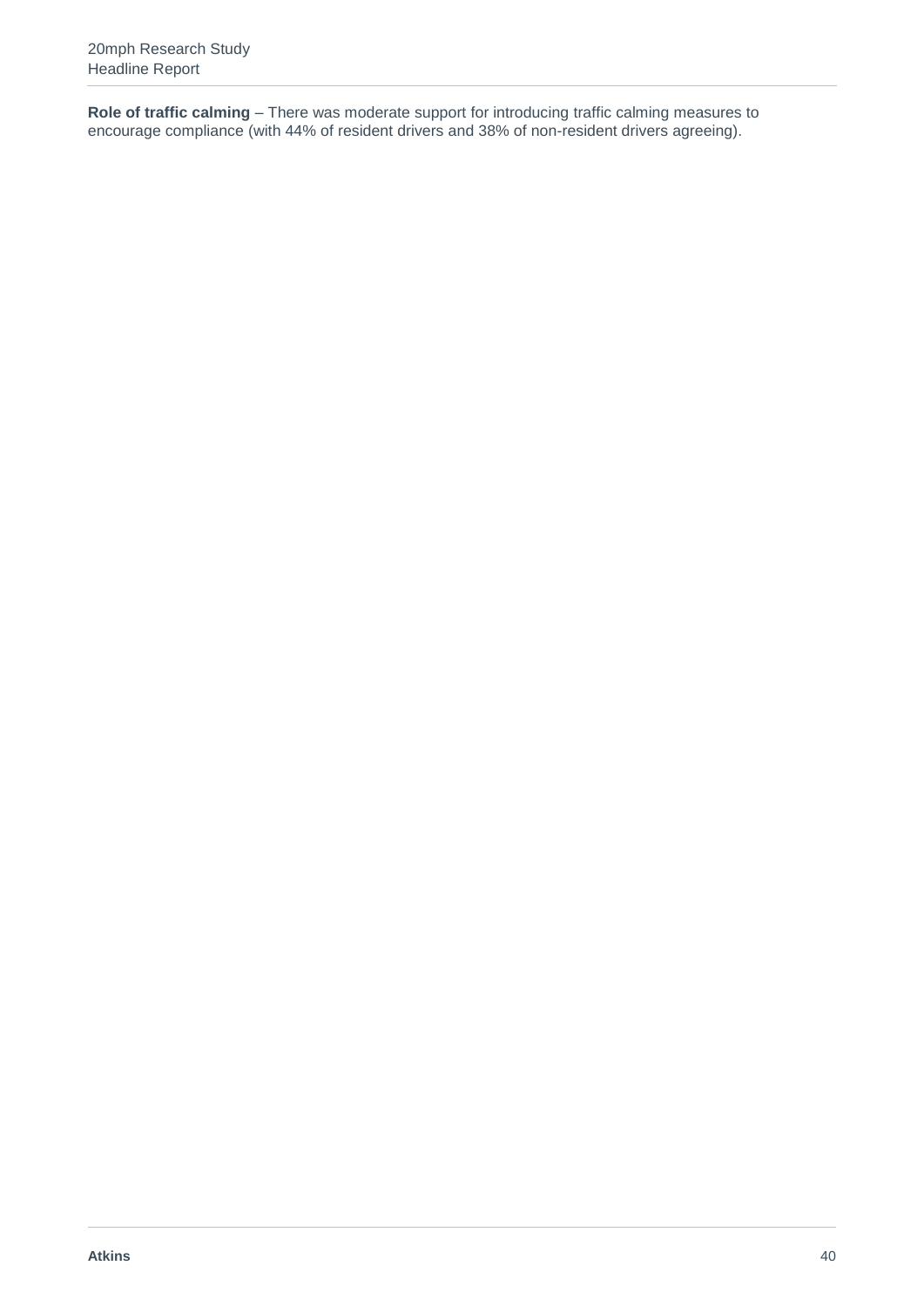**Role of traffic calming** – There was moderate support for introducing traffic calming measures to encourage compliance (with 44% of resident drivers and 38% of non-resident drivers agreeing).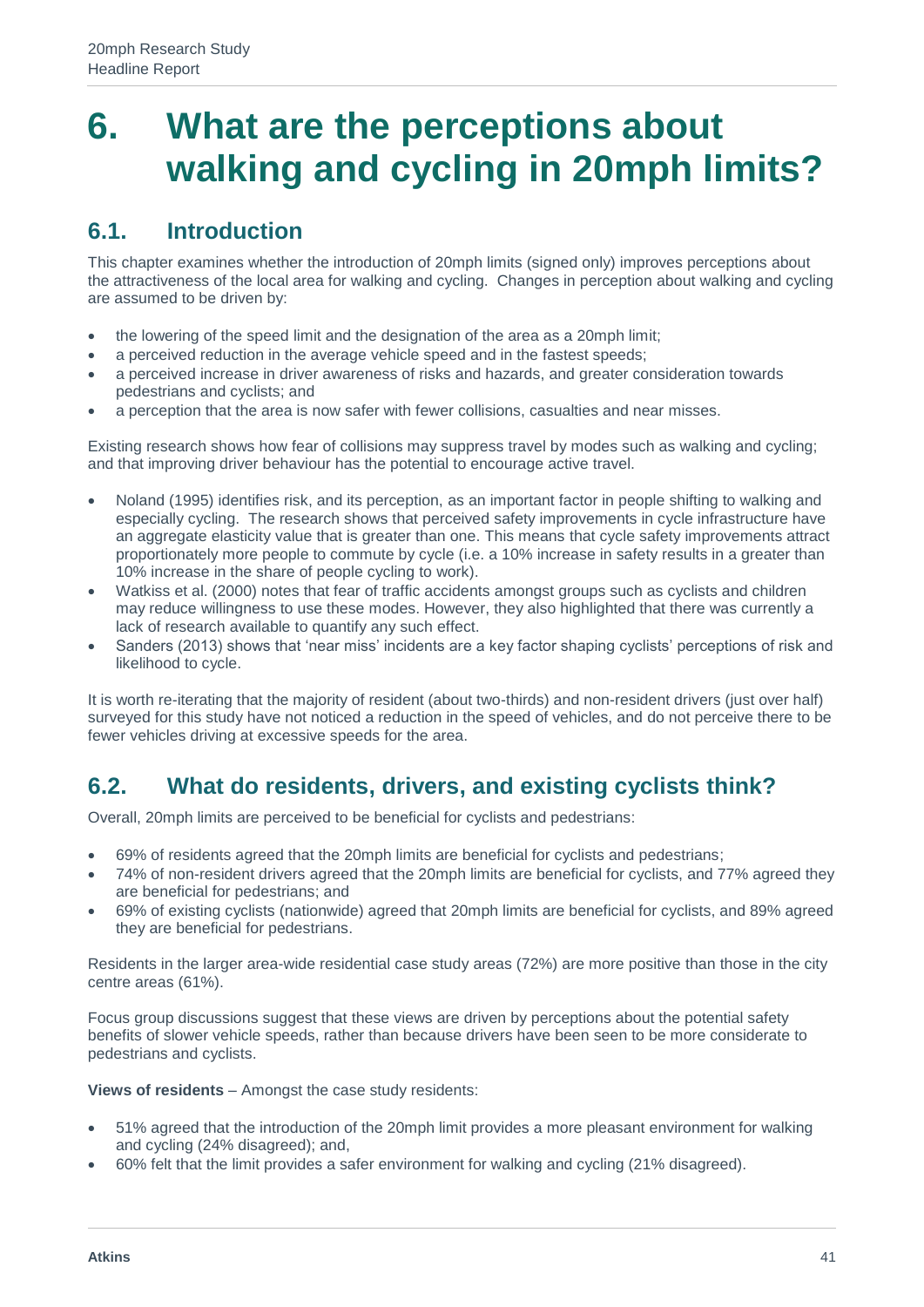# 6. What are the perceptions about walking and cycling in 20mph limits?

## 6.1. Introduction

This chapter examines whether the introduction of 20mph limits (signed only) improves perceptions about the attractiveness of the local area for walking and cycling. Changes in perception about walking and cycling are assumed to be driven by:

- the lowering of the speed limit and the designation of the area as a 20mph limit;
- a perceived reduction in the average vehicle speed and in the fastest speeds;
- a perceived increase in driver awareness of risks and hazards, and greater consideration towards pedestrians and cyclists; and
- a perception that the area is now safer with fewer collisions, casualties and near misses.

Existing research shows how fear of collisions may suppress travel by modes such as walking and cycling; and that improving driver behaviour has the potential to encourage active travel.

- Noland (1995) identifies risk, and its perception, as an important factor in people shifting to walking and especially cycling. The research shows that perceived safety improvements in cycle infrastructure have an aggregate elasticity value that is greater than one. This means that cycle safety improvements attract proportionately more people to commute by cycle (i.e. a 10% increase in safety results in a greater than 10% increase in the share of people cycling to work).
- Watkiss et al. (2000) notes that fear of traffic accidents amongst groups such as cyclists and children may reduce willingness to use these modes. However, they also highlighted that there was currently a lack of research available to quantify any such effect.
- Sanders (2013) shows that 'near miss' incidents are a key factor shaping cyclists' perceptions of risk and likelihood to cycle.

It is worth re-iterating that the majority of resident (about two-thirds) and non-resident drivers (just over half) surveyed for this study have not noticed a reduction in the speed of vehicles, and do not perceive there to be fewer vehicles driving at excessive speeds for the area.

## 6.2. What do residents, drivers, and existing cyclists think?

Overall, 20mph limits are perceived to be beneficial for cyclists and pedestrians:

- 69% of residents agreed that the 20mph limits are beneficial for cyclists and pedestrians;
- 74% of non-resident drivers agreed that the 20mph limits are beneficial for cyclists, and 77% agreed they are beneficial for pedestrians; and
- 69% of existing cyclists (nationwide) agreed that 20mph limits are beneficial for cyclists, and 89% agreed they are beneficial for pedestrians.

Residents in the larger area-wide residential case study areas (72%) are more positive than those in the city centre areas (61%).

Focus group discussions suggest that these views are driven by perceptions about the potential safety benefits of slower vehicle speeds, rather than because drivers have been seen to be more considerate to pedestrians and cyclists.

**Views of residents** – Amongst the case study residents:

- 51% agreed that the introduction of the 20mph limit provides a more pleasant environment for walking and cycling (24% disagreed); and,
- 60% felt that the limit provides a safer environment for walking and cycling (21% disagreed).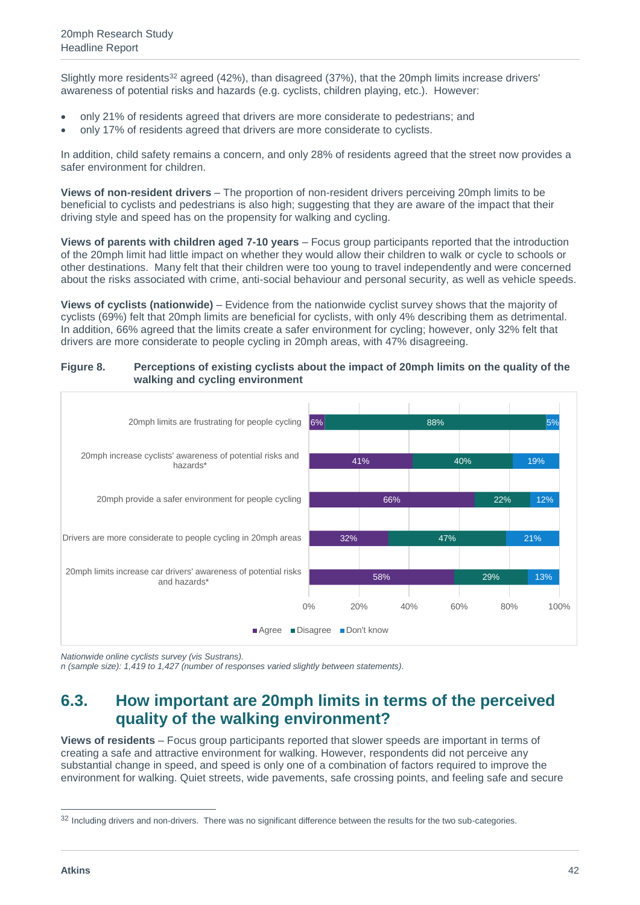Slightly more residents[32] agreed (42%), than disagreed (37%), that the 20mph limits increase drivers' awareness of potential risks and hazards (e.g. cyclists, children playing, etc.). However:

- only 21% of residents agreed that drivers are more considerate to pedestrians; and
- only 17% of residents agreed that drivers are more considerate to cyclists.

In addition, child safety remains a concern, and only 28% of residents agreed that the street now provides a safer environment for children.

**Views of non-resident drivers** – The proportion of non-resident drivers perceiving 20mph limits to be beneficial to cyclists and pedestrians is also high; suggesting that they are aware of the impact that their driving style and speed has on the propensity for walking and cycling.

**Views of parents with children aged 7-10 years** – Focus group participants reported that the introduction of the 20mph limit had little impact on whether they would allow their children to walk or cycle to schools or other destinations. Many felt that their children were too young to travel independently and were concerned about the risks associated with crime, anti-social behaviour and personal security, as well as vehicle speeds.

**Views of cyclists (nationwide)** – Evidence from the nationwide cyclist survey shows that the majority of cyclists (69%) felt that 20mph limits are beneficial for cyclists, with only 4% describing them as detrimental. In addition, 66% agreed that the limits create a safer environment for cycling; however, only 32% felt that drivers are more considerate to people cycling in 20mph areas, with 47% disagreeing.

**Figure 8. Perceptions of existing cyclists about the impact of 20mph limits on the quality of the walking and cycling environment**

20mph limits are frustrating for people cycling: 6% | 88% | 5%

20mph increase cyclists' awareness of potential risks and hazards*: 41% | 40% | 19%

20mph provide a safer environment for people cycling: 66% | 22% | 12%

Drivers are more considerate to people cycling in 20mph areas: 32% | 47% | 21%

20mph limits increase car drivers' awareness of potential risks and hazards*: 58% | 29% | 13%

0% 20% 40% 60% 80% 100%

Agree | Disagree | Don't know

*Nationwide online cyclists survey (vis Sustrans).*
*n (sample size): 1,419 to 1,427 (number of responses varied slightly between statements).*

## 6.3. How important are 20mph limits in terms of the perceived quality of the walking environment?

**Views of residents** – Focus group participants reported that slower speeds are important in terms of creating a safe and attractive environment for walking. However, respondents did not perceive any substantial change in speed, and speed is only one of a combination of factors required to improve the environment for walking. Quiet streets, wide pavements, safe crossing points, and feeling safe and secure

[32] Including drivers and non-drivers. There was no significant difference between the results for the two sub-categories.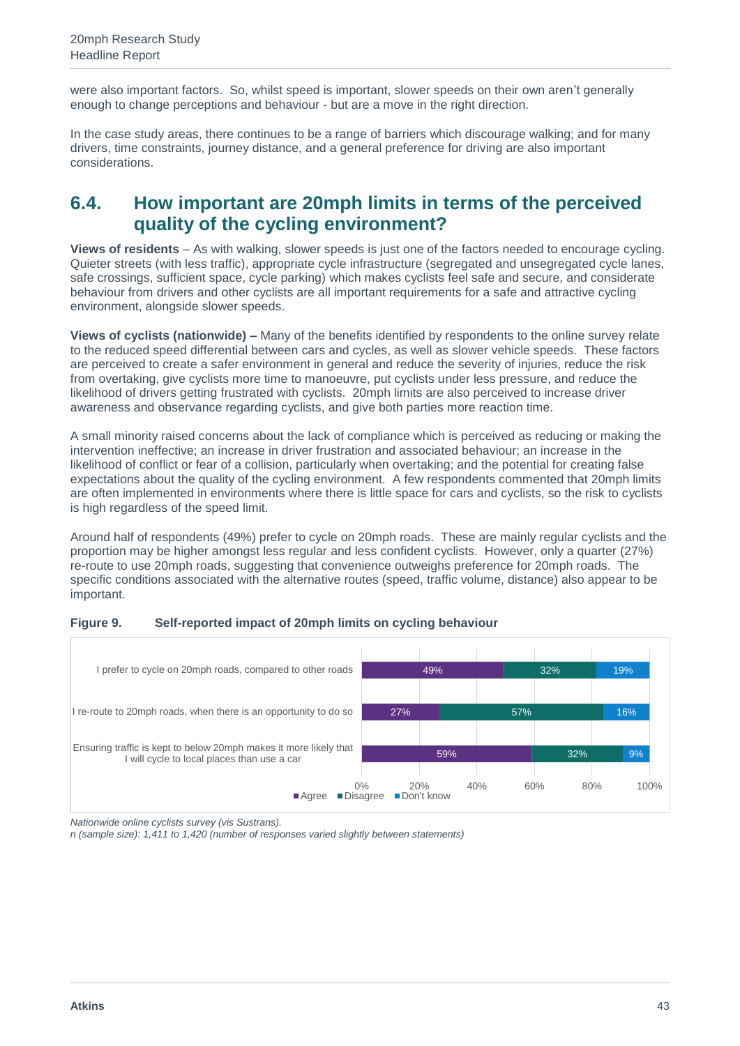were also important factors. So, whilst speed is important, slower speeds on their own aren't generally enough to change perceptions and behaviour - but are a move in the right direction.

In the case study areas, there continues to be a range of barriers which discourage walking; and for many drivers, time constraints, journey distance, and a general preference for driving are also important considerations.

## 6.4. How important are 20mph limits in terms of the perceived quality of the cycling environment?

**Views of residents** – As with walking, slower speeds is just one of the factors needed to encourage cycling. Quieter streets (with less traffic), appropriate cycle infrastructure (segregated and unsegregated cycle lanes, safe crossings, sufficient space, cycle parking) which makes cyclists feel safe and secure, and considerate behaviour from drivers and other cyclists are all important requirements for a safe and attractive cycling environment, alongside slower speeds.

**Views of cyclists (nationwide) –** Many of the benefits identified by respondents to the online survey relate to the reduced speed differential between cars and cycles, as well as slower vehicle speeds. These factors are perceived to create a safer environment in general and reduce the severity of injuries, reduce the risk from overtaking, give cyclists more time to manoeuvre, put cyclists under less pressure, and reduce the likelihood of drivers getting frustrated with cyclists. 20mph limits are also perceived to increase driver awareness and observance regarding cyclists, and give both parties more reaction time.

A small minority raised concerns about the lack of compliance which is perceived as reducing or making the intervention ineffective; an increase in driver frustration and associated behaviour; an increase in the likelihood of conflict or fear of a collision, particularly when overtaking; and the potential for creating false expectations about the quality of the cycling environment. A few respondents commented that 20mph limits are often implemented in environments where there is little space for cars and cyclists, so the risk to cyclists is high regardless of the speed limit.

Around half of respondents (49%) prefer to cycle on 20mph roads. These are mainly regular cyclists and the proportion may be higher amongst less regular and less confident cyclists. However, only a quarter (27%) re-route to use 20mph roads, suggesting that convenience outweighs preference for 20mph roads. The specific conditions associated with the alternative routes (speed, traffic volume, distance) also appear to be important.

**Figure 9. Self-reported impact of 20mph limits on cycling behaviour**

| Statement | Agree | Disagree | Don't know |
|---|---|---|---|
| I prefer to cycle on 20mph roads, compared to other roads | 49% | 32% | 19% |
| I re-route to 20mph roads, when there is an opportunity to do so | 27% | 57% | 16% |
| Ensuring traffic is kept to below 20mph makes it more likely that I will cycle to local places than use a car | 59% | 32% | 9% |

*Nationwide online cyclists survey (vis Sustrans).*
*n (sample size): 1,411 to 1,420 (number of responses varied slightly between statements)*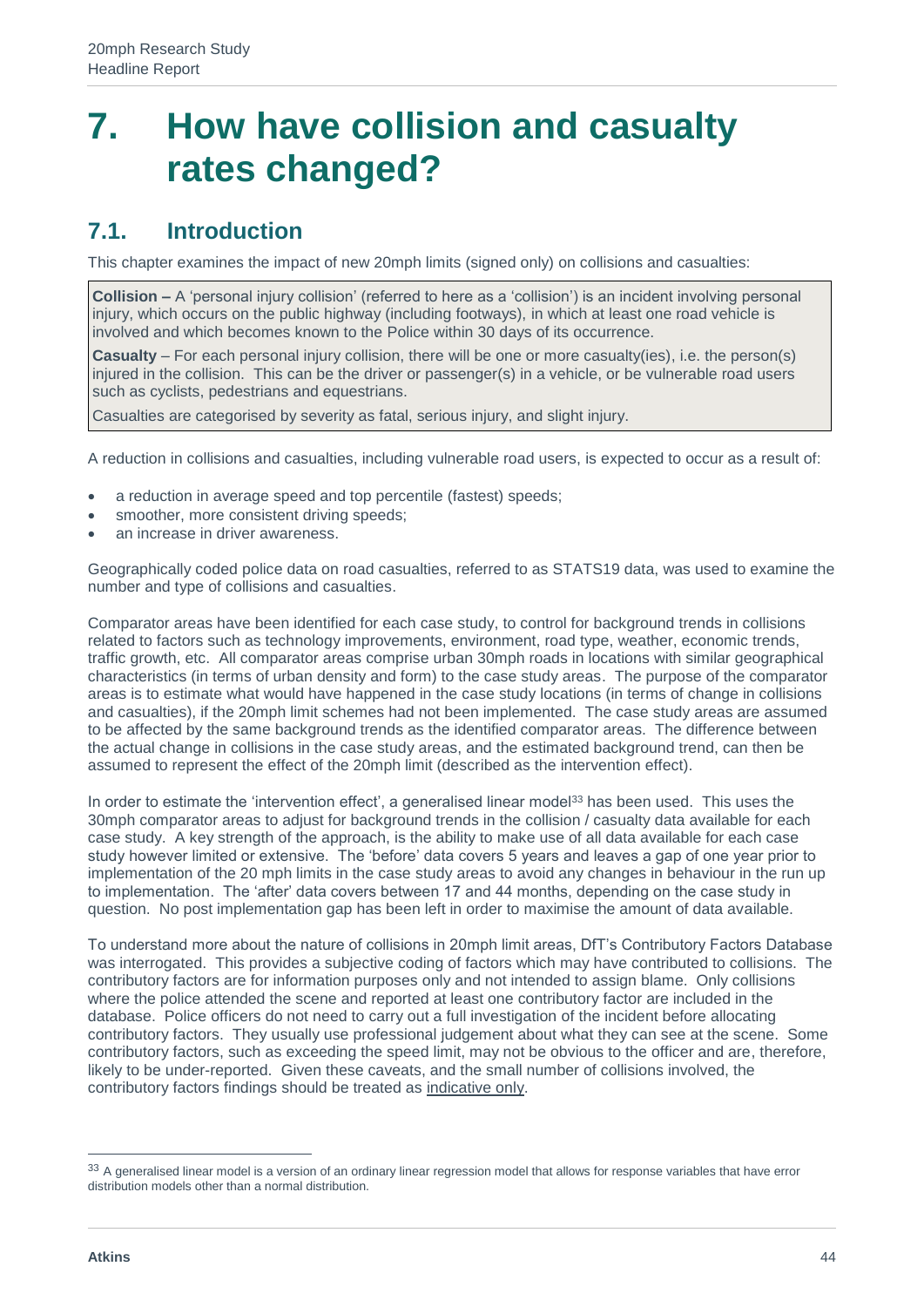# 7. How have collision and casualty rates changed?

## 7.1. Introduction

This chapter examines the impact of new 20mph limits (signed only) on collisions and casualties:

> **Collision –** A 'personal injury collision' (referred to here as a 'collision') is an incident involving personal injury, which occurs on the public highway (including footways), in which at least one road vehicle is involved and which becomes known to the Police within 30 days of its occurrence.
>
> **Casualty** – For each personal injury collision, there will be one or more casualty(ies), i.e. the person(s) injured in the collision. This can be the driver or passenger(s) in a vehicle, or be vulnerable road users such as cyclists, pedestrians and equestrians.
>
> Casualties are categorised by severity as fatal, serious injury, and slight injury.

A reduction in collisions and casualties, including vulnerable road users, is expected to occur as a result of:

- a reduction in average speed and top percentile (fastest) speeds;
- smoother, more consistent driving speeds;
- an increase in driver awareness.

Geographically coded police data on road casualties, referred to as STATS19 data, was used to examine the number and type of collisions and casualties.

Comparator areas have been identified for each case study, to control for background trends in collisions related to factors such as technology improvements, environment, road type, weather, economic trends, traffic growth, etc. All comparator areas comprise urban 30mph roads in locations with similar geographical characteristics (in terms of urban density and form) to the case study areas. The purpose of the comparator areas is to estimate what would have happened in the case study locations (in terms of change in collisions and casualties), if the 20mph limit schemes had not been implemented. The case study areas are assumed to be affected by the same background trends as the identified comparator areas. The difference between the actual change in collisions in the case study areas, and the estimated background trend, can then be assumed to represent the effect of the 20mph limit (described as the intervention effect).

In order to estimate the 'intervention effect', a generalised linear model[33] has been used. This uses the 30mph comparator areas to adjust for background trends in the collision / casualty data available for each case study. A key strength of the approach, is the ability to make use of all data available for each case study however limited or extensive. The 'before' data covers 5 years and leaves a gap of one year prior to implementation of the 20 mph limits in the case study areas to avoid any changes in behaviour in the run up to implementation. The 'after' data covers between 17 and 44 months, depending on the case study in question. No post implementation gap has been left in order to maximise the amount of data available.

To understand more about the nature of collisions in 20mph limit areas, DfT's Contributory Factors Database was interrogated. This provides a subjective coding of factors which may have contributed to collisions. The contributory factors are for information purposes only and not intended to assign blame. Only collisions where the police attended the scene and reported at least one contributory factor are included in the database. Police officers do not need to carry out a full investigation of the incident before allocating contributory factors. They usually use professional judgement about what they can see at the scene. Some contributory factors, such as exceeding the speed limit, may not be obvious to the officer and are, therefore, likely to be under-reported. Given these caveats, and the small number of collisions involved, the contributory factors findings should be treated as indicative only.

---

[33] A generalised linear model is a version of an ordinary linear regression model that allows for response variables that have error distribution models other than a normal distribution.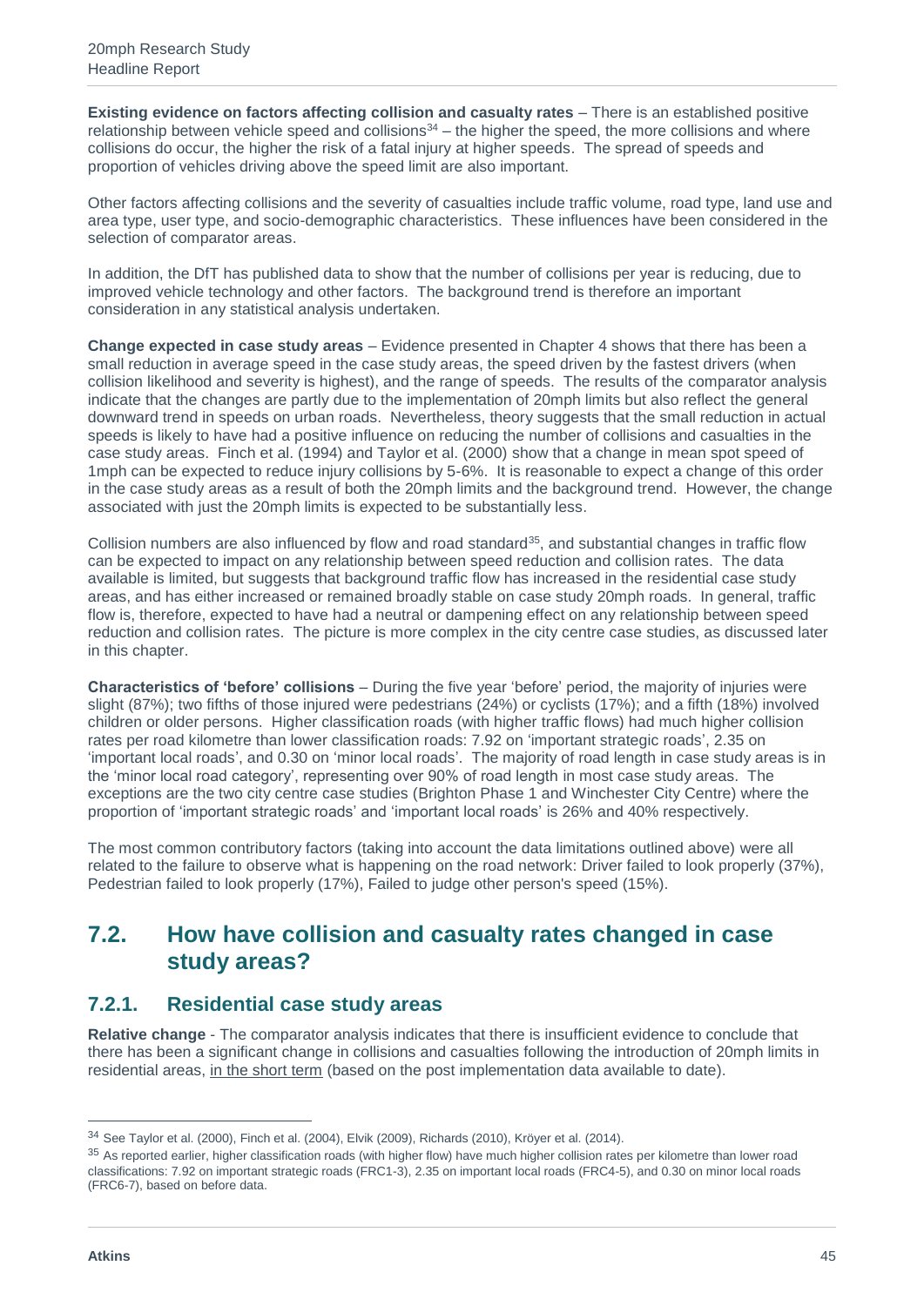**Existing evidence on factors affecting collision and casualty rates** – There is an established positive relationship between vehicle speed and collisions[34] – the higher the speed, the more collisions and where collisions do occur, the higher the risk of a fatal injury at higher speeds. The spread of speeds and proportion of vehicles driving above the speed limit are also important.

Other factors affecting collisions and the severity of casualties include traffic volume, road type, land use and area type, user type, and socio-demographic characteristics. These influences have been considered in the selection of comparator areas.

In addition, the DfT has published data to show that the number of collisions per year is reducing, due to improved vehicle technology and other factors. The background trend is therefore an important consideration in any statistical analysis undertaken.

**Change expected in case study areas** – Evidence presented in Chapter 4 shows that there has been a small reduction in average speed in the case study areas, the speed driven by the fastest drivers (when collision likelihood and severity is highest), and the range of speeds. The results of the comparator analysis indicate that the changes are partly due to the implementation of 20mph limits but also reflect the general downward trend in speeds on urban roads. Nevertheless, theory suggests that the small reduction in actual speeds is likely to have had a positive influence on reducing the number of collisions and casualties in the case study areas. Finch et al. (1994) and Taylor et al. (2000) show that a change in mean spot speed of 1mph can be expected to reduce injury collisions by 5-6%. It is reasonable to expect a change of this order in the case study areas as a result of both the 20mph limits and the background trend. However, the change associated with just the 20mph limits is expected to be substantially less.

Collision numbers are also influenced by flow and road standard[35], and substantial changes in traffic flow can be expected to impact on any relationship between speed reduction and collision rates. The data available is limited, but suggests that background traffic flow has increased in the residential case study areas, and has either increased or remained broadly stable on case study 20mph roads. In general, traffic flow is, therefore, expected to have had a neutral or dampening effect on any relationship between speed reduction and collision rates. The picture is more complex in the city centre case studies, as discussed later in this chapter.

**Characteristics of 'before' collisions** – During the five year 'before' period, the majority of injuries were slight (87%); two fifths of those injured were pedestrians (24%) or cyclists (17%); and a fifth (18%) involved children or older persons. Higher classification roads (with higher traffic flows) had much higher collision rates per road kilometre than lower classification roads: 7.92 on 'important strategic roads', 2.35 on 'important local roads', and 0.30 on 'minor local roads'. The majority of road length in case study areas is in the 'minor local road category', representing over 90% of road length in most case study areas. The exceptions are the two city centre case studies (Brighton Phase 1 and Winchester City Centre) where the proportion of 'important strategic roads' and 'important local roads' is 26% and 40% respectively.

The most common contributory factors (taking into account the data limitations outlined above) were all related to the failure to observe what is happening on the road network: Driver failed to look properly (37%), Pedestrian failed to look properly (17%), Failed to judge other person's speed (15%).

## 7.2. How have collision and casualty rates changed in case study areas?

### 7.2.1. Residential case study areas

**Relative change** - The comparator analysis indicates that there is insufficient evidence to conclude that there has been a significant change in collisions and casualties following the introduction of 20mph limits in residential areas, <u>in the short term</u> (based on the post implementation data available to date).

---

[34] See Taylor et al. (2000), Finch et al. (2004), Elvik (2009), Richards (2010), Kröyer et al. (2014).

[35] As reported earlier, higher classification roads (with higher flow) have much higher collision rates per kilometre than lower road classifications: 7.92 on important strategic roads (FRC1-3), 2.35 on important local roads (FRC4-5), and 0.30 on minor local roads (FRC6-7), based on before data.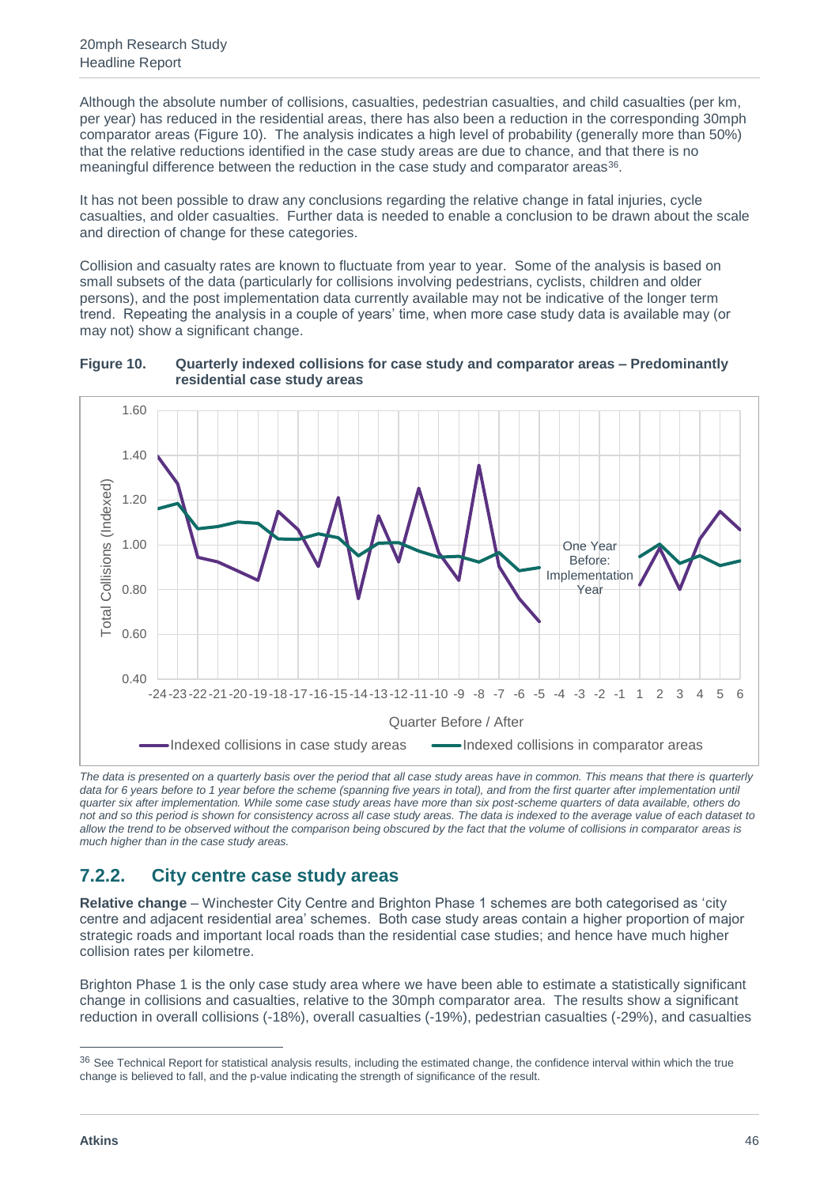Although the absolute number of collisions, casualties, pedestrian casualties, and child casualties (per km, per year) has reduced in the residential areas, there has also been a reduction in the corresponding 30mph comparator areas (Figure 10). The analysis indicates a high level of probability (generally more than 50%) that the relative reductions identified in the case study areas are due to chance, and that there is no meaningful difference between the reduction in the case study and comparator areas[36].

It has not been possible to draw any conclusions regarding the relative change in fatal injuries, cycle casualties, and older casualties. Further data is needed to enable a conclusion to be drawn about the scale and direction of change for these categories.

Collision and casualty rates are known to fluctuate from year to year. Some of the analysis is based on small subsets of the data (particularly for collisions involving pedestrians, cyclists, children and older persons), and the post implementation data currently available may not be indicative of the longer term trend. Repeating the analysis in a couple of years' time, when more case study data is available may (or may not) show a significant change.

**Figure 10. Quarterly indexed collisions for case study and comparator areas – Predominantly residential case study areas**

Total Collisions (Indexed)

1.60
1.40
1.20
1.00
0.80
0.60
0.40

-24 -23 -22 -21 -20 -19 -18 -17 -16 -15 -14 -13 -12 -11 -10 -9 -8 -7 -6 -5 -4 -3 -2 -1 1 2 3 4 5 6

Quarter Before / After

One Year Before: Implementation Year

Indexed collisions in case study areas

Indexed collisions in comparator areas

*The data is presented on a quarterly basis over the period that all case study areas have in common. This means that there is quarterly data for 6 years before to 1 year before the scheme (spanning five years in total), and from the first quarter after implementation until quarter six after implementation. While some case study areas have more than six post-scheme quarters of data available, others do not and so this period is shown for consistency across all case study areas. The data is indexed to the average value of each dataset to allow the trend to be observed without the comparison being obscured by the fact that the volume of collisions in comparator areas is much higher than in the case study areas.*

## 7.2.2. City centre case study areas

**Relative change** – Winchester City Centre and Brighton Phase 1 schemes are both categorised as 'city centre and adjacent residential area' schemes. Both case study areas contain a higher proportion of major strategic roads and important local roads than the residential case studies; and hence have much higher collision rates per kilometre.

Brighton Phase 1 is the only case study area where we have been able to estimate a statistically significant change in collisions and casualties, relative to the 30mph comparator area. The results show a significant reduction in overall collisions (-18%), overall casualties (-19%), pedestrian casualties (-29%), and casualties

[36] See Technical Report for statistical analysis results, including the estimated change, the confidence interval within which the true change is believed to fall, and the p-value indicating the strength of significance of the result.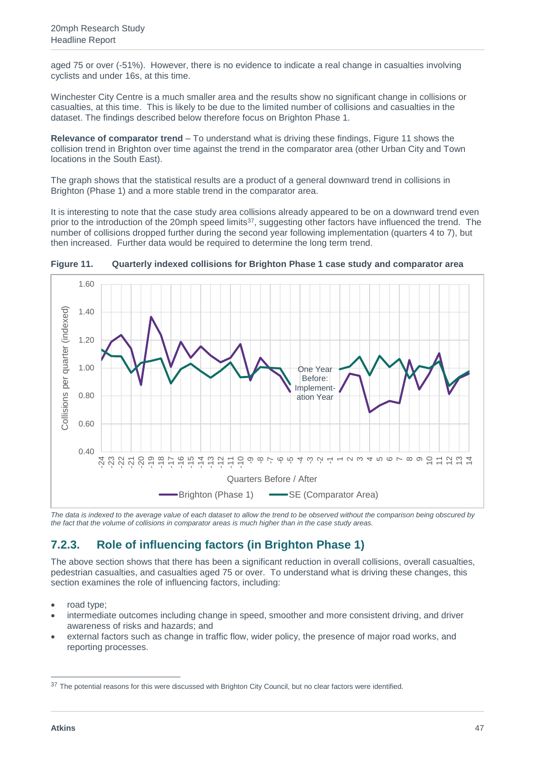aged 75 or over (-51%). However, there is no evidence to indicate a real change in casualties involving cyclists and under 16s, at this time.

Winchester City Centre is a much smaller area and the results show no significant change in collisions or casualties, at this time. This is likely to be due to the limited number of collisions and casualties in the dataset. The findings described below therefore focus on Brighton Phase 1.

**Relevance of comparator trend** – To understand what is driving these findings, Figure 11 shows the collision trend in Brighton over time against the trend in the comparator area (other Urban City and Town locations in the South East).

The graph shows that the statistical results are a product of a general downward trend in collisions in Brighton (Phase 1) and a more stable trend in the comparator area.

It is interesting to note that the case study area collisions already appeared to be on a downward trend even prior to the introduction of the 20mph speed limits[37], suggesting other factors have influenced the trend. The number of collisions dropped further during the second year following implementation (quarters 4 to 7), but then increased. Further data would be required to determine the long term trend.

**Figure 11. Quarterly indexed collisions for Brighton Phase 1 case study and comparator area**

Collisions per quarter (indexed)

1.60
1.40
1.20
1.00
0.80
0.60
0.40

-24 -23 -22 -21 -20 -19 -18 -17 -16 -15 -14 -13 -12 -11 -10 -9 -8 -7 -6 -5 -4 -3 -2 -1 1 2 3 4 5 6 7 8 9 10 11 12 13 14

One Year Before: Implement-ation Year

Quarters Before / After

Brighton (Phase 1)
SE (Comparator Area)

*The data is indexed to the average value of each dataset to allow the trend to be observed without the comparison being obscured by the fact that the volume of collisions in comparator areas is much higher than in the case study areas.*

### 7.2.3. Role of influencing factors (in Brighton Phase 1)

The above section shows that there has been a significant reduction in overall collisions, overall casualties, pedestrian casualties, and casualties aged 75 or over. To understand what is driving these changes, this section examines the role of influencing factors, including:

- road type;
- intermediate outcomes including change in speed, smoother and more consistent driving, and driver awareness of risks and hazards; and
- external factors such as change in traffic flow, wider policy, the presence of major road works, and reporting processes.

[37] The potential reasons for this were discussed with Brighton City Council, but no clear factors were identified.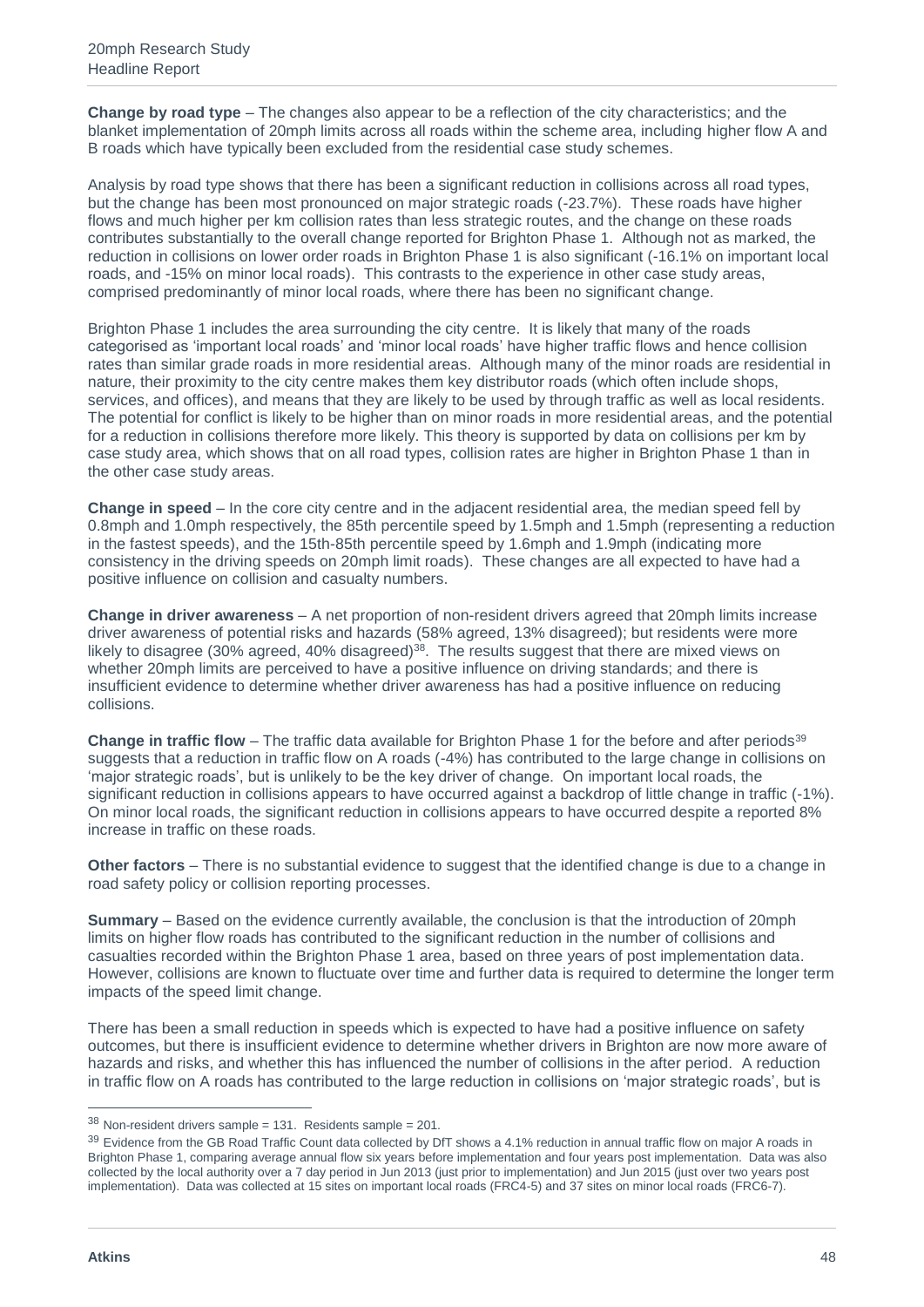**Change by road type** – The changes also appear to be a reflection of the city characteristics; and the blanket implementation of 20mph limits across all roads within the scheme area, including higher flow A and B roads which have typically been excluded from the residential case study schemes.

Analysis by road type shows that there has been a significant reduction in collisions across all road types, but the change has been most pronounced on major strategic roads (-23.7%). These roads have higher flows and much higher per km collision rates than less strategic routes, and the change on these roads contributes substantially to the overall change reported for Brighton Phase 1. Although not as marked, the reduction in collisions on lower order roads in Brighton Phase 1 is also significant (-16.1% on important local roads, and -15% on minor local roads). This contrasts to the experience in other case study areas, comprised predominantly of minor local roads, where there has been no significant change.

Brighton Phase 1 includes the area surrounding the city centre. It is likely that many of the roads categorised as 'important local roads' and 'minor local roads' have higher traffic flows and hence collision rates than similar grade roads in more residential areas. Although many of the minor roads are residential in nature, their proximity to the city centre makes them key distributor roads (which often include shops, services, and offices), and means that they are likely to be used by through traffic as well as local residents. The potential for conflict is likely to be higher than on minor roads in more residential areas, and the potential for a reduction in collisions therefore more likely. This theory is supported by data on collisions per km by case study area, which shows that on all road types, collision rates are higher in Brighton Phase 1 than in the other case study areas.

**Change in speed** – In the core city centre and in the adjacent residential area, the median speed fell by 0.8mph and 1.0mph respectively, the 85th percentile speed by 1.5mph and 1.5mph (representing a reduction in the fastest speeds), and the 15th-85th percentile speed by 1.6mph and 1.9mph (indicating more consistency in the driving speeds on 20mph limit roads). These changes are all expected to have had a positive influence on collision and casualty numbers.

**Change in driver awareness** – A net proportion of non-resident drivers agreed that 20mph limits increase driver awareness of potential risks and hazards (58% agreed, 13% disagreed); but residents were more likely to disagree (30% agreed, 40% disagreed)[38]. The results suggest that there are mixed views on whether 20mph limits are perceived to have a positive influence on driving standards; and there is insufficient evidence to determine whether driver awareness has had a positive influence on reducing collisions.

**Change in traffic flow** – The traffic data available for Brighton Phase 1 for the before and after periods[39] suggests that a reduction in traffic flow on A roads (-4%) has contributed to the large change in collisions on 'major strategic roads', but is unlikely to be the key driver of change. On important local roads, the significant reduction in collisions appears to have occurred against a backdrop of little change in traffic (-1%). On minor local roads, the significant reduction in collisions appears to have occurred despite a reported 8% increase in traffic on these roads.

**Other factors** – There is no substantial evidence to suggest that the identified change is due to a change in road safety policy or collision reporting processes.

**Summary** – Based on the evidence currently available, the conclusion is that the introduction of 20mph limits on higher flow roads has contributed to the significant reduction in the number of collisions and casualties recorded within the Brighton Phase 1 area, based on three years of post implementation data. However, collisions are known to fluctuate over time and further data is required to determine the longer term impacts of the speed limit change.

There has been a small reduction in speeds which is expected to have had a positive influence on safety outcomes, but there is insufficient evidence to determine whether drivers in Brighton are now more aware of hazards and risks, and whether this has influenced the number of collisions in the after period. A reduction in traffic flow on A roads has contributed to the large reduction in collisions on 'major strategic roads', but is

---

[38] Non-resident drivers sample = 131. Residents sample = 201.

[39] Evidence from the GB Road Traffic Count data collected by DfT shows a 4.1% reduction in annual traffic flow on major A roads in Brighton Phase 1, comparing average annual flow six years before implementation and four years post implementation. Data was also collected by the local authority over a 7 day period in Jun 2013 (just prior to implementation) and Jun 2015 (just over two years post implementation). Data was collected at 15 sites on important local roads (FRC4-5) and 37 sites on minor local roads (FRC6-7).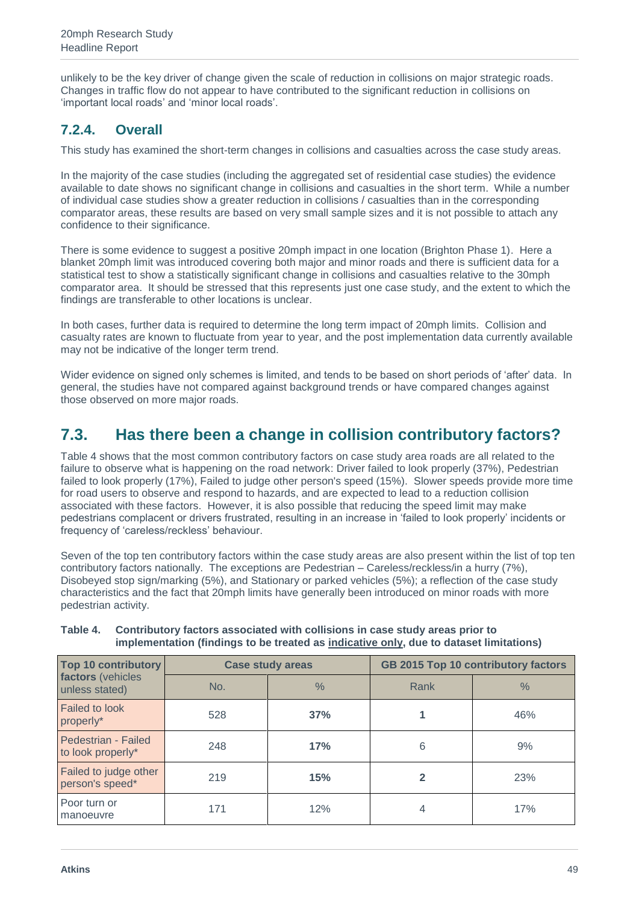unlikely to be the key driver of change given the scale of reduction in collisions on major strategic roads. Changes in traffic flow do not appear to have contributed to the significant reduction in collisions on 'important local roads' and 'minor local roads'.

### 7.2.4. Overall

This study has examined the short-term changes in collisions and casualties across the case study areas.

In the majority of the case studies (including the aggregated set of residential case studies) the evidence available to date shows no significant change in collisions and casualties in the short term. While a number of individual case studies show a greater reduction in collisions / casualties than in the corresponding comparator areas, these results are based on very small sample sizes and it is not possible to attach any confidence to their significance.

There is some evidence to suggest a positive 20mph impact in one location (Brighton Phase 1). Here a blanket 20mph limit was introduced covering both major and minor roads and there is sufficient data for a statistical test to show a statistically significant change in collisions and casualties relative to the 30mph comparator area. It should be stressed that this represents just one case study, and the extent to which the findings are transferable to other locations is unclear.

In both cases, further data is required to determine the long term impact of 20mph limits. Collision and casualty rates are known to fluctuate from year to year, and the post implementation data currently available may not be indicative of the longer term trend.

Wider evidence on signed only schemes is limited, and tends to be based on short periods of 'after' data. In general, the studies have not compared against background trends or have compared changes against those observed on more major roads.

## 7.3. Has there been a change in collision contributory factors?

Table 4 shows that the most common contributory factors on case study area roads are all related to the failure to observe what is happening on the road network: Driver failed to look properly (37%), Pedestrian failed to look properly (17%), Failed to judge other person's speed (15%). Slower speeds provide more time for road users to observe and respond to hazards, and are expected to lead to a reduction collision associated with these factors. However, it is also possible that reducing the speed limit may make pedestrians complacent or drivers frustrated, resulting in an increase in 'failed to look properly' incidents or frequency of 'careless/reckless' behaviour.

Seven of the top ten contributory factors within the case study areas are also present within the list of top ten contributory factors nationally. The exceptions are Pedestrian – Careless/reckless/in a hurry (7%), Disobeyed stop sign/marking (5%), and Stationary or parked vehicles (5%); a reflection of the case study characteristics and the fact that 20mph limits have generally been introduced on minor roads with more pedestrian activity.

**Table 4. Contributory factors associated with collisions in case study areas prior to implementation (findings to be treated as indicative only, due to dataset limitations)**

| **Top 10 contributory factors** (vehicles unless stated) | Case study areas | | GB 2015 Top 10 contributory factors | |
|---|---|---|---|---|
| | No. | % | Rank | % |
| Failed to look properly* | 528 | **37%** | **1** | 46% |
| Pedestrian - Failed to look properly* | 248 | **17%** | 6 | 9% |
| Failed to judge other person's speed* | 219 | **15%** | **2** | 23% |
| Poor turn or manoeuvre | 171 | 12% | 4 | 17% |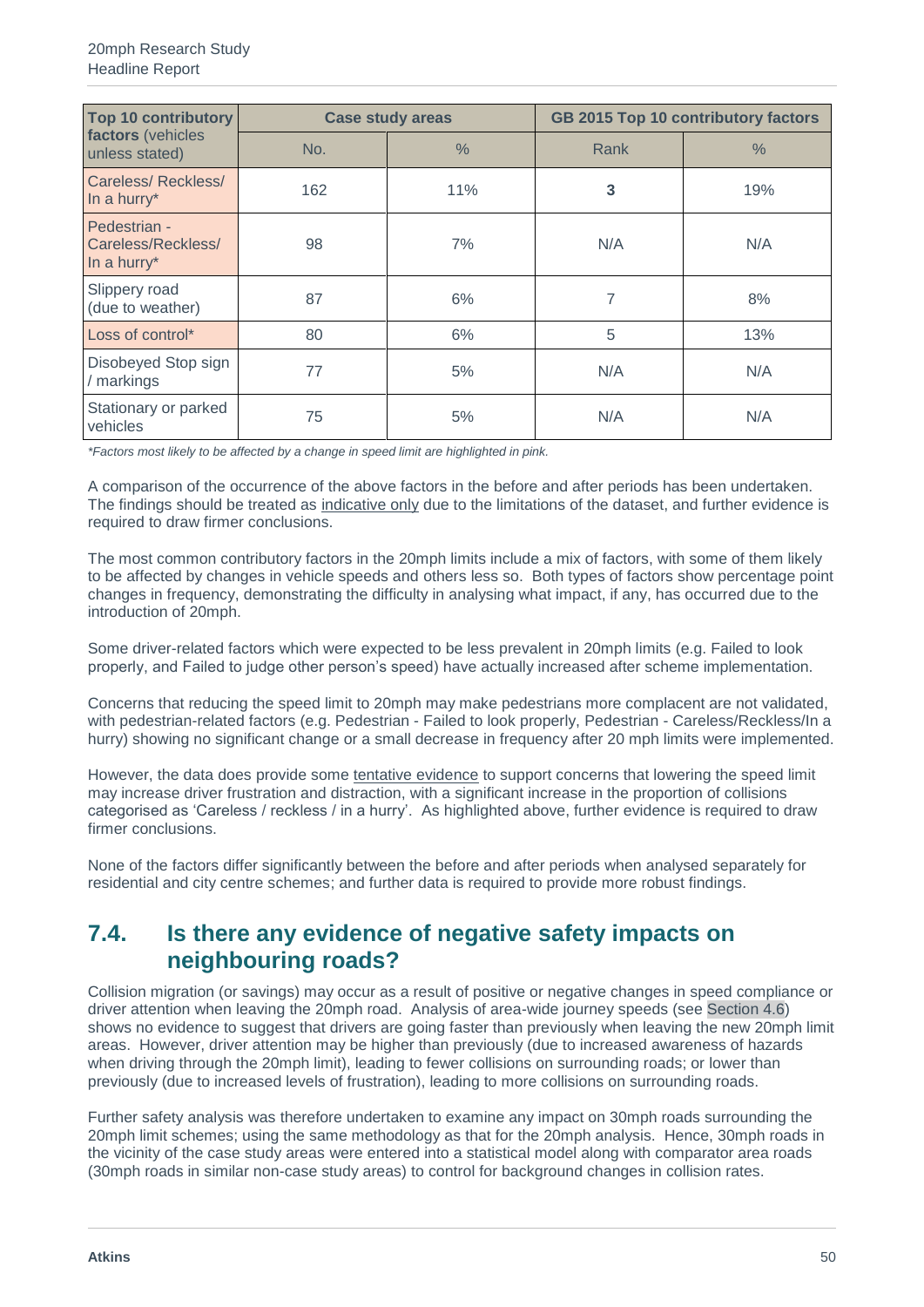| Top 10 contributory factors (vehicles unless stated) | Case study areas | | GB 2015 Top 10 contributory factors | |
|---|---|---|---|---|
| | No. | % | Rank | % |
| Careless/ Reckless/ In a hurry* | 162 | 11% | **3** | 19% |
| Pedestrian - Careless/Reckless/ In a hurry* | 98 | 7% | N/A | N/A |
| Slippery road (due to weather) | 87 | 6% | 7 | 8% |
| Loss of control* | 80 | 6% | 5 | 13% |
| Disobeyed Stop sign / markings | 77 | 5% | N/A | N/A |
| Stationary or parked vehicles | 75 | 5% | N/A | N/A |

*\*Factors most likely to be affected by a change in speed limit are highlighted in pink.*

A comparison of the occurrence of the above factors in the before and after periods has been undertaken. The findings should be treated as indicative only due to the limitations of the dataset, and further evidence is required to draw firmer conclusions.

The most common contributory factors in the 20mph limits include a mix of factors, with some of them likely to be affected by changes in vehicle speeds and others less so. Both types of factors show percentage point changes in frequency, demonstrating the difficulty in analysing what impact, if any, has occurred due to the introduction of 20mph.

Some driver-related factors which were expected to be less prevalent in 20mph limits (e.g. Failed to look properly, and Failed to judge other person's speed) have actually increased after scheme implementation.

Concerns that reducing the speed limit to 20mph may make pedestrians more complacent are not validated, with pedestrian-related factors (e.g. Pedestrian - Failed to look properly, Pedestrian - Careless/Reckless/In a hurry) showing no significant change or a small decrease in frequency after 20 mph limits were implemented.

However, the data does provide some tentative evidence to support concerns that lowering the speed limit may increase driver frustration and distraction, with a significant increase in the proportion of collisions categorised as 'Careless / reckless / in a hurry'. As highlighted above, further evidence is required to draw firmer conclusions.

None of the factors differ significantly between the before and after periods when analysed separately for residential and city centre schemes; and further data is required to provide more robust findings.

## 7.4. Is there any evidence of negative safety impacts on neighbouring roads?

Collision migration (or savings) may occur as a result of positive or negative changes in speed compliance or driver attention when leaving the 20mph road. Analysis of area-wide journey speeds (see Section 4.6) shows no evidence to suggest that drivers are going faster than previously when leaving the new 20mph limit areas. However, driver attention may be higher than previously (due to increased awareness of hazards when driving through the 20mph limit), leading to fewer collisions on surrounding roads; or lower than previously (due to increased levels of frustration), leading to more collisions on surrounding roads.

Further safety analysis was therefore undertaken to examine any impact on 30mph roads surrounding the 20mph limit schemes; using the same methodology as that for the 20mph analysis. Hence, 30mph roads in the vicinity of the case study areas were entered into a statistical model along with comparator area roads (30mph roads in similar non-case study areas) to control for background changes in collision rates.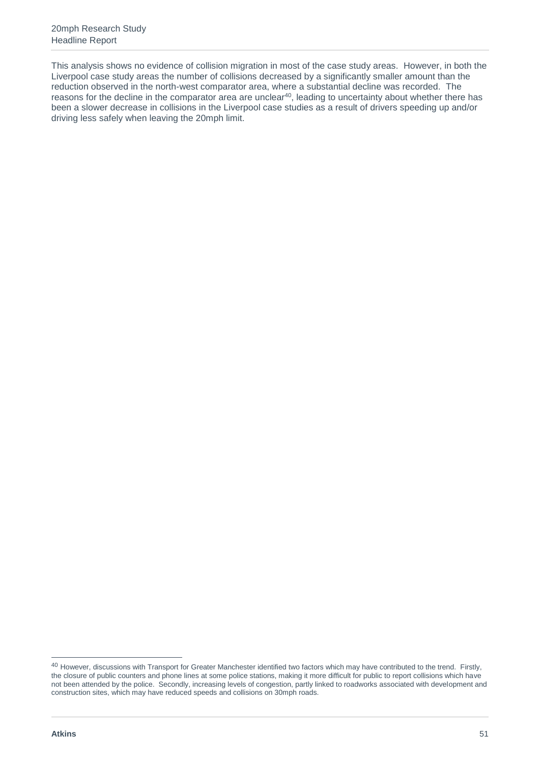This analysis shows no evidence of collision migration in most of the case study areas. However, in both the Liverpool case study areas the number of collisions decreased by a significantly smaller amount than the reduction observed in the north-west comparator area, where a substantial decline was recorded. The reasons for the decline in the comparator area are unclear[40], leading to uncertainty about whether there has been a slower decrease in collisions in the Liverpool case studies as a result of drivers speeding up and/or driving less safely when leaving the 20mph limit.

[40] However, discussions with Transport for Greater Manchester identified two factors which may have contributed to the trend. Firstly, the closure of public counters and phone lines at some police stations, making it more difficult for public to report collisions which have not been attended by the police. Secondly, increasing levels of congestion, partly linked to roadworks associated with development and construction sites, which may have reduced speeds and collisions on 30mph roads.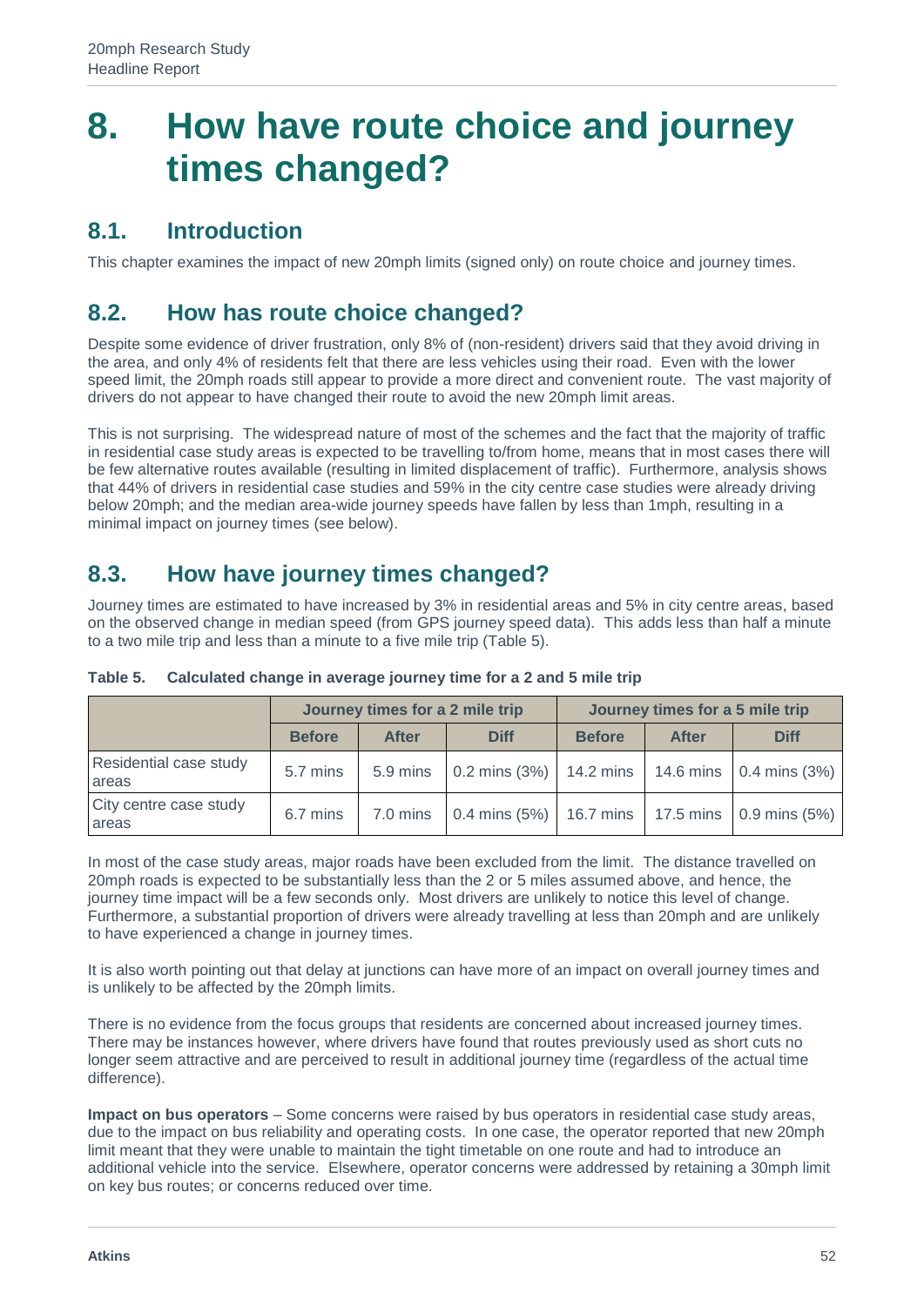# 8. How have route choice and journey times changed?

## 8.1. Introduction

This chapter examines the impact of new 20mph limits (signed only) on route choice and journey times.

## 8.2. How has route choice changed?

Despite some evidence of driver frustration, only 8% of (non-resident) drivers said that they avoid driving in the area, and only 4% of residents felt that there are less vehicles using their road. Even with the lower speed limit, the 20mph roads still appear to provide a more direct and convenient route. The vast majority of drivers do not appear to have changed their route to avoid the new 20mph limit areas.

This is not surprising. The widespread nature of most of the schemes and the fact that the majority of traffic in residential case study areas is expected to be travelling to/from home, means that in most cases there will be few alternative routes available (resulting in limited displacement of traffic). Furthermore, analysis shows that 44% of drivers in residential case studies and 59% in the city centre case studies were already driving below 20mph; and the median area-wide journey speeds have fallen by less than 1mph, resulting in a minimal impact on journey times (see below).

## 8.3. How have journey times changed?

Journey times are estimated to have increased by 3% in residential areas and 5% in city centre areas, based on the observed change in median speed (from GPS journey speed data). This adds less than half a minute to a two mile trip and less than a minute to a five mile trip (Table 5).

**Table 5. Calculated change in average journey time for a 2 and 5 mile trip**

| | Journey times for a 2 mile trip | | | Journey times for a 5 mile trip | | |
|---|---|---|---|---|---|---|
| | Before | After | Diff | Before | After | Diff |
| Residential case study areas | 5.7 mins | 5.9 mins | 0.2 mins (3%) | 14.2 mins | 14.6 mins | 0.4 mins (3%) |
| City centre case study areas | 6.7 mins | 7.0 mins | 0.4 mins (5%) | 16.7 mins | 17.5 mins | 0.9 mins (5%) |

In most of the case study areas, major roads have been excluded from the limit. The distance travelled on 20mph roads is expected to be substantially less than the 2 or 5 miles assumed above, and hence, the journey time impact will be a few seconds only. Most drivers are unlikely to notice this level of change. Furthermore, a substantial proportion of drivers were already travelling at less than 20mph and are unlikely to have experienced a change in journey times.

It is also worth pointing out that delay at junctions can have more of an impact on overall journey times and is unlikely to be affected by the 20mph limits.

There is no evidence from the focus groups that residents are concerned about increased journey times. There may be instances however, where drivers have found that routes previously used as short cuts no longer seem attractive and are perceived to result in additional journey time (regardless of the actual time difference).

**Impact on bus operators** – Some concerns were raised by bus operators in residential case study areas, due to the impact on bus reliability and operating costs. In one case, the operator reported that new 20mph limit meant that they were unable to maintain the tight timetable on one route and had to introduce an additional vehicle into the service. Elsewhere, operator concerns were addressed by retaining a 30mph limit on key bus routes; or concerns reduced over time.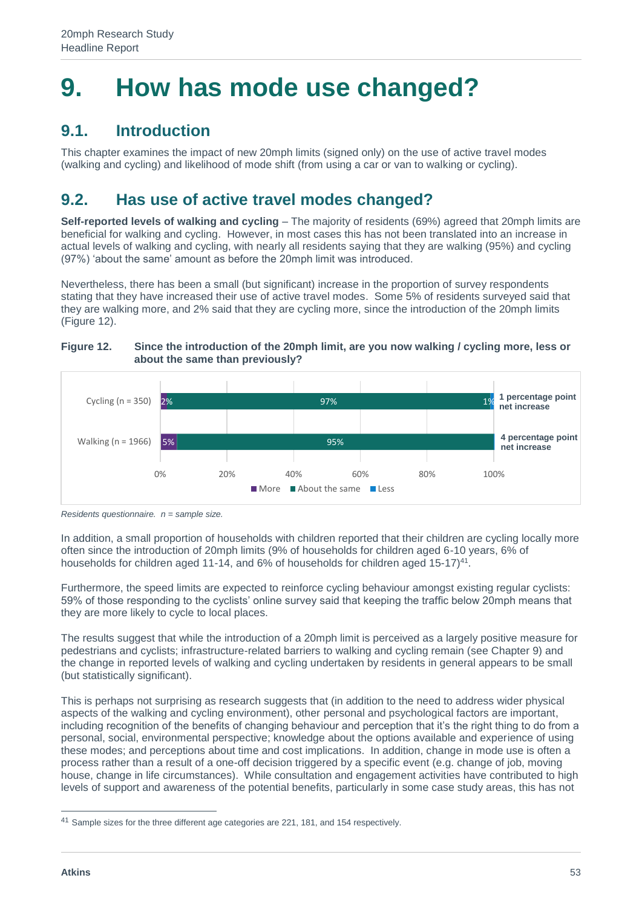# 9. How has mode use changed?

## 9.1. Introduction

This chapter examines the impact of new 20mph limits (signed only) on the use of active travel modes (walking and cycling) and likelihood of mode shift (from using a car or van to walking or cycling).

## 9.2. Has use of active travel modes changed?

**Self-reported levels of walking and cycling** – The majority of residents (69%) agreed that 20mph limits are beneficial for walking and cycling. However, in most cases this has not been translated into an increase in actual levels of walking and cycling, with nearly all residents saying that they are walking (95%) and cycling (97%) 'about the same' amount as before the 20mph limit was introduced.

Nevertheless, there has been a small (but significant) increase in the proportion of survey respondents stating that they have increased their use of active travel modes. Some 5% of residents surveyed said that they are walking more, and 2% said that they are cycling more, since the introduction of the 20mph limits (Figure 12).

**Figure 12. Since the introduction of the 20mph limit, are you now walking / cycling more, less or about the same than previously?**

| | More | About the same | Less | |
|---|---|---|---|---|
| Cycling (n = 350) | 2% | 97% | 1% | 1 percentage point net increase |
| Walking (n = 1966) | 5% | 95% | | 4 percentage point net increase |

*Residents questionnaire. n = sample size.*

In addition, a small proportion of households with children reported that their children are cycling locally more often since the introduction of 20mph limits (9% of households for children aged 6-10 years, 6% of households for children aged 11-14, and 6% of households for children aged 15-17)[41].

Furthermore, the speed limits are expected to reinforce cycling behaviour amongst existing regular cyclists: 59% of those responding to the cyclists' online survey said that keeping the traffic below 20mph means that they are more likely to cycle to local places.

The results suggest that while the introduction of a 20mph limit is perceived as a largely positive measure for pedestrians and cyclists; infrastructure-related barriers to walking and cycling remain (see Chapter 9) and the change in reported levels of walking and cycling undertaken by residents in general appears to be small (but statistically significant).

This is perhaps not surprising as research suggests that (in addition to the need to address wider physical aspects of the walking and cycling environment), other personal and psychological factors are important, including recognition of the benefits of changing behaviour and perception that it's the right thing to do from a personal, social, environmental perspective; knowledge about the options available and experience of using these modes; and perceptions about time and cost implications. In addition, change in mode use is often a process rather than a result of a one-off decision triggered by a specific event (e.g. change of job, moving house, change in life circumstances). While consultation and engagement activities have contributed to high levels of support and awareness of the potential benefits, particularly in some case study areas, this has not

[41] Sample sizes for the three different age categories are 221, 181, and 154 respectively.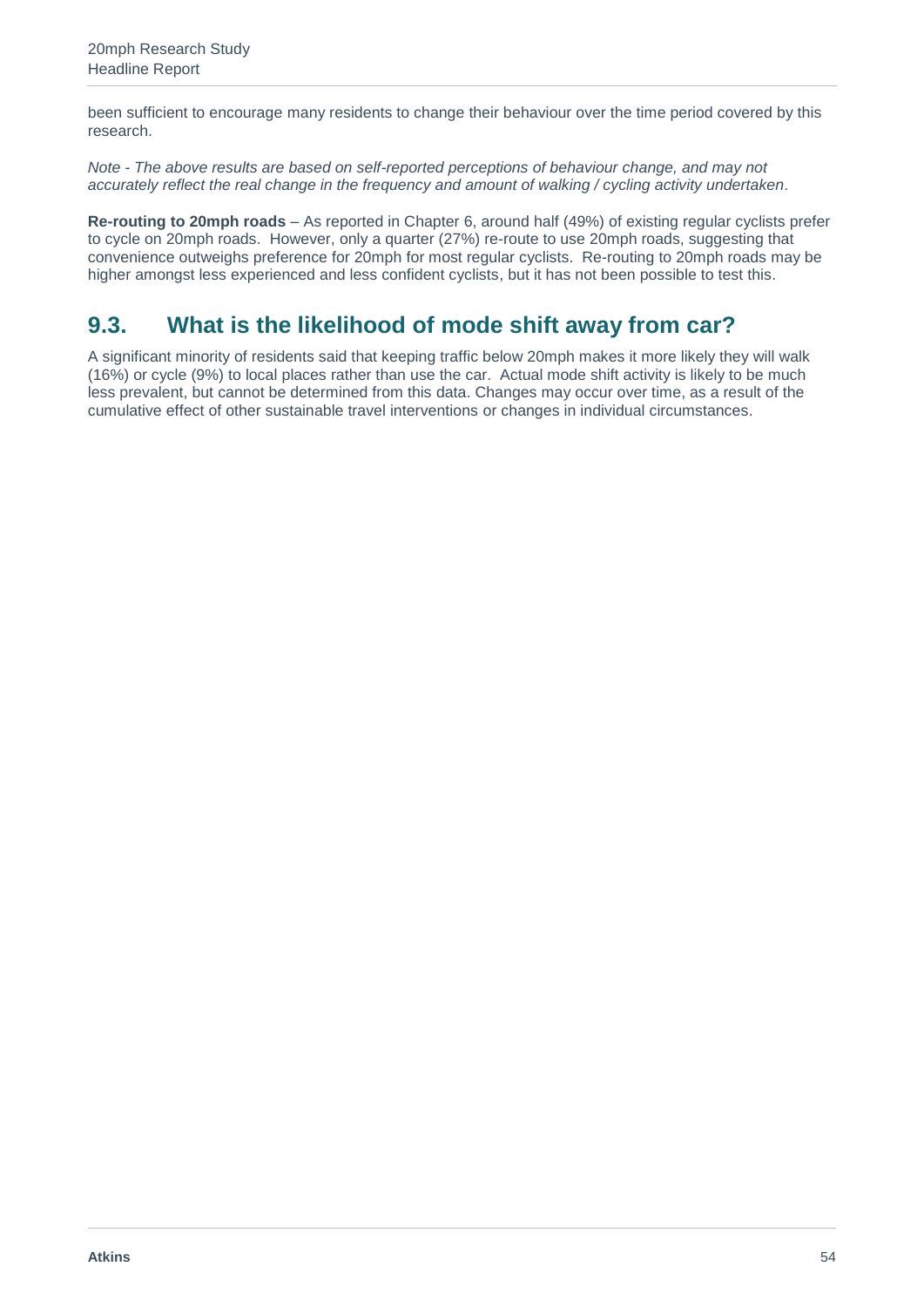been sufficient to encourage many residents to change their behaviour over the time period covered by this research.

*Note - The above results are based on self-reported perceptions of behaviour change, and may not accurately reflect the real change in the frequency and amount of walking / cycling activity undertaken.*

**Re-routing to 20mph roads** – As reported in Chapter 6, around half (49%) of existing regular cyclists prefer to cycle on 20mph roads. However, only a quarter (27%) re-route to use 20mph roads, suggesting that convenience outweighs preference for 20mph for most regular cyclists. Re-routing to 20mph roads may be higher amongst less experienced and less confident cyclists, but it has not been possible to test this.

## 9.3. What is the likelihood of mode shift away from car?

A significant minority of residents said that keeping traffic below 20mph makes it more likely they will walk (16%) or cycle (9%) to local places rather than use the car. Actual mode shift activity is likely to be much less prevalent, but cannot be determined from this data. Changes may occur over time, as a result of the cumulative effect of other sustainable travel interventions or changes in individual circumstances.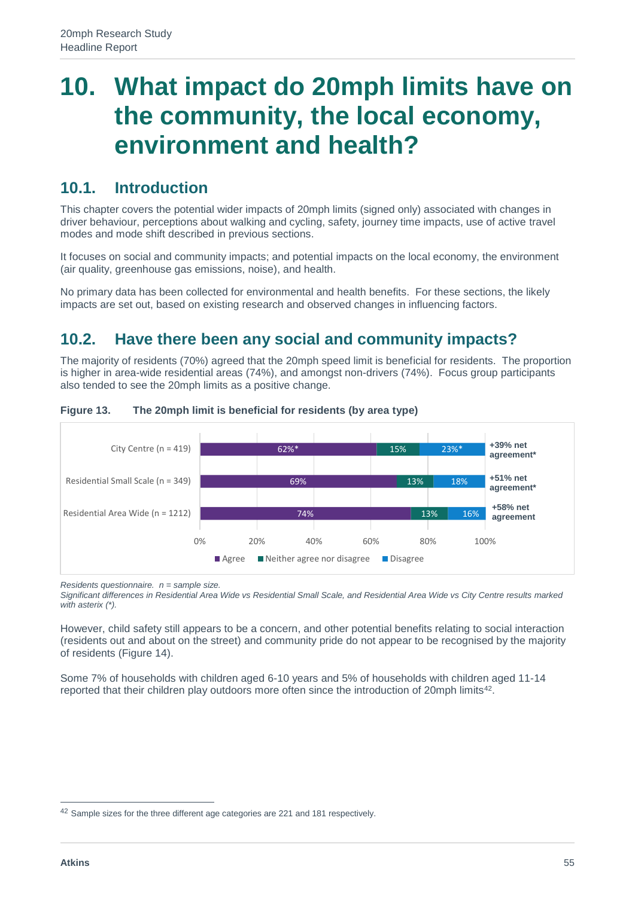# 10. What impact do 20mph limits have on the community, the local economy, environment and health?

## 10.1. Introduction

This chapter covers the potential wider impacts of 20mph limits (signed only) associated with changes in driver behaviour, perceptions about walking and cycling, safety, journey time impacts, use of active travel modes and mode shift described in previous sections.

It focuses on social and community impacts; and potential impacts on the local economy, the environment (air quality, greenhouse gas emissions, noise), and health.

No primary data has been collected for environmental and health benefits. For these sections, the likely impacts are set out, based on existing research and observed changes in influencing factors.

## 10.2. Have there been any social and community impacts?

The majority of residents (70%) agreed that the 20mph speed limit is beneficial for residents. The proportion is higher in area-wide residential areas (74%), and amongst non-drivers (74%). Focus group participants also tended to see the 20mph limits as a positive change.

**Figure 13. The 20mph limit is beneficial for residents (by area type)**

| Area type | Agree | Neither agree nor disagree | Disagree | Net agreement |
|---|---|---|---|---|
| City Centre (n = 419) | 62%* | 15% | 23%* | +39% net agreement* |
| Residential Small Scale (n = 349) | 69% | 13% | 18% | +51% net agreement* |
| Residential Area Wide (n = 1212) | 74% | 13% | 16% | +58% net agreement |

*Residents questionnaire. n = sample size.*
*Significant differences in Residential Area Wide vs Residential Small Scale, and Residential Area Wide vs City Centre results marked with asterix (*).*

However, child safety still appears to be a concern, and other potential benefits relating to social interaction (residents out and about on the street) and community pride do not appear to be recognised by the majority of residents (Figure 14).

Some 7% of households with children aged 6-10 years and 5% of households with children aged 11-14 reported that their children play outdoors more often since the introduction of 20mph limits[42].

[42] Sample sizes for the three different age categories are 221 and 181 respectively.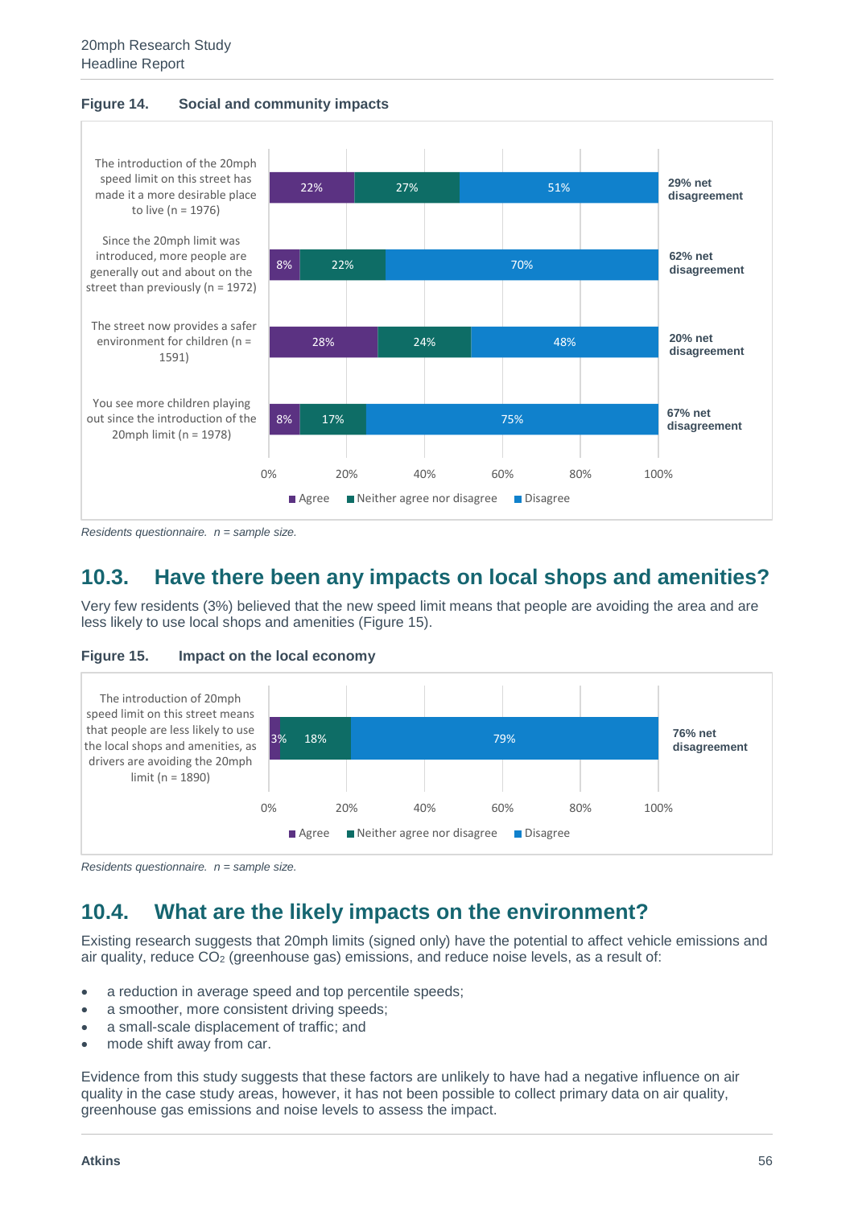**Figure 14. Social and community impacts**

| Statement | Agree | Neither agree nor disagree | Disagree | Net |
|---|---|---|---|---|
| The introduction of the 20mph speed limit on this street has made it a more desirable place to live (n = 1976) | 22% | 27% | 51% | 29% net disagreement |
| Since the 20mph limit was introduced, more people are generally out and about on the street than previously (n = 1972) | 8% | 22% | 70% | 62% net disagreement |
| The street now provides a safer environment for children (n = 1591) | 28% | 24% | 48% | 20% net disagreement |
| You see more children playing out since the introduction of the 20mph limit (n = 1978) | 8% | 17% | 75% | 67% net disagreement |

*Residents questionnaire. n = sample size.*

## 10.3. Have there been any impacts on local shops and amenities?

Very few residents (3%) believed that the new speed limit means that people are avoiding the area and are less likely to use local shops and amenities (Figure 15).

**Figure 15. Impact on the local economy**

| Statement | Agree | Neither agree nor disagree | Disagree | Net |
|---|---|---|---|---|
| The introduction of 20mph speed limit on this street means that people are less likely to use the local shops and amenities, as drivers are avoiding the 20mph limit (n = 1890) | 3% | 18% | 79% | 76% net disagreement |

*Residents questionnaire. n = sample size.*

## 10.4. What are the likely impacts on the environment?

Existing research suggests that 20mph limits (signed only) have the potential to affect vehicle emissions and air quality, reduce $CO_2$ (greenhouse gas) emissions, and reduce noise levels, as a result of:

- a reduction in average speed and top percentile speeds;
- a smoother, more consistent driving speeds;
- a small-scale displacement of traffic; and
- mode shift away from car.

Evidence from this study suggests that these factors are unlikely to have had a negative influence on air quality in the case study areas, however, it has not been possible to collect primary data on air quality, greenhouse gas emissions and noise levels to assess the impact.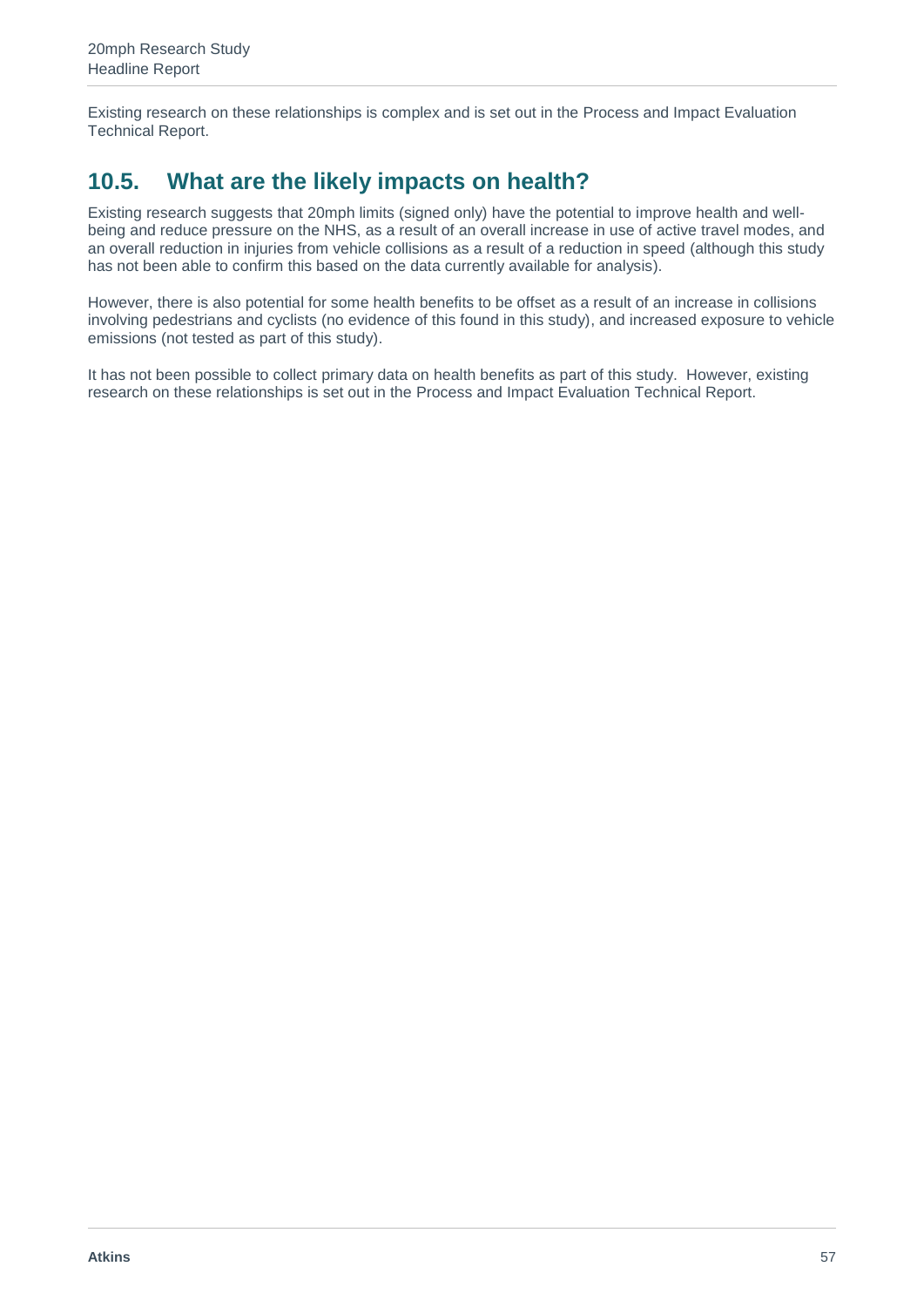Existing research on these relationships is complex and is set out in the Process and Impact Evaluation Technical Report.

## 10.5. What are the likely impacts on health?

Existing research suggests that 20mph limits (signed only) have the potential to improve health and well-being and reduce pressure on the NHS, as a result of an overall increase in use of active travel modes, and an overall reduction in injuries from vehicle collisions as a result of a reduction in speed (although this study has not been able to confirm this based on the data currently available for analysis).

However, there is also potential for some health benefits to be offset as a result of an increase in collisions involving pedestrians and cyclists (no evidence of this found in this study), and increased exposure to vehicle emissions (not tested as part of this study).

It has not been possible to collect primary data on health benefits as part of this study. However, existing research on these relationships is set out in the Process and Impact Evaluation Technical Report.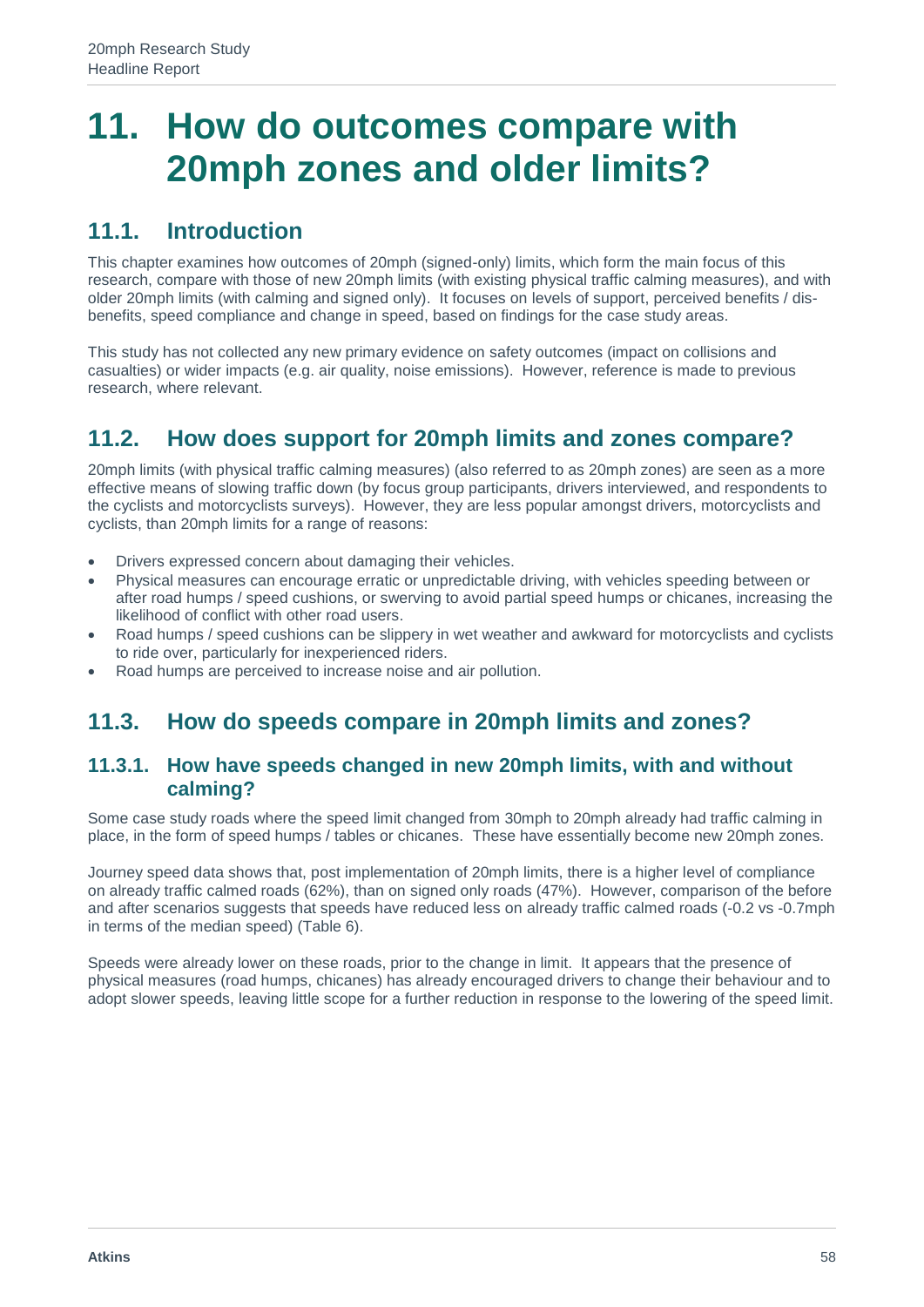# 11. How do outcomes compare with 20mph zones and older limits?

## 11.1. Introduction

This chapter examines how outcomes of 20mph (signed-only) limits, which form the main focus of this research, compare with those of new 20mph limits (with existing physical traffic calming measures), and with older 20mph limits (with calming and signed only). It focuses on levels of support, perceived benefits / dis-benefits, speed compliance and change in speed, based on findings for the case study areas.

This study has not collected any new primary evidence on safety outcomes (impact on collisions and casualties) or wider impacts (e.g. air quality, noise emissions). However, reference is made to previous research, where relevant.

## 11.2. How does support for 20mph limits and zones compare?

20mph limits (with physical traffic calming measures) (also referred to as 20mph zones) are seen as a more effective means of slowing traffic down (by focus group participants, drivers interviewed, and respondents to the cyclists and motorcyclists surveys). However, they are less popular amongst drivers, motorcyclists and cyclists, than 20mph limits for a range of reasons:

- Drivers expressed concern about damaging their vehicles.
- Physical measures can encourage erratic or unpredictable driving, with vehicles speeding between or after road humps / speed cushions, or swerving to avoid partial speed humps or chicanes, increasing the likelihood of conflict with other road users.
- Road humps / speed cushions can be slippery in wet weather and awkward for motorcyclists and cyclists to ride over, particularly for inexperienced riders.
- Road humps are perceived to increase noise and air pollution.

## 11.3. How do speeds compare in 20mph limits and zones?

### 11.3.1. How have speeds changed in new 20mph limits, with and without calming?

Some case study roads where the speed limit changed from 30mph to 20mph already had traffic calming in place, in the form of speed humps / tables or chicanes. These have essentially become new 20mph zones.

Journey speed data shows that, post implementation of 20mph limits, there is a higher level of compliance on already traffic calmed roads (62%), than on signed only roads (47%). However, comparison of the before and after scenarios suggests that speeds have reduced less on already traffic calmed roads (-0.2 vs -0.7mph in terms of the median speed) (Table 6).

Speeds were already lower on these roads, prior to the change in limit. It appears that the presence of physical measures (road humps, chicanes) has already encouraged drivers to change their behaviour and to adopt slower speeds, leaving little scope for a further reduction in response to the lowering of the speed limit.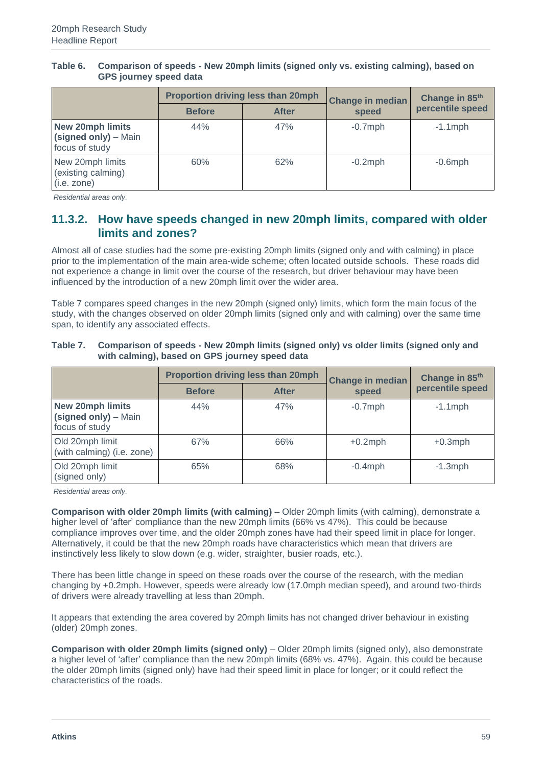**Table 6. Comparison of speeds - New 20mph limits (signed only vs. existing calming), based on GPS journey speed data**

| | Proportion driving less than 20mph | | Change in median speed | Change in 85th percentile speed |
|---|---|---|---|---|
| | **Before** | **After** | | |
| **New 20mph limits (signed only)** – Main focus of study | 44% | 47% | -0.7mph | -1.1mph |
| New 20mph limits (existing calming) (i.e. zone) | 60% | 62% | -0.2mph | -0.6mph |

*Residential areas only.*

### 11.3.2. How have speeds changed in new 20mph limits, compared with older limits and zones?

Almost all of case studies had the some pre-existing 20mph limits (signed only and with calming) in place prior to the implementation of the main area-wide scheme; often located outside schools. These roads did not experience a change in limit over the course of the research, but driver behaviour may have been influenced by the introduction of a new 20mph limit over the wider area.

Table 7 compares speed changes in the new 20mph (signed only) limits, which form the main focus of the study, with the changes observed on older 20mph limits (signed only and with calming) over the same time span, to identify any associated effects.

**Table 7. Comparison of speeds - New 20mph limits (signed only) vs older limits (signed only and with calming), based on GPS journey speed data**

| | Proportion driving less than 20mph | | Change in median speed | Change in 85th percentile speed |
|---|---|---|---|---|
| | **Before** | **After** | | |
| **New 20mph limits (signed only)** – Main focus of study | 44% | 47% | -0.7mph | -1.1mph |
| Old 20mph limit (with calming) (i.e. zone) | 67% | 66% | +0.2mph | +0.3mph |
| Old 20mph limit (signed only) | 65% | 68% | -0.4mph | -1.3mph |

*Residential areas only.*

**Comparison with older 20mph limits (with calming)** – Older 20mph limits (with calming), demonstrate a higher level of 'after' compliance than the new 20mph limits (66% vs 47%). This could be because compliance improves over time, and the older 20mph zones have had their speed limit in place for longer. Alternatively, it could be that the new 20mph roads have characteristics which mean that drivers are instinctively less likely to slow down (e.g. wider, straighter, busier roads, etc.).

There has been little change in speed on these roads over the course of the research, with the median changing by +0.2mph. However, speeds were already low (17.0mph median speed), and around two-thirds of drivers were already travelling at less than 20mph.

It appears that extending the area covered by 20mph limits has not changed driver behaviour in existing (older) 20mph zones.

**Comparison with older 20mph limits (signed only)** – Older 20mph limits (signed only), also demonstrate a higher level of 'after' compliance than the new 20mph limits (68% vs. 47%). Again, this could be because the older 20mph limits (signed only) have had their speed limit in place for longer; or it could reflect the characteristics of the roads.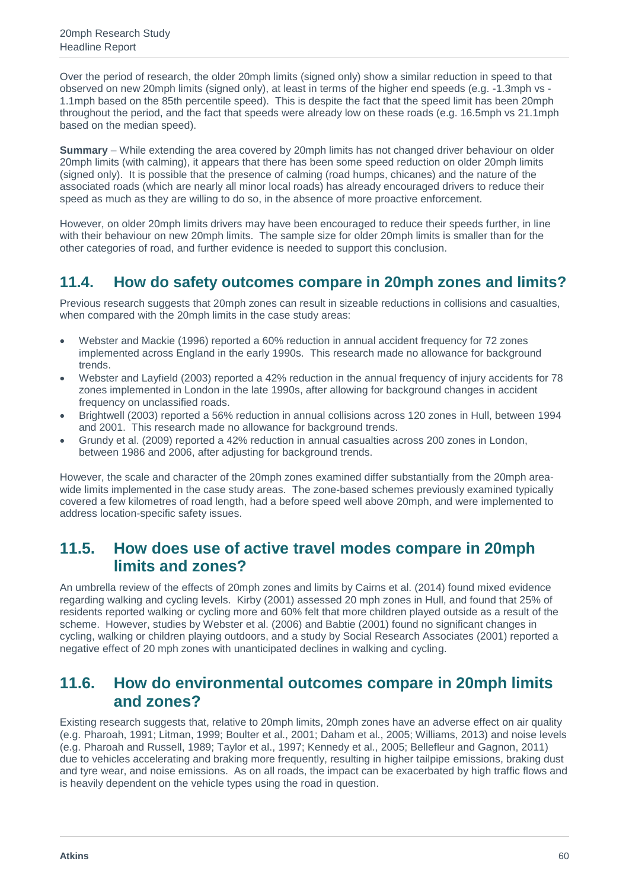Over the period of research, the older 20mph limits (signed only) show a similar reduction in speed to that observed on new 20mph limits (signed only), at least in terms of the higher end speeds (e.g. -1.3mph vs -1.1mph based on the 85th percentile speed). This is despite the fact that the speed limit has been 20mph throughout the period, and the fact that speeds were already low on these roads (e.g. 16.5mph vs 21.1mph based on the median speed).

**Summary** – While extending the area covered by 20mph limits has not changed driver behaviour on older 20mph limits (with calming), it appears that there has been some speed reduction on older 20mph limits (signed only). It is possible that the presence of calming (road humps, chicanes) and the nature of the associated roads (which are nearly all minor local roads) has already encouraged drivers to reduce their speed as much as they are willing to do so, in the absence of more proactive enforcement.

However, on older 20mph limits drivers may have been encouraged to reduce their speeds further, in line with their behaviour on new 20mph limits. The sample size for older 20mph limits is smaller than for the other categories of road, and further evidence is needed to support this conclusion.

## 11.4. How do safety outcomes compare in 20mph zones and limits?

Previous research suggests that 20mph zones can result in sizeable reductions in collisions and casualties, when compared with the 20mph limits in the case study areas:

- Webster and Mackie (1996) reported a 60% reduction in annual accident frequency for 72 zones implemented across England in the early 1990s. This research made no allowance for background trends.
- Webster and Layfield (2003) reported a 42% reduction in the annual frequency of injury accidents for 78 zones implemented in London in the late 1990s, after allowing for background changes in accident frequency on unclassified roads.
- Brightwell (2003) reported a 56% reduction in annual collisions across 120 zones in Hull, between 1994 and 2001. This research made no allowance for background trends.
- Grundy et al. (2009) reported a 42% reduction in annual casualties across 200 zones in London, between 1986 and 2006, after adjusting for background trends.

However, the scale and character of the 20mph zones examined differ substantially from the 20mph area-wide limits implemented in the case study areas. The zone-based schemes previously examined typically covered a few kilometres of road length, had a before speed well above 20mph, and were implemented to address location-specific safety issues.

## 11.5. How does use of active travel modes compare in 20mph limits and zones?

An umbrella review of the effects of 20mph zones and limits by Cairns et al. (2014) found mixed evidence regarding walking and cycling levels. Kirby (2001) assessed 20 mph zones in Hull, and found that 25% of residents reported walking or cycling more and 60% felt that more children played outside as a result of the scheme. However, studies by Webster et al. (2006) and Babtie (2001) found no significant changes in cycling, walking or children playing outdoors, and a study by Social Research Associates (2001) reported a negative effect of 20 mph zones with unanticipated declines in walking and cycling.

## 11.6. How do environmental outcomes compare in 20mph limits and zones?

Existing research suggests that, relative to 20mph limits, 20mph zones have an adverse effect on air quality (e.g. Pharoah, 1991; Litman, 1999; Boulter et al., 2001; Daham et al., 2005; Williams, 2013) and noise levels (e.g. Pharoah and Russell, 1989; Taylor et al., 1997; Kennedy et al., 2005; Bellefleur and Gagnon, 2011) due to vehicles accelerating and braking more frequently, resulting in higher tailpipe emissions, braking dust and tyre wear, and noise emissions. As on all roads, the impact can be exacerbated by high traffic flows and is heavily dependent on the vehicle types using the road in question.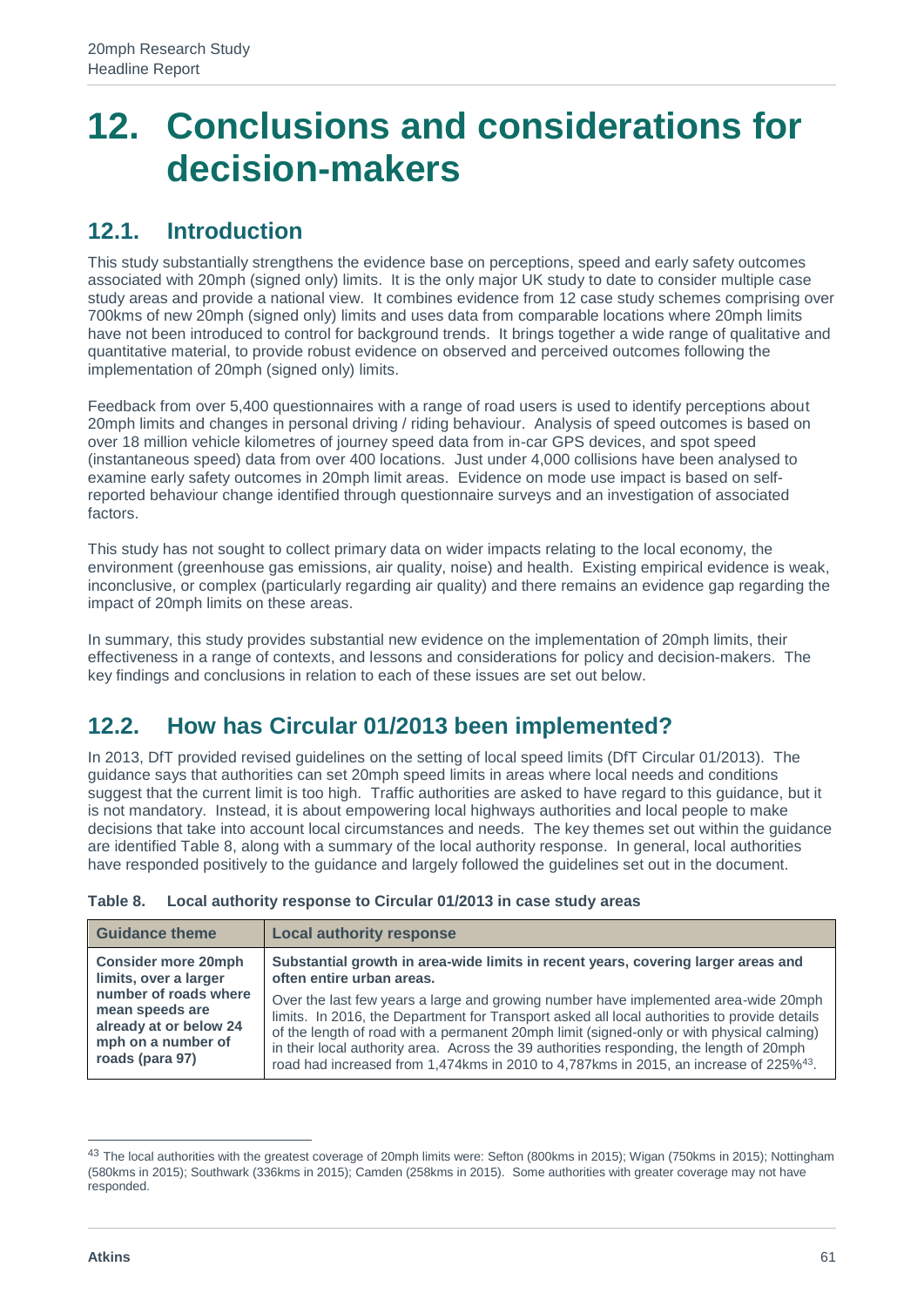# 12. Conclusions and considerations for decision-makers

## 12.1. Introduction

This study substantially strengthens the evidence base on perceptions, speed and early safety outcomes associated with 20mph (signed only) limits. It is the only major UK study to date to consider multiple case study areas and provide a national view. It combines evidence from 12 case study schemes comprising over 700kms of new 20mph (signed only) limits and uses data from comparable locations where 20mph limits have not been introduced to control for background trends. It brings together a wide range of qualitative and quantitative material, to provide robust evidence on observed and perceived outcomes following the implementation of 20mph (signed only) limits.

Feedback from over 5,400 questionnaires with a range of road users is used to identify perceptions about 20mph limits and changes in personal driving / riding behaviour. Analysis of speed outcomes is based on over 18 million vehicle kilometres of journey speed data from in-car GPS devices, and spot speed (instantaneous speed) data from over 400 locations. Just under 4,000 collisions have been analysed to examine early safety outcomes in 20mph limit areas. Evidence on mode use impact is based on self-reported behaviour change identified through questionnaire surveys and an investigation of associated factors.

This study has not sought to collect primary data on wider impacts relating to the local economy, the environment (greenhouse gas emissions, air quality, noise) and health. Existing empirical evidence is weak, inconclusive, or complex (particularly regarding air quality) and there remains an evidence gap regarding the impact of 20mph limits on these areas.

In summary, this study provides substantial new evidence on the implementation of 20mph limits, their effectiveness in a range of contexts, and lessons and considerations for policy and decision-makers. The key findings and conclusions in relation to each of these issues are set out below.

## 12.2. How has Circular 01/2013 been implemented?

In 2013, DfT provided revised guidelines on the setting of local speed limits (DfT Circular 01/2013). The guidance says that authorities can set 20mph speed limits in areas where local needs and conditions suggest that the current limit is too high. Traffic authorities are asked to have regard to this guidance, but it is not mandatory. Instead, it is about empowering local highways authorities and local people to make decisions that take into account local circumstances and needs. The key themes set out within the guidance are identified Table 8, along with a summary of the local authority response. In general, local authorities have responded positively to the guidance and largely followed the guidelines set out in the document.

**Table 8. Local authority response to Circular 01/2013 in case study areas**

| Guidance theme | Local authority response |
| --- | --- |
| **Consider more 20mph limits, over a larger number of roads where mean speeds are already at or below 24 mph on a number of roads (para 97)** | **Substantial growth in area-wide limits in recent years, covering larger areas and often entire urban areas.** Over the last few years a large and growing number have implemented area-wide 20mph limits. In 2016, the Department for Transport asked all local authorities to provide details of the length of road with a permanent 20mph limit (signed-only or with physical calming) in their local authority area. Across the 39 authorities responding, the length of 20mph road had increased from 1,474kms in 2010 to 4,787kms in 2015, an increase of 225%[43]. |

[43] The local authorities with the greatest coverage of 20mph limits were: Sefton (800kms in 2015); Wigan (750kms in 2015); Nottingham (580kms in 2015); Southwark (336kms in 2015); Camden (258kms in 2015). Some authorities with greater coverage may not have responded.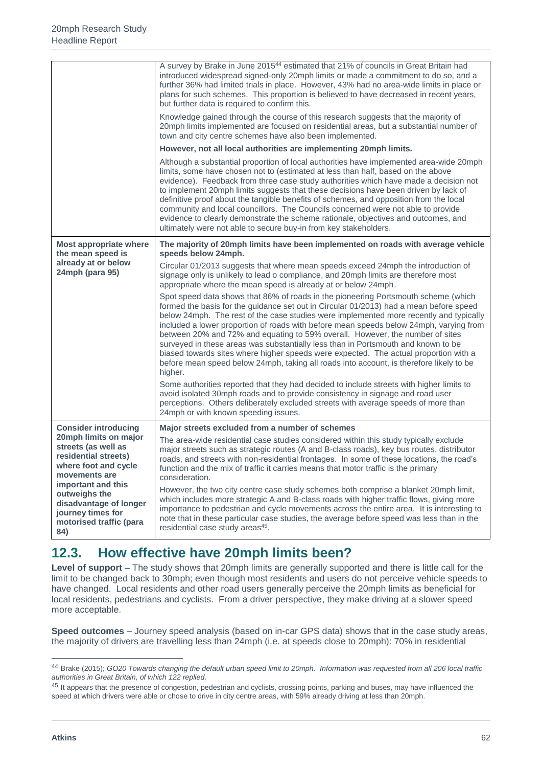| | |
|---|---|
| | A survey by Brake in June 2015[44] estimated that 21% of councils in Great Britain had introduced widespread signed-only 20mph limits or made a commitment to do so, and a further 36% had limited trials in place. However, 43% had no area-wide limits in place or plans for such schemes. This proportion is believed to have decreased in recent years, but further data is required to confirm this.<br><br>Knowledge gained through the course of this research suggests that the majority of 20mph limits implemented are focused on residential areas, but a substantial number of town and city centre schemes have also been implemented.<br><br>**However, not all local authorities are implementing 20mph limits.**<br><br>Although a substantial proportion of local authorities have implemented area-wide 20mph limits, some have chosen not to (estimated at less than half, based on the above evidence). Feedback from three case study authorities which have made a decision not to implement 20mph limits suggests that these decisions have been driven by lack of definitive proof about the tangible benefits of schemes, and opposition from the local community and local councillors. The Councils concerned were not able to provide evidence to clearly demonstrate the scheme rationale, objectives and outcomes, and ultimately were not able to secure buy-in from key stakeholders. |
| **Most appropriate where the mean speed is already at or below 24mph (para 95)** | **The majority of 20mph limits have been implemented on roads with average vehicle speeds below 24mph.**<br><br>Circular 01/2013 suggests that where mean speeds exceed 24mph the introduction of signage only is unlikely to lead o compliance, and 20mph limits are therefore most appropriate where the mean speed is already at or below 24mph.<br><br>Spot speed data shows that 86% of roads in the pioneering Portsmouth scheme (which formed the basis for the guidance set out in Circular 01/2013) had a mean before speed below 24mph. The rest of the case studies were implemented more recently and typically included a lower proportion of roads with before mean speeds below 24mph, varying from between 20% and 72% and equating to 59% overall. However, the number of sites surveyed in these areas was substantially less than in Portsmouth and known to be biased towards sites where higher speeds were expected. The actual proportion with a before mean speed below 24mph, taking all roads into account, is therefore likely to be higher.<br><br>Some authorities reported that they had decided to include streets with higher limits to avoid isolated 30mph roads and to provide consistency in signage and road user perceptions. Others deliberately excluded streets with average speeds of more than 24mph or with known speeding issues. |
| **Consider introducing 20mph limits on major streets (as well as residential streets) where foot and cycle movements are important and this outweighs the disadvantage of longer journey times for motorised traffic (para 84)** | **Major streets excluded from a number of schemes**<br><br>The area-wide residential case studies considered within this study typically exclude major streets such as strategic routes (A and B-class roads), key bus routes, distributor roads, and streets with non-residential frontages. In some of these locations, the road's function and the mix of traffic it carries means that motor traffic is the primary consideration.<br><br>However, the two city centre case study schemes both comprise a blanket 20mph limit, which includes more strategic A and B-class roads with higher traffic flows, giving more importance to pedestrian and cycle movements across the entire area. It is interesting to note that in these particular case studies, the average before speed was less than in the residential case study areas[45]. |

## 12.3. How effective have 20mph limits been?

**Level of support** – The study shows that 20mph limits are generally supported and there is little call for the limit to be changed back to 30mph; even though most residents and users do not perceive vehicle speeds to have changed. Local residents and other road users generally perceive the 20mph limits as beneficial for local residents, pedestrians and cyclists. From a driver perspective, they make driving at a slower speed more acceptable.

**Speed outcomes** – Journey speed analysis (based on in-car GPS data) shows that in the case study areas, the majority of drivers are travelling less than 24mph (i.e. at speeds close to 20mph): 70% in residential

---

[44] Brake (2015); *GO20 Towards changing the default urban speed limit to 20mph. Information was requested from all 206 local traffic authorities in Great Britain, of which 122 replied.*

[45] It appears that the presence of congestion, pedestrian and cyclists, crossing points, parking and buses, may have influenced the speed at which drivers were able or chose to drive in city centre areas, with 59% already driving at less than 20mph.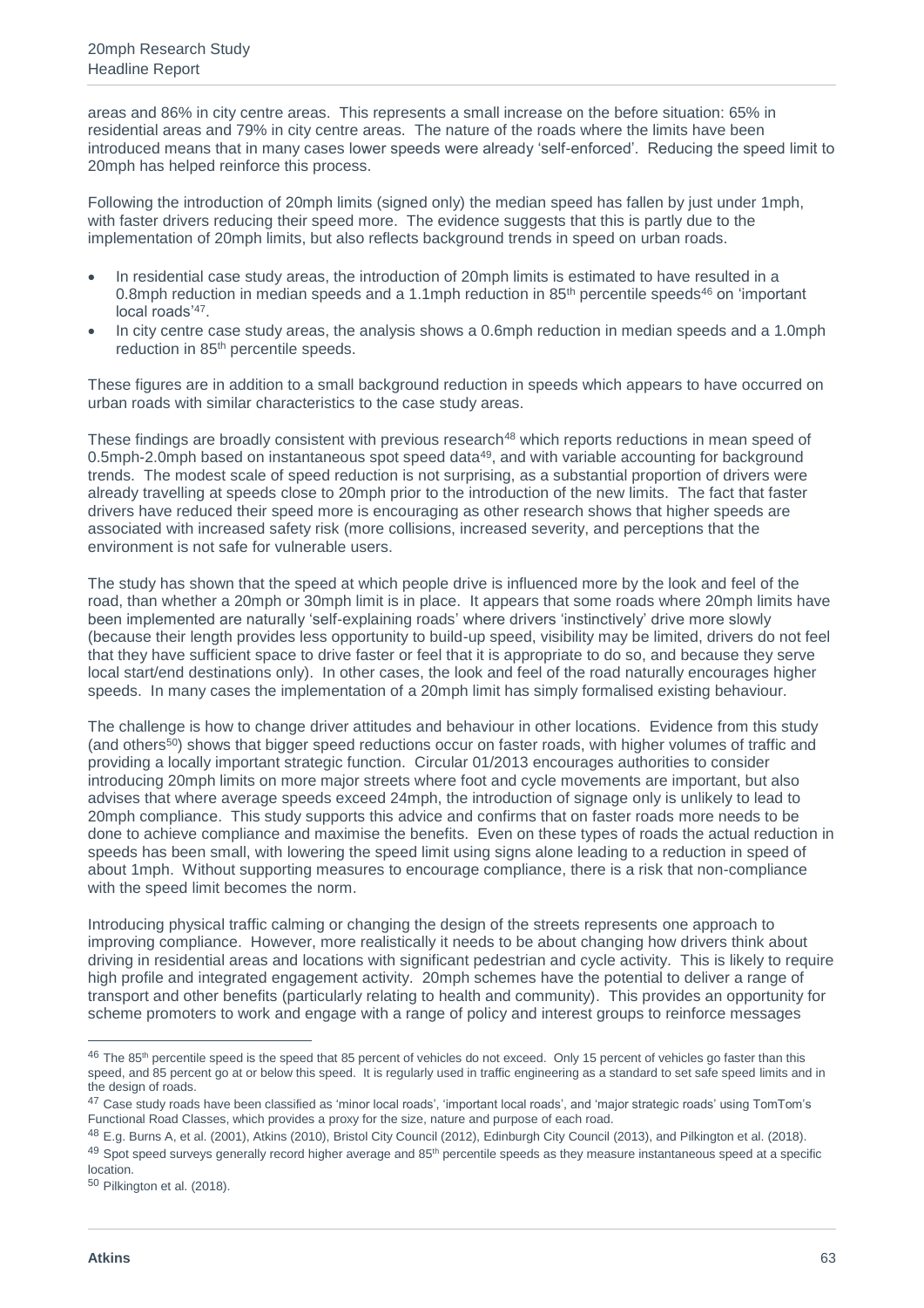areas and 86% in city centre areas. This represents a small increase on the before situation: 65% in residential areas and 79% in city centre areas. The nature of the roads where the limits have been introduced means that in many cases lower speeds were already 'self-enforced'. Reducing the speed limit to 20mph has helped reinforce this process.

Following the introduction of 20mph limits (signed only) the median speed has fallen by just under 1mph, with faster drivers reducing their speed more. The evidence suggests that this is partly due to the implementation of 20mph limits, but also reflects background trends in speed on urban roads.

- In residential case study areas, the introduction of 20mph limits is estimated to have resulted in a 0.8mph reduction in median speeds and a 1.1mph reduction in 85th percentile speeds[46] on 'important local roads'[47].
- In city centre case study areas, the analysis shows a 0.6mph reduction in median speeds and a 1.0mph reduction in 85th percentile speeds.

These figures are in addition to a small background reduction in speeds which appears to have occurred on urban roads with similar characteristics to the case study areas.

These findings are broadly consistent with previous research[48] which reports reductions in mean speed of 0.5mph-2.0mph based on instantaneous spot speed data[49], and with variable accounting for background trends. The modest scale of speed reduction is not surprising, as a substantial proportion of drivers were already travelling at speeds close to 20mph prior to the introduction of the new limits. The fact that faster drivers have reduced their speed more is encouraging as other research shows that higher speeds are associated with increased safety risk (more collisions, increased severity, and perceptions that the environment is not safe for vulnerable users.

The study has shown that the speed at which people drive is influenced more by the look and feel of the road, than whether a 20mph or 30mph limit is in place. It appears that some roads where 20mph limits have been implemented are naturally 'self-explaining roads' where drivers 'instinctively' drive more slowly (because their length provides less opportunity to build-up speed, visibility may be limited, drivers do not feel that they have sufficient space to drive faster or feel that it is appropriate to do so, and because they serve local start/end destinations only). In other cases, the look and feel of the road naturally encourages higher speeds. In many cases the implementation of a 20mph limit has simply formalised existing behaviour.

The challenge is how to change driver attitudes and behaviour in other locations. Evidence from this study (and others[50]) shows that bigger speed reductions occur on faster roads, with higher volumes of traffic and providing a locally important strategic function. Circular 01/2013 encourages authorities to consider introducing 20mph limits on more major streets where foot and cycle movements are important, but also advises that where average speeds exceed 24mph, the introduction of signage only is unlikely to lead to 20mph compliance. This study supports this advice and confirms that on faster roads more needs to be done to achieve compliance and maximise the benefits. Even on these types of roads the actual reduction in speeds has been small, with lowering the speed limit using signs alone leading to a reduction in speed of about 1mph. Without supporting measures to encourage compliance, there is a risk that non-compliance with the speed limit becomes the norm.

Introducing physical traffic calming or changing the design of the streets represents one approach to improving compliance. However, more realistically it needs to be about changing how drivers think about driving in residential areas and locations with significant pedestrian and cycle activity. This is likely to require high profile and integrated engagement activity. 20mph schemes have the potential to deliver a range of transport and other benefits (particularly relating to health and community). This provides an opportunity for scheme promoters to work and engage with a range of policy and interest groups to reinforce messages

---

[46] The 85th percentile speed is the speed that 85 percent of vehicles do not exceed. Only 15 percent of vehicles go faster than this speed, and 85 percent go at or below this speed. It is regularly used in traffic engineering as a standard to set safe speed limits and in the design of roads.

[47] Case study roads have been classified as 'minor local roads', 'important local roads', and 'major strategic roads' using TomTom's Functional Road Classes, which provides a proxy for the size, nature and purpose of each road.

[48] E.g. Burns A, et al. (2001), Atkins (2010), Bristol City Council (2012), Edinburgh City Council (2013), and Pilkington et al. (2018).

[49] Spot speed surveys generally record higher average and 85th percentile speeds as they measure instantaneous speed at a specific location.

[50] Pilkington et al. (2018).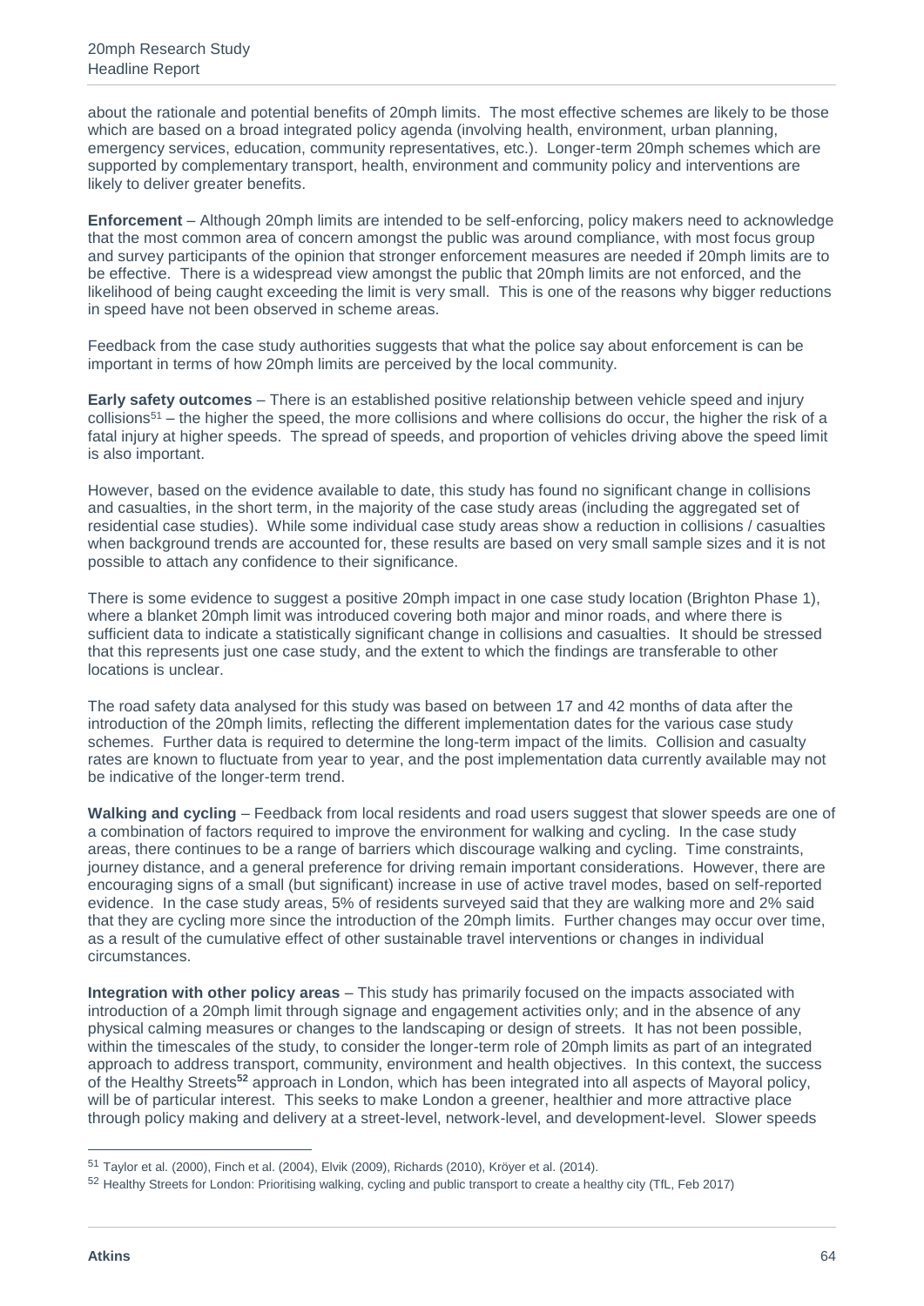about the rationale and potential benefits of 20mph limits. The most effective schemes are likely to be those which are based on a broad integrated policy agenda (involving health, environment, urban planning, emergency services, education, community representatives, etc.). Longer-term 20mph schemes which are supported by complementary transport, health, environment and community policy and interventions are likely to deliver greater benefits.

**Enforcement** – Although 20mph limits are intended to be self-enforcing, policy makers need to acknowledge that the most common area of concern amongst the public was around compliance, with most focus group and survey participants of the opinion that stronger enforcement measures are needed if 20mph limits are to be effective. There is a widespread view amongst the public that 20mph limits are not enforced, and the likelihood of being caught exceeding the limit is very small. This is one of the reasons why bigger reductions in speed have not been observed in scheme areas.

Feedback from the case study authorities suggests that what the police say about enforcement is can be important in terms of how 20mph limits are perceived by the local community.

**Early safety outcomes** – There is an established positive relationship between vehicle speed and injury collisions[51] – the higher the speed, the more collisions and where collisions do occur, the higher the risk of a fatal injury at higher speeds. The spread of speeds, and proportion of vehicles driving above the speed limit is also important.

However, based on the evidence available to date, this study has found no significant change in collisions and casualties, in the short term, in the majority of the case study areas (including the aggregated set of residential case studies). While some individual case study areas show a reduction in collisions / casualties when background trends are accounted for, these results are based on very small sample sizes and it is not possible to attach any confidence to their significance.

There is some evidence to suggest a positive 20mph impact in one case study location (Brighton Phase 1), where a blanket 20mph limit was introduced covering both major and minor roads, and where there is sufficient data to indicate a statistically significant change in collisions and casualties. It should be stressed that this represents just one case study, and the extent to which the findings are transferable to other locations is unclear.

The road safety data analysed for this study was based on between 17 and 42 months of data after the introduction of the 20mph limits, reflecting the different implementation dates for the various case study schemes. Further data is required to determine the long-term impact of the limits. Collision and casualty rates are known to fluctuate from year to year, and the post implementation data currently available may not be indicative of the longer-term trend.

**Walking and cycling** – Feedback from local residents and road users suggest that slower speeds are one of a combination of factors required to improve the environment for walking and cycling. In the case study areas, there continues to be a range of barriers which discourage walking and cycling. Time constraints, journey distance, and a general preference for driving remain important considerations. However, there are encouraging signs of a small (but significant) increase in use of active travel modes, based on self-reported evidence. In the case study areas, 5% of residents surveyed said that they are walking more and 2% said that they are cycling more since the introduction of the 20mph limits. Further changes may occur over time, as a result of the cumulative effect of other sustainable travel interventions or changes in individual circumstances.

**Integration with other policy areas** – This study has primarily focused on the impacts associated with introduction of a 20mph limit through signage and engagement activities only; and in the absence of any physical calming measures or changes to the landscaping or design of streets. It has not been possible, within the timescales of the study, to consider the longer-term role of 20mph limits as part of an integrated approach to address transport, community, environment and health objectives. In this context, the success of the Healthy Streets[52] approach in London, which has been integrated into all aspects of Mayoral policy, will be of particular interest. This seeks to make London a greener, healthier and more attractive place through policy making and delivery at a street-level, network-level, and development-level. Slower speeds

[51] Taylor et al. (2000), Finch et al. (2004), Elvik (2009), Richards (2010), Kröyer et al. (2014).

[52] Healthy Streets for London: Prioritising walking, cycling and public transport to create a healthy city (TfL, Feb 2017)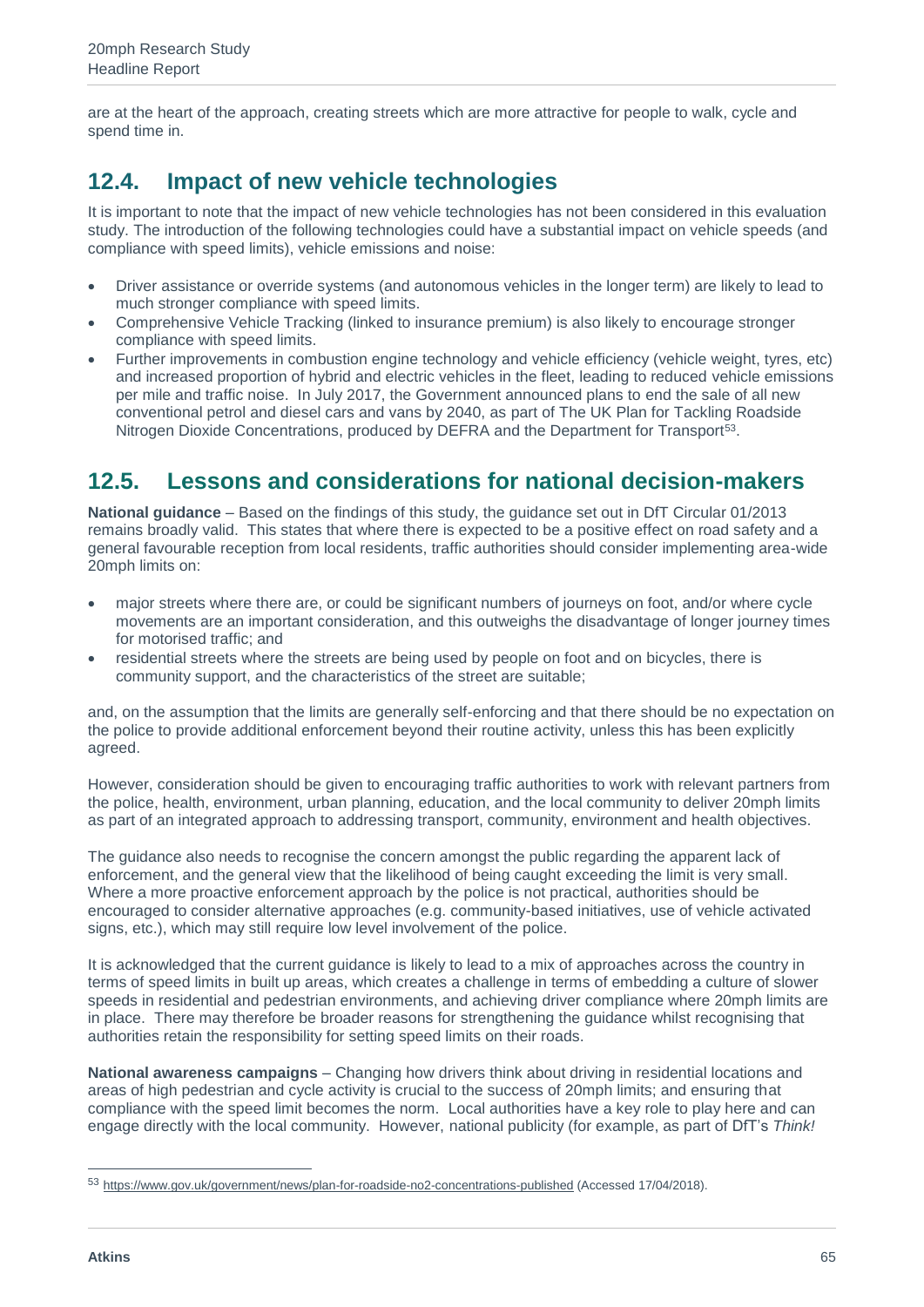are at the heart of the approach, creating streets which are more attractive for people to walk, cycle and spend time in.

## 12.4. Impact of new vehicle technologies

It is important to note that the impact of new vehicle technologies has not been considered in this evaluation study. The introduction of the following technologies could have a substantial impact on vehicle speeds (and compliance with speed limits), vehicle emissions and noise:

- Driver assistance or override systems (and autonomous vehicles in the longer term) are likely to lead to much stronger compliance with speed limits.
- Comprehensive Vehicle Tracking (linked to insurance premium) is also likely to encourage stronger compliance with speed limits.
- Further improvements in combustion engine technology and vehicle efficiency (vehicle weight, tyres, etc) and increased proportion of hybrid and electric vehicles in the fleet, leading to reduced vehicle emissions per mile and traffic noise. In July 2017, the Government announced plans to end the sale of all new conventional petrol and diesel cars and vans by 2040, as part of The UK Plan for Tackling Roadside Nitrogen Dioxide Concentrations, produced by DEFRA and the Department for Transport[53].

## 12.5. Lessons and considerations for national decision-makers

**National guidance** – Based on the findings of this study, the guidance set out in DfT Circular 01/2013 remains broadly valid. This states that where there is expected to be a positive effect on road safety and a general favourable reception from local residents, traffic authorities should consider implementing area-wide 20mph limits on:

- major streets where there are, or could be significant numbers of journeys on foot, and/or where cycle movements are an important consideration, and this outweighs the disadvantage of longer journey times for motorised traffic; and
- residential streets where the streets are being used by people on foot and on bicycles, there is community support, and the characteristics of the street are suitable;

and, on the assumption that the limits are generally self-enforcing and that there should be no expectation on the police to provide additional enforcement beyond their routine activity, unless this has been explicitly agreed.

However, consideration should be given to encouraging traffic authorities to work with relevant partners from the police, health, environment, urban planning, education, and the local community to deliver 20mph limits as part of an integrated approach to addressing transport, community, environment and health objectives.

The guidance also needs to recognise the concern amongst the public regarding the apparent lack of enforcement, and the general view that the likelihood of being caught exceeding the limit is very small. Where a more proactive enforcement approach by the police is not practical, authorities should be encouraged to consider alternative approaches (e.g. community-based initiatives, use of vehicle activated signs, etc.), which may still require low level involvement of the police.

It is acknowledged that the current guidance is likely to lead to a mix of approaches across the country in terms of speed limits in built up areas, which creates a challenge in terms of embedding a culture of slower speeds in residential and pedestrian environments, and achieving driver compliance where 20mph limits are in place. There may therefore be broader reasons for strengthening the guidance whilst recognising that authorities retain the responsibility for setting speed limits on their roads.

**National awareness campaigns** – Changing how drivers think about driving in residential locations and areas of high pedestrian and cycle activity is crucial to the success of 20mph limits; and ensuring that compliance with the speed limit becomes the norm. Local authorities have a key role to play here and can engage directly with the local community. However, national publicity (for example, as part of DfT's *Think!*

---

[53] https://www.gov.uk/government/news/plan-for-roadside-no2-concentrations-published (Accessed 17/04/2018).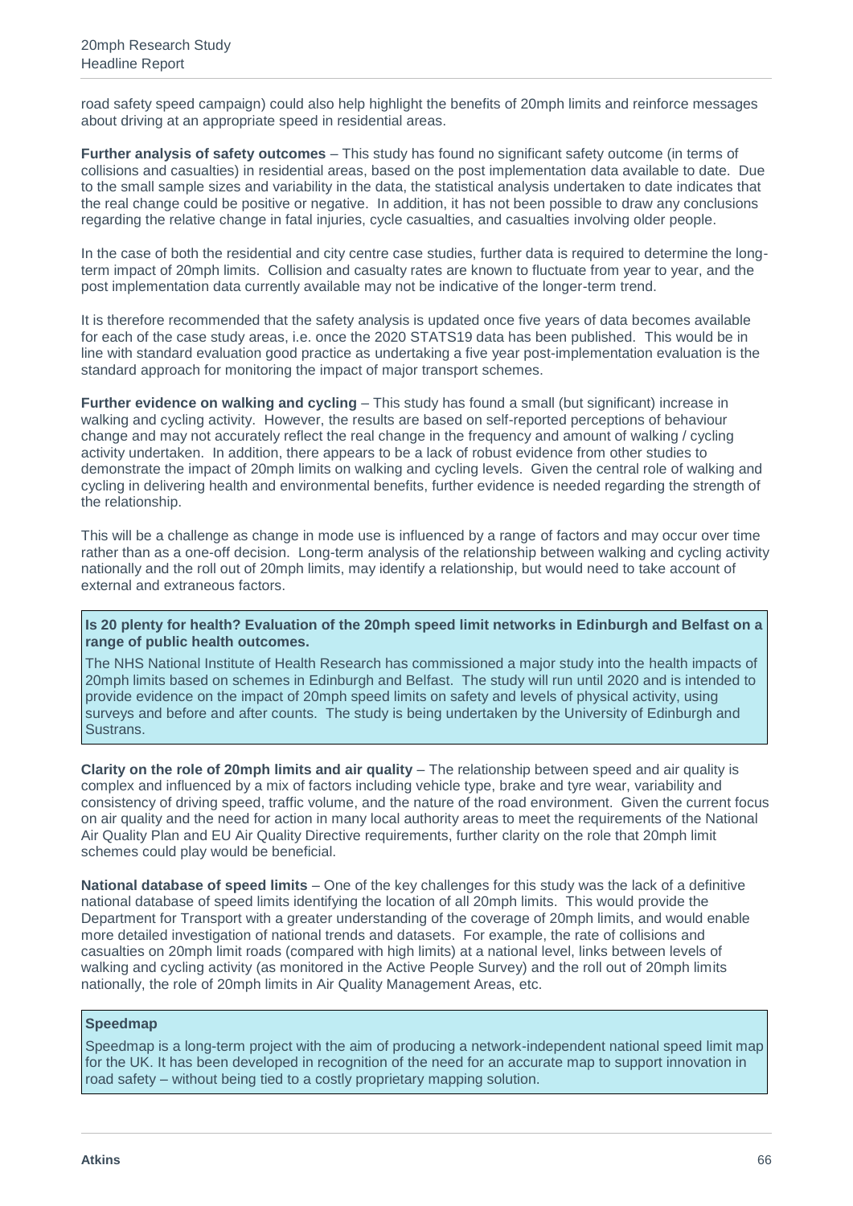road safety speed campaign) could also help highlight the benefits of 20mph limits and reinforce messages about driving at an appropriate speed in residential areas.

**Further analysis of safety outcomes** – This study has found no significant safety outcome (in terms of collisions and casualties) in residential areas, based on the post implementation data available to date. Due to the small sample sizes and variability in the data, the statistical analysis undertaken to date indicates that the real change could be positive or negative. In addition, it has not been possible to draw any conclusions regarding the relative change in fatal injuries, cycle casualties, and casualties involving older people.

In the case of both the residential and city centre case studies, further data is required to determine the long-term impact of 20mph limits. Collision and casualty rates are known to fluctuate from year to year, and the post implementation data currently available may not be indicative of the longer-term trend.

It is therefore recommended that the safety analysis is updated once five years of data becomes available for each of the case study areas, i.e. once the 2020 STATS19 data has been published. This would be in line with standard evaluation good practice as undertaking a five year post-implementation evaluation is the standard approach for monitoring the impact of major transport schemes.

**Further evidence on walking and cycling** – This study has found a small (but significant) increase in walking and cycling activity. However, the results are based on self-reported perceptions of behaviour change and may not accurately reflect the real change in the frequency and amount of walking / cycling activity undertaken. In addition, there appears to be a lack of robust evidence from other studies to demonstrate the impact of 20mph limits on walking and cycling levels. Given the central role of walking and cycling in delivering health and environmental benefits, further evidence is needed regarding the strength of the relationship.

This will be a challenge as change in mode use is influenced by a range of factors and may occur over time rather than as a one-off decision. Long-term analysis of the relationship between walking and cycling activity nationally and the roll out of 20mph limits, may identify a relationship, but would need to take account of external and extraneous factors.

**Is 20 plenty for health? Evaluation of the 20mph speed limit networks in Edinburgh and Belfast on a range of public health outcomes.**

The NHS National Institute of Health Research has commissioned a major study into the health impacts of 20mph limits based on schemes in Edinburgh and Belfast. The study will run until 2020 and is intended to provide evidence on the impact of 20mph speed limits on safety and levels of physical activity, using surveys and before and after counts. The study is being undertaken by the University of Edinburgh and Sustrans.

**Clarity on the role of 20mph limits and air quality** – The relationship between speed and air quality is complex and influenced by a mix of factors including vehicle type, brake and tyre wear, variability and consistency of driving speed, traffic volume, and the nature of the road environment. Given the current focus on air quality and the need for action in many local authority areas to meet the requirements of the National Air Quality Plan and EU Air Quality Directive requirements, further clarity on the role that 20mph limit schemes could play would be beneficial.

**National database of speed limits** – One of the key challenges for this study was the lack of a definitive national database of speed limits identifying the location of all 20mph limits. This would provide the Department for Transport with a greater understanding of the coverage of 20mph limits, and would enable more detailed investigation of national trends and datasets. For example, the rate of collisions and casualties on 20mph limit roads (compared with high limits) at a national level, links between levels of walking and cycling activity (as monitored in the Active People Survey) and the roll out of 20mph limits nationally, the role of 20mph limits in Air Quality Management Areas, etc.

**Speedmap**

Speedmap is a long-term project with the aim of producing a network-independent national speed limit map for the UK. It has been developed in recognition of the need for an accurate map to support innovation in road safety – without being tied to a costly proprietary mapping solution.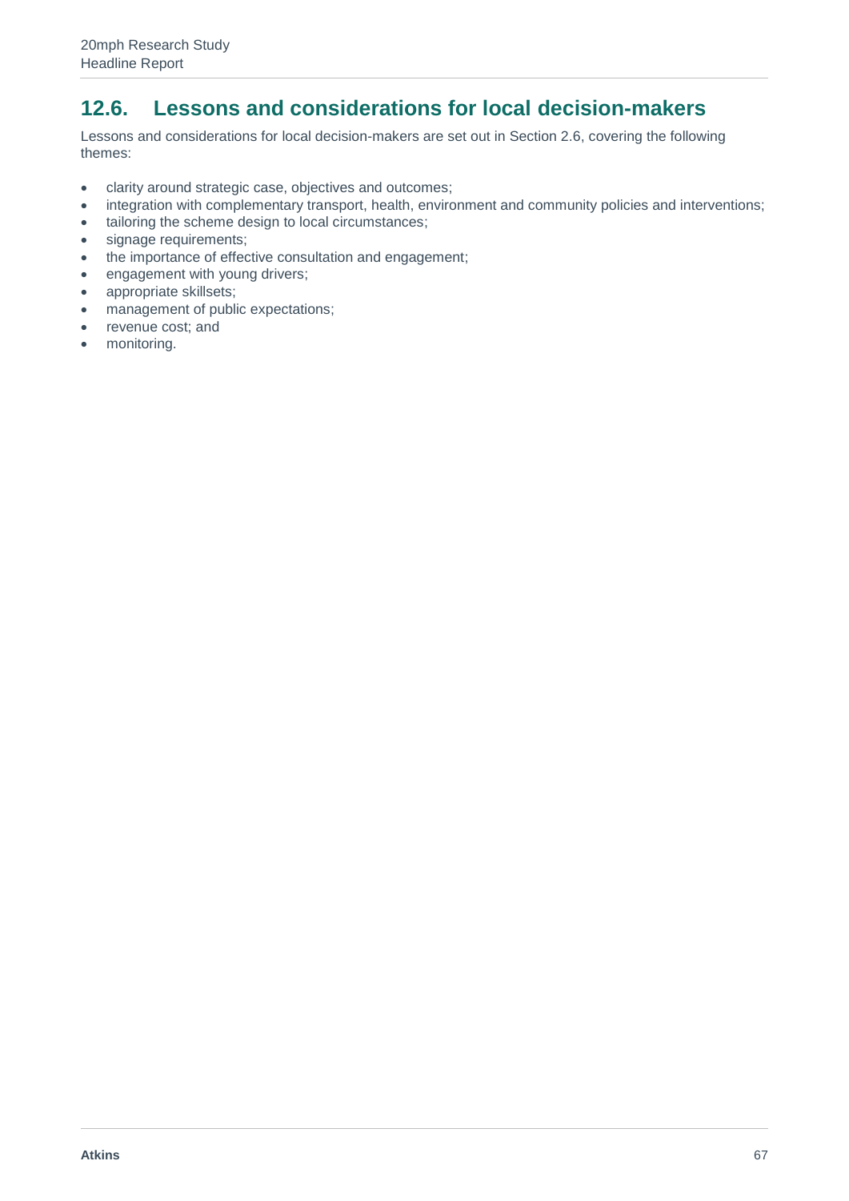## 12.6. Lessons and considerations for local decision-makers

Lessons and considerations for local decision-makers are set out in Section 2.6, covering the following themes:

- clarity around strategic case, objectives and outcomes;
- integration with complementary transport, health, environment and community policies and interventions;
- tailoring the scheme design to local circumstances;
- signage requirements;
- the importance of effective consultation and engagement;
- engagement with young drivers;
- appropriate skillsets;
- management of public expectations;
- revenue cost; and
- monitoring.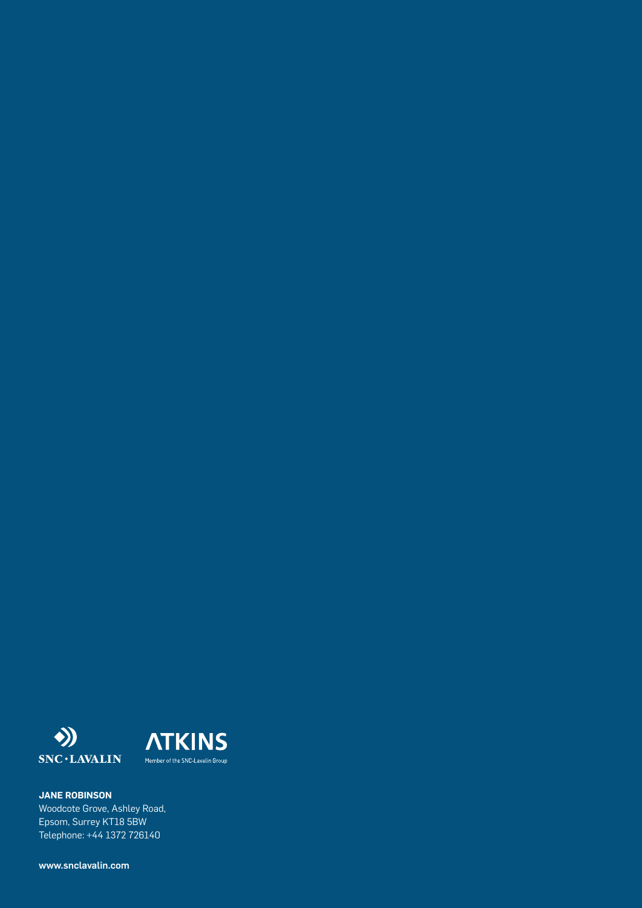SNC·LAVALIN

ATKINS

Member of the SNC-Lavalin Group

**JANE ROBINSON**
Woodcote Grove, Ashley Road,
Epsom, Surrey KT18 5BW
Telephone: +44 1372 726140

**www.snclavalin.com**